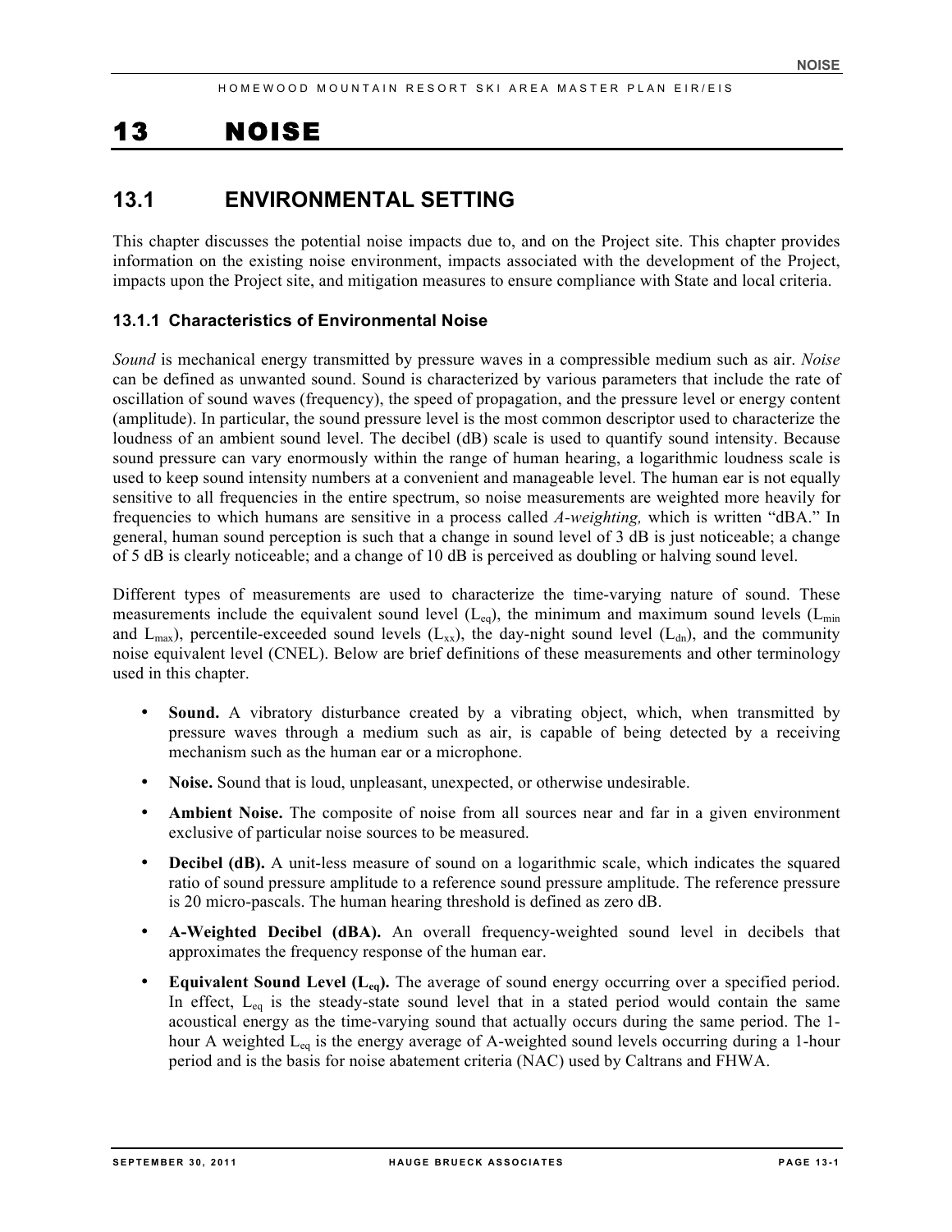# 13 NOISE

## 13.1 ENVIRONMENTAL SETTING

This chapter discusses the potential noise impacts due to, and on the Project site. This chapter provides information on the existing noise environment, impacts associated with the development of the Project, impacts upon the Project site, and mitigation measures to ensure compliance with State and local criteria.

### 13.1.1 Characteristics of Environmental Noise

*Sound* is mechanical energy transmitted by pressure waves in a compressible medium such as air. *Noise* can be defined as unwanted sound. Sound is characterized by various parameters that include the rate of oscillation of sound waves (frequency), the speed of propagation, and the pressure level or energy content (amplitude). In particular, the sound pressure level is the most common descriptor used to characterize the loudness of an ambient sound level. The decibel (dB) scale is used to quantify sound intensity. Because sound pressure can vary enormously within the range of human hearing, a logarithmic loudness scale is used to keep sound intensity numbers at a convenient and manageable level. The human ear is not equally sensitive to all frequencies in the entire spectrum, so noise measurements are weighted more heavily for frequencies to which humans are sensitive in a process called *A-weighting,* which is written "dBA." In general, human sound perception is such that a change in sound level of 3 dB is just noticeable; a change of 5 dB is clearly noticeable; and a change of 10 dB is perceived as doubling or halving sound level.

Different types of measurements are used to characterize the time-varying nature of sound. These measurements include the equivalent sound level ($L_{eq}$), the minimum and maximum sound levels ($L_{min}$ and $L_{max}$), percentile-exceeded sound levels ($L_{xx}$), the day-night sound level ($L_{dn}$), and the community noise equivalent level (CNEL). Below are brief definitions of these measurements and other terminology used in this chapter.

- **Sound.** A vibratory disturbance created by a vibrating object, which, when transmitted by pressure waves through a medium such as air, is capable of being detected by a receiving mechanism such as the human ear or a microphone.
- **Noise.** Sound that is loud, unpleasant, unexpected, or otherwise undesirable.
- **Ambient Noise.** The composite of noise from all sources near and far in a given environment exclusive of particular noise sources to be measured.
- **Decibel (dB).** A unit-less measure of sound on a logarithmic scale, which indicates the squared ratio of sound pressure amplitude to a reference sound pressure amplitude. The reference pressure is 20 micro-pascals. The human hearing threshold is defined as zero dB.
- **A-Weighted Decibel (dBA).** An overall frequency-weighted sound level in decibels that approximates the frequency response of the human ear.
- **Equivalent Sound Level ($L_{eq}$).** The average of sound energy occurring over a specified period. In effect, $L_{eq}$ is the steady-state sound level that in a stated period would contain the same acoustical energy as the time-varying sound that actually occurs during the same period. The 1-hour A weighted $L_{eq}$ is the energy average of A-weighted sound levels occurring during a 1-hour period and is the basis for noise abatement criteria (NAC) used by Caltrans and FHWA.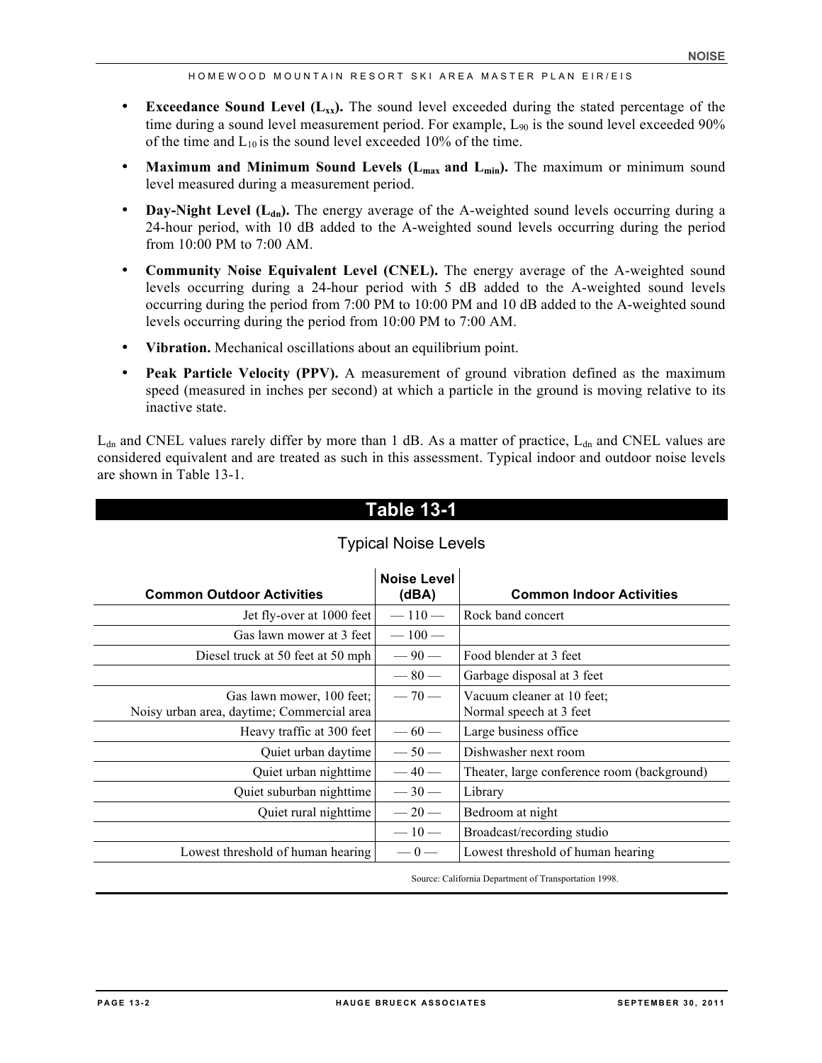- **Exceedance Sound Level ($L_{xx}$).** The sound level exceeded during the stated percentage of the time during a sound level measurement period. For example, $L_{90}$ is the sound level exceeded 90% of the time and $L_{10}$ is the sound level exceeded 10% of the time.
- **Maximum and Minimum Sound Levels ($L_{max}$ and $L_{min}$).** The maximum or minimum sound level measured during a measurement period.
- **Day-Night Level ($L_{dn}$).** The energy average of the A-weighted sound levels occurring during a 24-hour period, with 10 dB added to the A-weighted sound levels occurring during the period from 10:00 PM to 7:00 AM.
- **Community Noise Equivalent Level (CNEL).** The energy average of the A-weighted sound levels occurring during a 24-hour period with 5 dB added to the A-weighted sound levels occurring during the period from 7:00 PM to 10:00 PM and 10 dB added to the A-weighted sound levels occurring during the period from 10:00 PM to 7:00 AM.
- **Vibration.** Mechanical oscillations about an equilibrium point.
- **Peak Particle Velocity (PPV).** A measurement of ground vibration defined as the maximum speed (measured in inches per second) at which a particle in the ground is moving relative to its inactive state.

$L_{dn}$ and CNEL values rarely differ by more than 1 dB. As a matter of practice, $L_{dn}$ and CNEL values are considered equivalent and are treated as such in this assessment. Typical indoor and outdoor noise levels are shown in Table 13-1.

## Table 13-1

### Typical Noise Levels

| Common Outdoor Activities | Noise Level (dBA) | Common Indoor Activities |
|---|---|---|
| Jet fly-over at 1000 feet | — 110 — | Rock band concert |
| Gas lawn mower at 3 feet | — 100 — | |
| Diesel truck at 50 feet at 50 mph | — 90 — | Food blender at 3 feet |
| | — 80 — | Garbage disposal at 3 feet |
| Gas lawn mower, 100 feet; Noisy urban area, daytime; Commercial area | — 70 — | Vacuum cleaner at 10 feet; Normal speech at 3 feet |
| Heavy traffic at 300 feet | — 60 — | Large business office |
| Quiet urban daytime | — 50 — | Dishwasher next room |
| Quiet urban nighttime | — 40 — | Theater, large conference room (background) |
| Quiet suburban nighttime | — 30 — | Library |
| Quiet rural nighttime | — 20 — | Bedroom at night |
| | — 10 — | Broadcast/recording studio |
| Lowest threshold of human hearing | — 0 — | Lowest threshold of human hearing |

Source: California Department of Transportation 1998.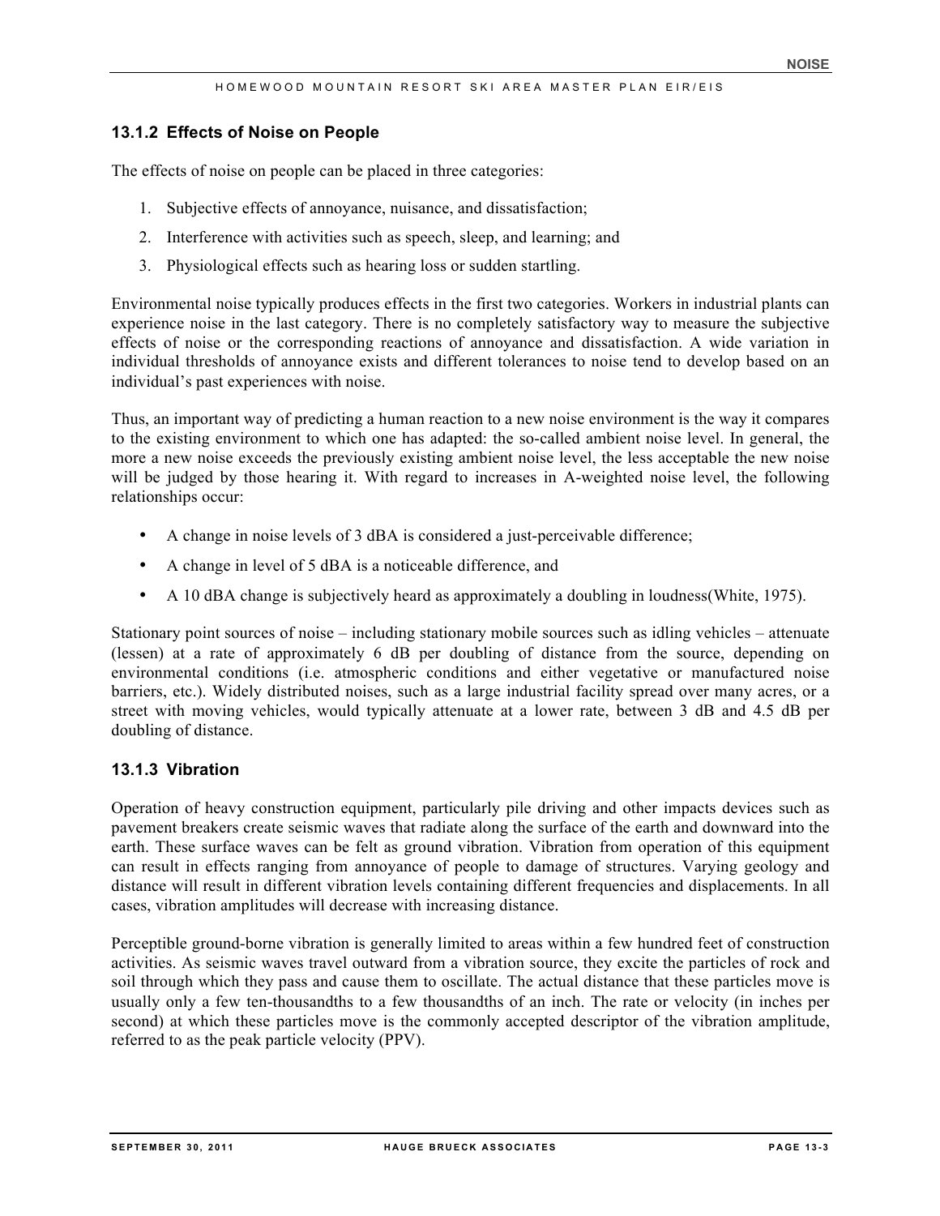### 13.1.2 Effects of Noise on People

The effects of noise on people can be placed in three categories:

1. Subjective effects of annoyance, nuisance, and dissatisfaction;
2. Interference with activities such as speech, sleep, and learning; and
3. Physiological effects such as hearing loss or sudden startling.

Environmental noise typically produces effects in the first two categories. Workers in industrial plants can experience noise in the last category. There is no completely satisfactory way to measure the subjective effects of noise or the corresponding reactions of annoyance and dissatisfaction. A wide variation in individual thresholds of annoyance exists and different tolerances to noise tend to develop based on an individual's past experiences with noise.

Thus, an important way of predicting a human reaction to a new noise environment is the way it compares to the existing environment to which one has adapted: the so-called ambient noise level. In general, the more a new noise exceeds the previously existing ambient noise level, the less acceptable the new noise will be judged by those hearing it. With regard to increases in A-weighted noise level, the following relationships occur:

- A change in noise levels of 3 dBA is considered a just-perceivable difference;
- A change in level of 5 dBA is a noticeable difference, and
- A 10 dBA change is subjectively heard as approximately a doubling in loudness(White, 1975).

Stationary point sources of noise – including stationary mobile sources such as idling vehicles – attenuate (lessen) at a rate of approximately 6 dB per doubling of distance from the source, depending on environmental conditions (i.e. atmospheric conditions and either vegetative or manufactured noise barriers, etc.). Widely distributed noises, such as a large industrial facility spread over many acres, or a street with moving vehicles, would typically attenuate at a lower rate, between 3 dB and 4.5 dB per doubling of distance.

### 13.1.3 Vibration

Operation of heavy construction equipment, particularly pile driving and other impacts devices such as pavement breakers create seismic waves that radiate along the surface of the earth and downward into the earth. These surface waves can be felt as ground vibration. Vibration from operation of this equipment can result in effects ranging from annoyance of people to damage of structures. Varying geology and distance will result in different vibration levels containing different frequencies and displacements. In all cases, vibration amplitudes will decrease with increasing distance.

Perceptible ground-borne vibration is generally limited to areas within a few hundred feet of construction activities. As seismic waves travel outward from a vibration source, they excite the particles of rock and soil through which they pass and cause them to oscillate. The actual distance that these particles move is usually only a few ten-thousandths to a few thousandths of an inch. The rate or velocity (in inches per second) at which these particles move is the commonly accepted descriptor of the vibration amplitude, referred to as the peak particle velocity (PPV).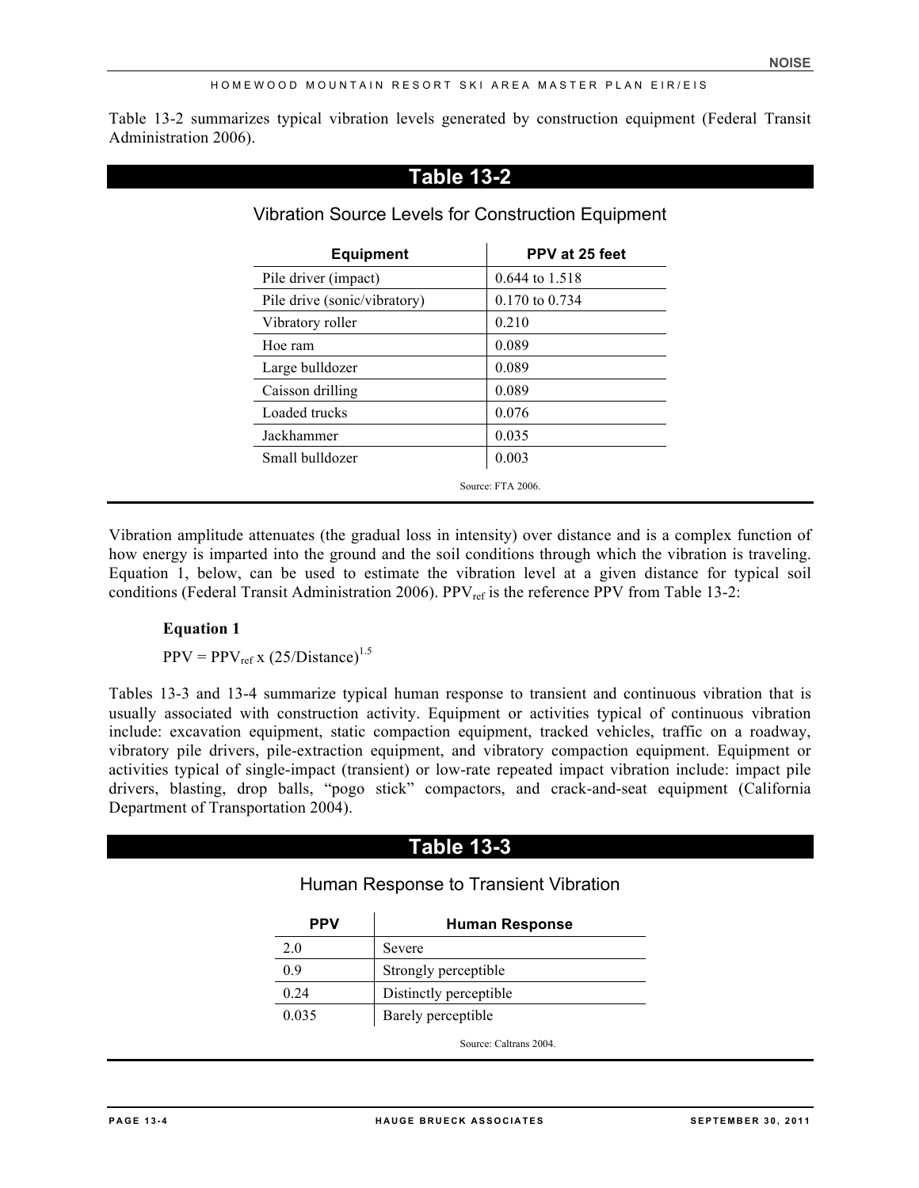Table 13-2 summarizes typical vibration levels generated by construction equipment (Federal Transit Administration 2006).

## Table 13-2

### Vibration Source Levels for Construction Equipment

| Equipment | PPV at 25 feet |
|---|---|
| Pile driver (impact) | 0.644 to 1.518 |
| Pile drive (sonic/vibratory) | 0.170 to 0.734 |
| Vibratory roller | 0.210 |
| Hoe ram | 0.089 |
| Large bulldozer | 0.089 |
| Caisson drilling | 0.089 |
| Loaded trucks | 0.076 |
| Jackhammer | 0.035 |
| Small bulldozer | 0.003 |

Source: FTA 2006.

Vibration amplitude attenuates (the gradual loss in intensity) over distance and is a complex function of how energy is imparted into the ground and the soil conditions through which the vibration is traveling. Equation 1, below, can be used to estimate the vibration level at a given distance for typical soil conditions (Federal Transit Administration 2006). $PPV_{ref}$ is the reference PPV from Table 13-2:

**Equation 1**

$$PPV = PPV_{ref} \times (25/\text{Distance})^{1.5}$$

Tables 13-3 and 13-4 summarize typical human response to transient and continuous vibration that is usually associated with construction activity. Equipment or activities typical of continuous vibration include: excavation equipment, static compaction equipment, tracked vehicles, traffic on a roadway, vibratory pile drivers, pile-extraction equipment, and vibratory compaction equipment. Equipment or activities typical of single-impact (transient) or low-rate repeated impact vibration include: impact pile drivers, blasting, drop balls, "pogo stick" compactors, and crack-and-seat equipment (California Department of Transportation 2004).

## Table 13-3

### Human Response to Transient Vibration

| PPV | Human Response |
|---|---|
| 2.0 | Severe |
| 0.9 | Strongly perceptible |
| 0.24 | Distinctly perceptible |
| 0.035 | Barely perceptible |

Source: Caltrans 2004.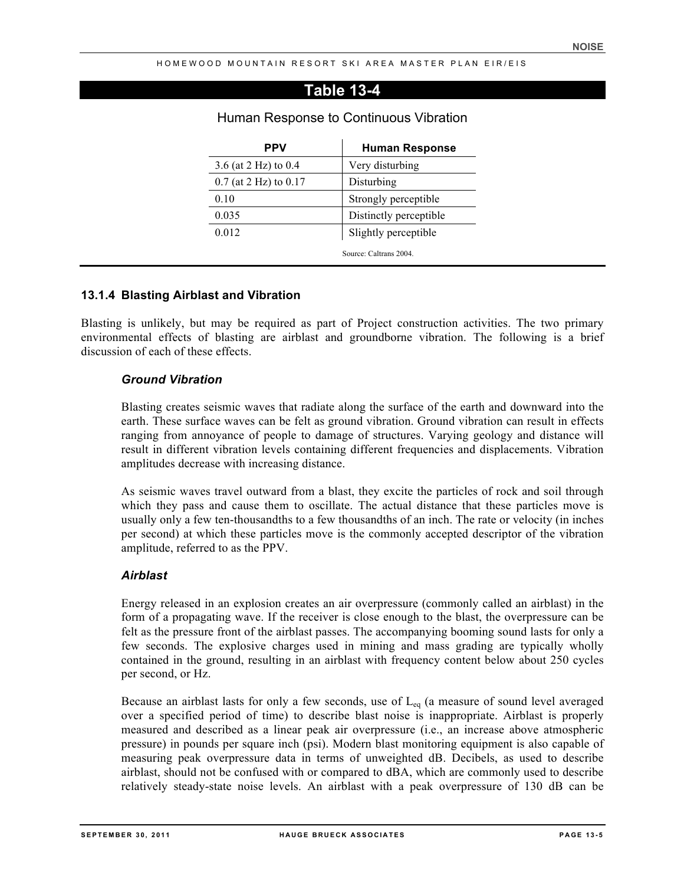## Table 13-4

Human Response to Continuous Vibration

| PPV | Human Response |
|---|---|
| 3.6 (at 2 Hz) to 0.4 | Very disturbing |
| 0.7 (at 2 Hz) to 0.17 | Disturbing |
| 0.10 | Strongly perceptible |
| 0.035 | Distinctly perceptible |
| 0.012 | Slightly perceptible |

Source: Caltrans 2004.

### 13.1.4 Blasting Airblast and Vibration

Blasting is unlikely, but may be required as part of Project construction activities. The two primary environmental effects of blasting are airblast and groundborne vibration. The following is a brief discussion of each of these effects.

#### *Ground Vibration*

Blasting creates seismic waves that radiate along the surface of the earth and downward into the earth. These surface waves can be felt as ground vibration. Ground vibration can result in effects ranging from annoyance of people to damage of structures. Varying geology and distance will result in different vibration levels containing different frequencies and displacements. Vibration amplitudes decrease with increasing distance.

As seismic waves travel outward from a blast, they excite the particles of rock and soil through which they pass and cause them to oscillate. The actual distance that these particles move is usually only a few ten-thousandths to a few thousandths of an inch. The rate or velocity (in inches per second) at which these particles move is the commonly accepted descriptor of the vibration amplitude, referred to as the PPV.

#### *Airblast*

Energy released in an explosion creates an air overpressure (commonly called an airblast) in the form of a propagating wave. If the receiver is close enough to the blast, the overpressure can be felt as the pressure front of the airblast passes. The accompanying booming sound lasts for only a few seconds. The explosive charges used in mining and mass grading are typically wholly contained in the ground, resulting in an airblast with frequency content below about 250 cycles per second, or Hz.

Because an airblast lasts for only a few seconds, use of $L_{eq}$ (a measure of sound level averaged over a specified period of time) to describe blast noise is inappropriate. Airblast is properly measured and described as a linear peak air overpressure (i.e., an increase above atmospheric pressure) in pounds per square inch (psi). Modern blast monitoring equipment is also capable of measuring peak overpressure data in terms of unweighted dB. Decibels, as used to describe airblast, should not be confused with or compared to dBA, which are commonly used to describe relatively steady-state noise levels. An airblast with a peak overpressure of 130 dB can be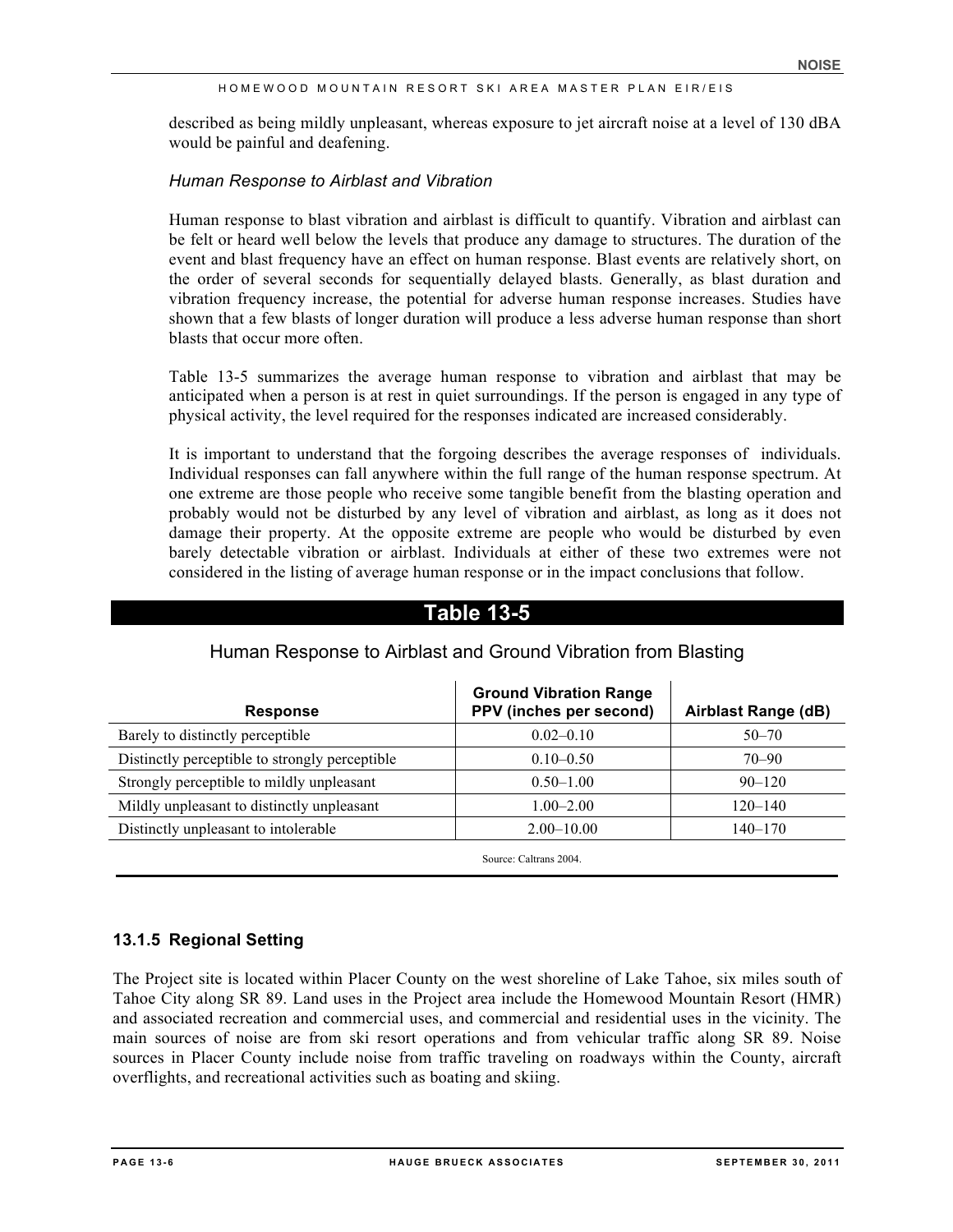described as being mildly unpleasant, whereas exposure to jet aircraft noise at a level of 130 dBA would be painful and deafening.

*Human Response to Airblast and Vibration*

Human response to blast vibration and airblast is difficult to quantify. Vibration and airblast can be felt or heard well below the levels that produce any damage to structures. The duration of the event and blast frequency have an effect on human response. Blast events are relatively short, on the order of several seconds for sequentially delayed blasts. Generally, as blast duration and vibration frequency increase, the potential for adverse human response increases. Studies have shown that a few blasts of longer duration will produce a less adverse human response than short blasts that occur more often.

Table 13-5 summarizes the average human response to vibration and airblast that may be anticipated when a person is at rest in quiet surroundings. If the person is engaged in any type of physical activity, the level required for the responses indicated are increased considerably.

It is important to understand that the forgoing describes the average responses of individuals. Individual responses can fall anywhere within the full range of the human response spectrum. At one extreme are those people who receive some tangible benefit from the blasting operation and probably would not be disturbed by any level of vibration and airblast, as long as it does not damage their property. At the opposite extreme are people who would be disturbed by even barely detectable vibration or airblast. Individuals at either of these two extremes were not considered in the listing of average human response or in the impact conclusions that follow.

**Table 13-5**

Human Response to Airblast and Ground Vibration from Blasting

| Response | Ground Vibration Range PPV (inches per second) | Airblast Range (dB) |
|---|---|---|
| Barely to distinctly perceptible | 0.02–0.10 | 50–70 |
| Distinctly perceptible to strongly perceptible | 0.10–0.50 | 70–90 |
| Strongly perceptible to mildly unpleasant | 0.50–1.00 | 90–120 |
| Mildly unpleasant to distinctly unpleasant | 1.00–2.00 | 120–140 |
| Distinctly unpleasant to intolerable | 2.00–10.00 | 140–170 |

Source: Caltrans 2004.

### 13.1.5 Regional Setting

The Project site is located within Placer County on the west shoreline of Lake Tahoe, six miles south of Tahoe City along SR 89. Land uses in the Project area include the Homewood Mountain Resort (HMR) and associated recreation and commercial uses, and commercial and residential uses in the vicinity. The main sources of noise are from ski resort operations and from vehicular traffic along SR 89. Noise sources in Placer County include noise from traffic traveling on roadways within the County, aircraft overflights, and recreational activities such as boating and skiing.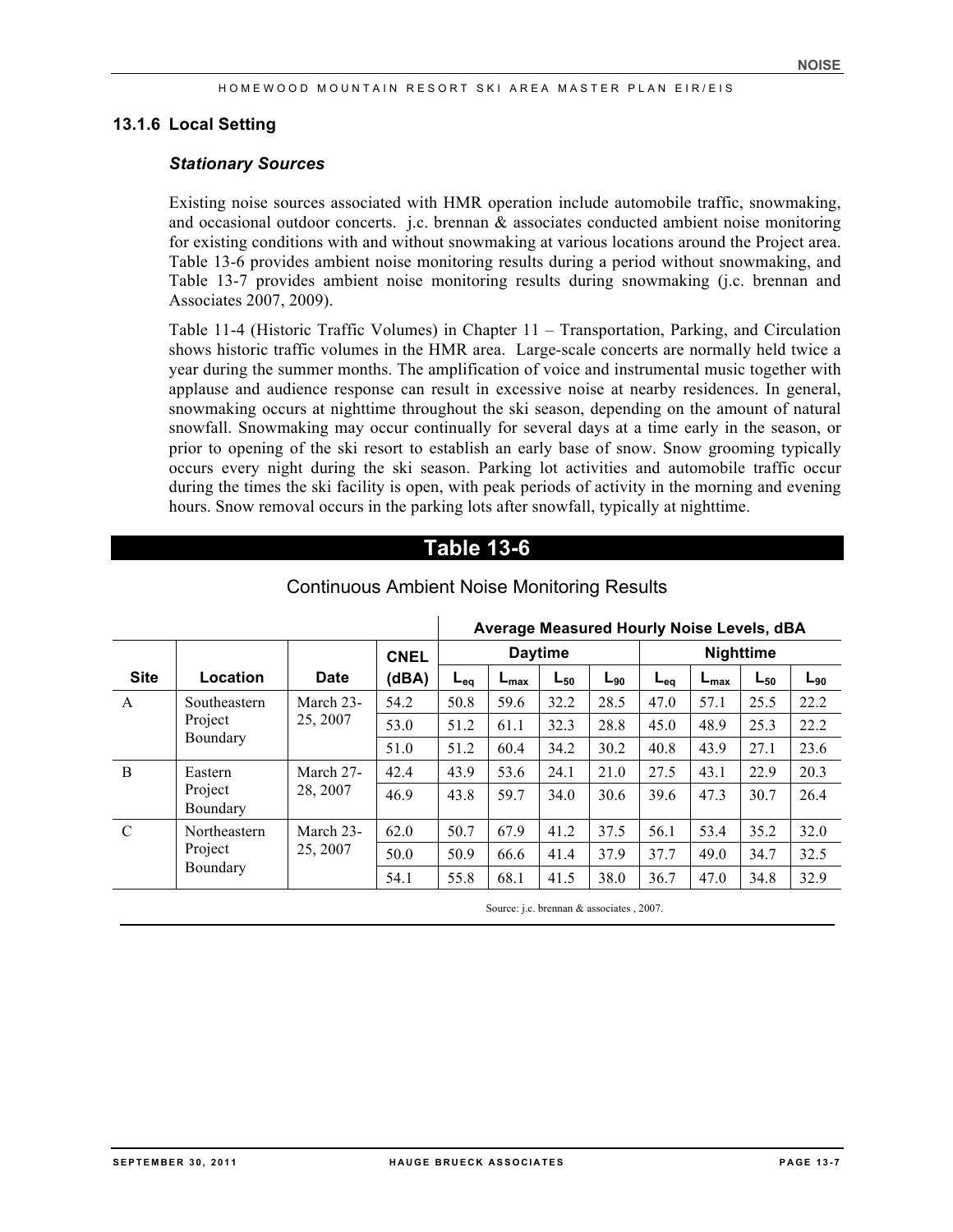### 13.1.6 Local Setting

#### *Stationary Sources*

Existing noise sources associated with HMR operation include automobile traffic, snowmaking, and occasional outdoor concerts. j.c. brennan & associates conducted ambient noise monitoring for existing conditions with and without snowmaking at various locations around the Project area. Table 13-6 provides ambient noise monitoring results during a period without snowmaking, and Table 13-7 provides ambient noise monitoring results during snowmaking (j.c. brennan and Associates 2007, 2009).

Table 11-4 (Historic Traffic Volumes) in Chapter 11 – Transportation, Parking, and Circulation shows historic traffic volumes in the HMR area. Large-scale concerts are normally held twice a year during the summer months. The amplification of voice and instrumental music together with applause and audience response can result in excessive noise at nearby residences. In general, snowmaking occurs at nighttime throughout the ski season, depending on the amount of natural snowfall. Snowmaking may occur continually for several days at a time early in the season, or prior to opening of the ski resort to establish an early base of snow. Snow grooming typically occurs every night during the ski season. Parking lot activities and automobile traffic occur during the times the ski facility is open, with peak periods of activity in the morning and evening hours. Snow removal occurs in the parking lots after snowfall, typically at nighttime.

**Table 13-6**

Continuous Ambient Noise Monitoring Results

| | | | | Average Measured Hourly Noise Levels, dBA | | | | | | | |
|---|---|---|---|---|---|---|---|---|---|---|---|
| | | | CNEL | Daytime | | | | Nighttime | | | |
| Site | Location | Date | (dBA) | $L_{eq}$ | $L_{max}$ | $L_{50}$ | $L_{90}$ | $L_{eq}$ | $L_{max}$ | $L_{50}$ | $L_{90}$ |
| A | Southeastern Project Boundary | March 23-25, 2007 | 54.2 | 50.8 | 59.6 | 32.2 | 28.5 | 47.0 | 57.1 | 25.5 | 22.2 |
| | | | 53.0 | 51.2 | 61.1 | 32.3 | 28.8 | 45.0 | 48.9 | 25.3 | 22.2 |
| | | | 51.0 | 51.2 | 60.4 | 34.2 | 30.2 | 40.8 | 43.9 | 27.1 | 23.6 |
| B | Eastern Project Boundary | March 27-28, 2007 | 42.4 | 43.9 | 53.6 | 24.1 | 21.0 | 27.5 | 43.1 | 22.9 | 20.3 |
| | | | 46.9 | 43.8 | 59.7 | 34.0 | 30.6 | 39.6 | 47.3 | 30.7 | 26.4 |
| C | Northeastern Project Boundary | March 23-25, 2007 | 62.0 | 50.7 | 67.9 | 41.2 | 37.5 | 56.1 | 53.4 | 35.2 | 32.0 |
| | | | 50.0 | 50.9 | 66.6 | 41.4 | 37.9 | 37.7 | 49.0 | 34.7 | 32.5 |
| | | | 54.1 | 55.8 | 68.1 | 41.5 | 38.0 | 36.7 | 47.0 | 34.8 | 32.9 |

Source: j.c. brennan & associates , 2007.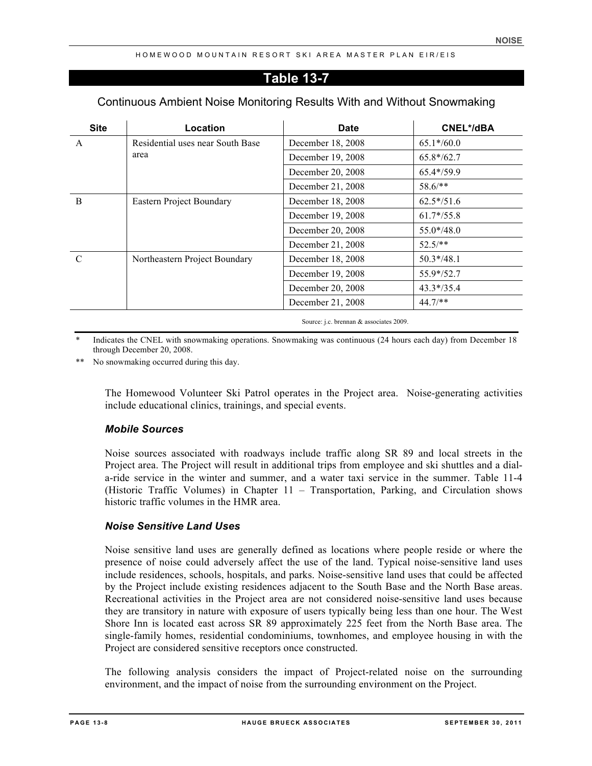## Table 13-7

Continuous Ambient Noise Monitoring Results With and Without Snowmaking

| Site | Location | Date | CNEL*/dBA |
|---|---|---|---|
| A | Residential uses near South Base area | December 18, 2008 | 65.1*/60.0 |
| | | December 19, 2008 | 65.8*/62.7 |
| | | December 20, 2008 | 65.4*/59.9 |
| | | December 21, 2008 | 58.6/** |
| B | Eastern Project Boundary | December 18, 2008 | 62.5*/51.6 |
| | | December 19, 2008 | 61.7*/55.8 |
| | | December 20, 2008 | 55.0*/48.0 |
| | | December 21, 2008 | 52.5/** |
| C | Northeastern Project Boundary | December 18, 2008 | 50.3*/48.1 |
| | | December 19, 2008 | 55.9*/52.7 |
| | | December 20, 2008 | 43.3*/35.4 |
| | | December 21, 2008 | 44.7/** |

Source: j.c. brennan & associates 2009.

\* Indicates the CNEL with snowmaking operations. Snowmaking was continuous (24 hours each day) from December 18 through December 20, 2008.

\** No snowmaking occurred during this day.

The Homewood Volunteer Ski Patrol operates in the Project area. Noise-generating activities include educational clinics, trainings, and special events.

### *Mobile Sources*

Noise sources associated with roadways include traffic along SR 89 and local streets in the Project area. The Project will result in additional trips from employee and ski shuttles and a dial-a-ride service in the winter and summer, and a water taxi service in the summer. Table 11-4 (Historic Traffic Volumes) in Chapter 11 – Transportation, Parking, and Circulation shows historic traffic volumes in the HMR area.

### *Noise Sensitive Land Uses*

Noise sensitive land uses are generally defined as locations where people reside or where the presence of noise could adversely affect the use of the land. Typical noise-sensitive land uses include residences, schools, hospitals, and parks. Noise-sensitive land uses that could be affected by the Project include existing residences adjacent to the South Base and the North Base areas. Recreational activities in the Project area are not considered noise-sensitive land uses because they are transitory in nature with exposure of users typically being less than one hour. The West Shore Inn is located east across SR 89 approximately 225 feet from the North Base area. The single-family homes, residential condominiums, townhomes, and employee housing in with the Project are considered sensitive receptors once constructed.

The following analysis considers the impact of Project-related noise on the surrounding environment, and the impact of noise from the surrounding environment on the Project.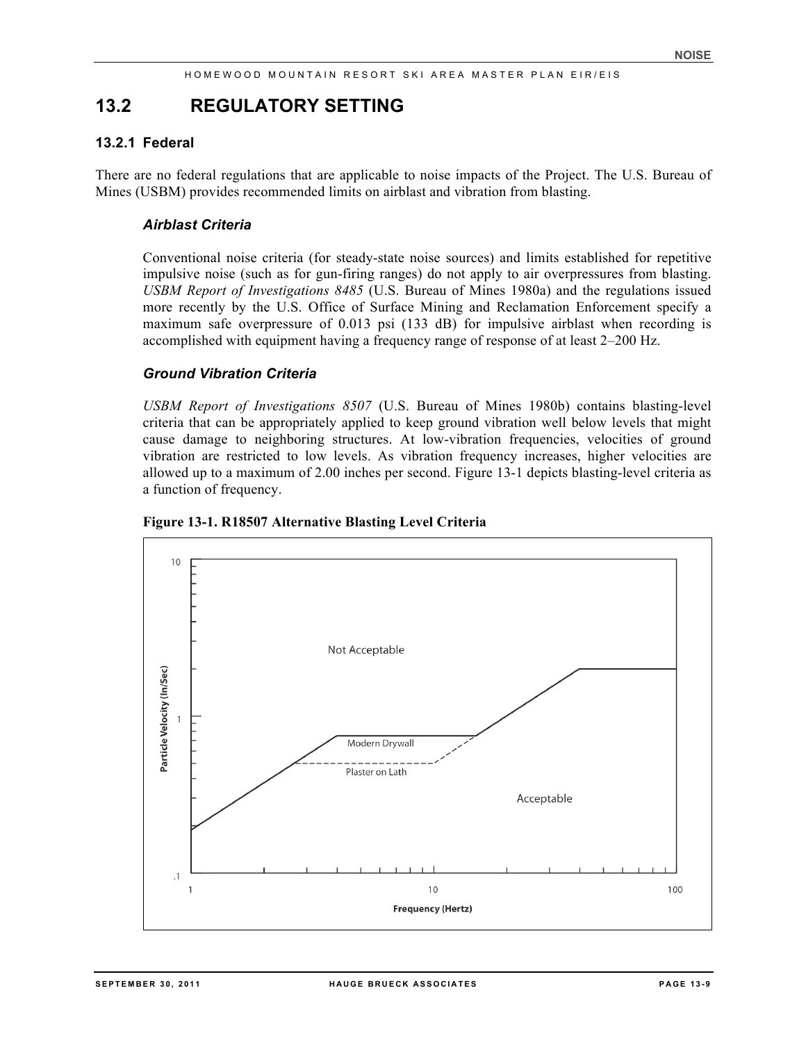## 13.2 REGULATORY SETTING

### 13.2.1 Federal

There are no federal regulations that are applicable to noise impacts of the Project. The U.S. Bureau of Mines (USBM) provides recommended limits on airblast and vibration from blasting.

#### *Airblast Criteria*

Conventional noise criteria (for steady-state noise sources) and limits established for repetitive impulsive noise (such as for gun-firing ranges) do not apply to air overpressures from blasting. *USBM Report of Investigations 8485* (U.S. Bureau of Mines 1980a) and the regulations issued more recently by the U.S. Office of Surface Mining and Reclamation Enforcement specify a maximum safe overpressure of 0.013 psi (133 dB) for impulsive airblast when recording is accomplished with equipment having a frequency range of response of at least 2–200 Hz.

#### *Ground Vibration Criteria*

*USBM Report of Investigations 8507* (U.S. Bureau of Mines 1980b) contains blasting-level criteria that can be appropriately applied to keep ground vibration well below levels that might cause damage to neighboring structures. At low-vibration frequencies, velocities of ground vibration are restricted to low levels. As vibration frequency increases, higher velocities are allowed up to a maximum of 2.00 inches per second. Figure 13-1 depicts blasting-level criteria as a function of frequency.

**Figure 13-1. R18507 Alternative Blasting Level Criteria**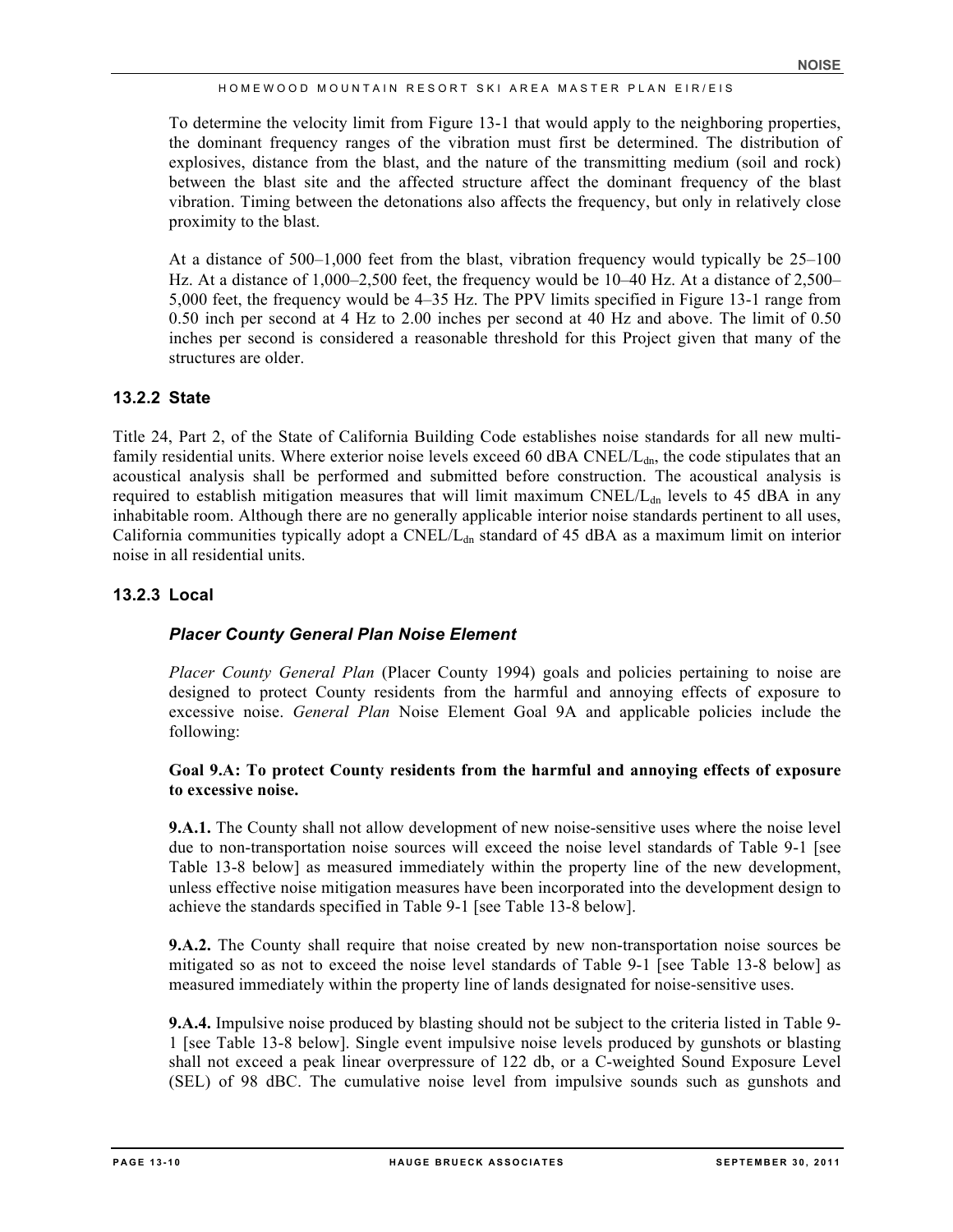To determine the velocity limit from Figure 13-1 that would apply to the neighboring properties, the dominant frequency ranges of the vibration must first be determined. The distribution of explosives, distance from the blast, and the nature of the transmitting medium (soil and rock) between the blast site and the affected structure affect the dominant frequency of the blast vibration. Timing between the detonations also affects the frequency, but only in relatively close proximity to the blast.

At a distance of 500–1,000 feet from the blast, vibration frequency would typically be 25–100 Hz. At a distance of 1,000–2,500 feet, the frequency would be 10–40 Hz. At a distance of 2,500–5,000 feet, the frequency would be 4–35 Hz. The PPV limits specified in Figure 13-1 range from 0.50 inch per second at 4 Hz to 2.00 inches per second at 40 Hz and above. The limit of 0.50 inches per second is considered a reasonable threshold for this Project given that many of the structures are older.

### 13.2.2 State

Title 24, Part 2, of the State of California Building Code establishes noise standards for all new multi-family residential units. Where exterior noise levels exceed 60 dBA CNEL/$L_{dn}$, the code stipulates that an acoustical analysis shall be performed and submitted before construction. The acoustical analysis is required to establish mitigation measures that will limit maximum CNEL/$L_{dn}$ levels to 45 dBA in any inhabitable room. Although there are no generally applicable interior noise standards pertinent to all uses, California communities typically adopt a CNEL/$L_{dn}$ standard of 45 dBA as a maximum limit on interior noise in all residential units.

### 13.2.3 Local

#### *Placer County General Plan Noise Element*

*Placer County General Plan* (Placer County 1994) goals and policies pertaining to noise are designed to protect County residents from the harmful and annoying effects of exposure to excessive noise. *General Plan* Noise Element Goal 9A and applicable policies include the following:

**Goal 9.A: To protect County residents from the harmful and annoying effects of exposure to excessive noise.**

**9.A.1.** The County shall not allow development of new noise-sensitive uses where the noise level due to non-transportation noise sources will exceed the noise level standards of Table 9-1 [see Table 13-8 below] as measured immediately within the property line of the new development, unless effective noise mitigation measures have been incorporated into the development design to achieve the standards specified in Table 9-1 [see Table 13-8 below].

**9.A.2.** The County shall require that noise created by new non-transportation noise sources be mitigated so as not to exceed the noise level standards of Table 9-1 [see Table 13-8 below] as measured immediately within the property line of lands designated for noise-sensitive uses.

**9.A.4.** Impulsive noise produced by blasting should not be subject to the criteria listed in Table 9-1 [see Table 13-8 below]. Single event impulsive noise levels produced by gunshots or blasting shall not exceed a peak linear overpressure of 122 db, or a C-weighted Sound Exposure Level (SEL) of 98 dBC. The cumulative noise level from impulsive sounds such as gunshots and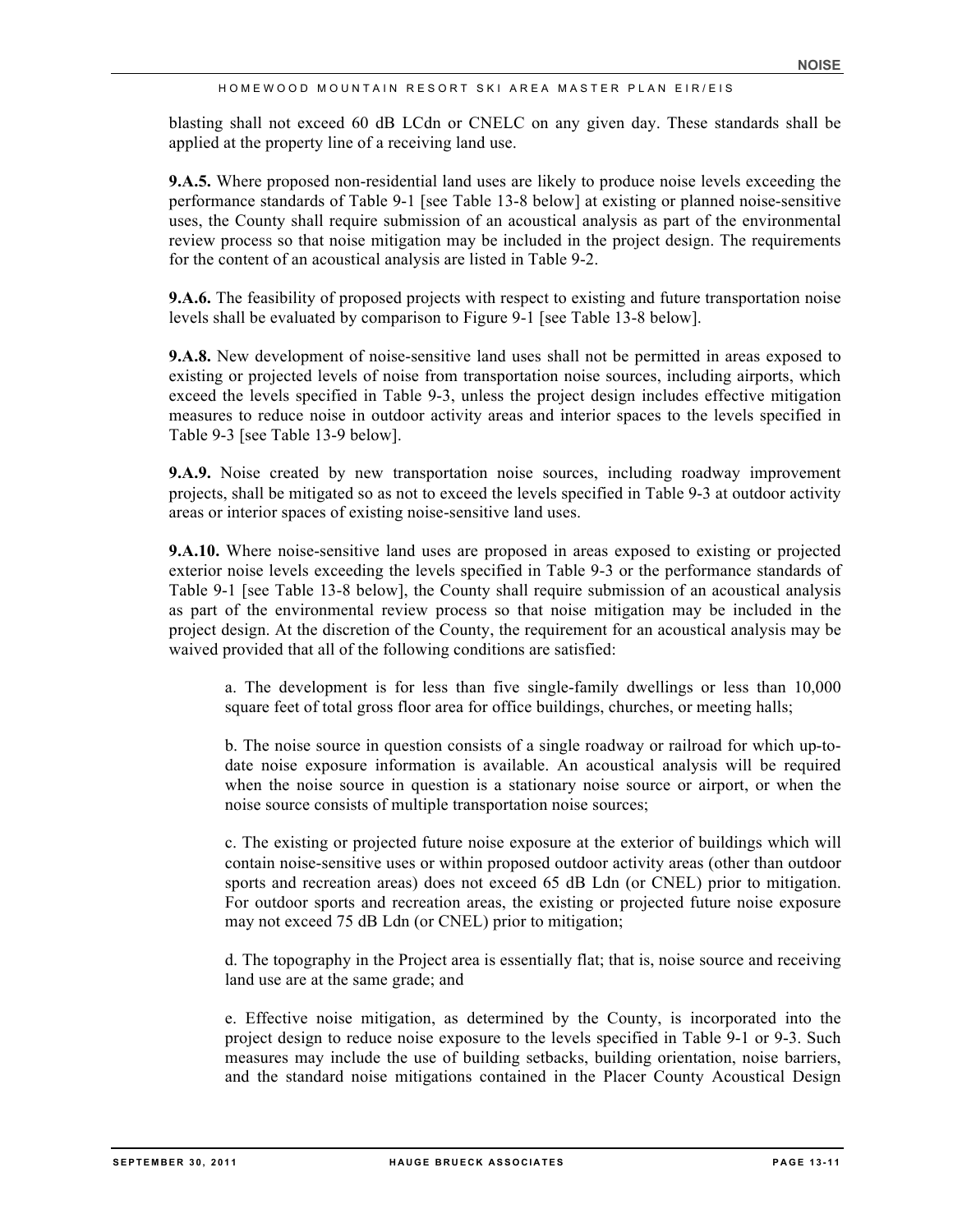blasting shall not exceed 60 dB LCdn or CNELC on any given day. These standards shall be applied at the property line of a receiving land use.

**9.A.5.** Where proposed non-residential land uses are likely to produce noise levels exceeding the performance standards of Table 9-1 [see Table 13-8 below] at existing or planned noise-sensitive uses, the County shall require submission of an acoustical analysis as part of the environmental review process so that noise mitigation may be included in the project design. The requirements for the content of an acoustical analysis are listed in Table 9-2.

**9.A.6.** The feasibility of proposed projects with respect to existing and future transportation noise levels shall be evaluated by comparison to Figure 9-1 [see Table 13-8 below].

**9.A.8.** New development of noise-sensitive land uses shall not be permitted in areas exposed to existing or projected levels of noise from transportation noise sources, including airports, which exceed the levels specified in Table 9-3, unless the project design includes effective mitigation measures to reduce noise in outdoor activity areas and interior spaces to the levels specified in Table 9-3 [see Table 13-9 below].

**9.A.9.** Noise created by new transportation noise sources, including roadway improvement projects, shall be mitigated so as not to exceed the levels specified in Table 9-3 at outdoor activity areas or interior spaces of existing noise-sensitive land uses.

**9.A.10.** Where noise-sensitive land uses are proposed in areas exposed to existing or projected exterior noise levels exceeding the levels specified in Table 9-3 or the performance standards of Table 9-1 [see Table 13-8 below], the County shall require submission of an acoustical analysis as part of the environmental review process so that noise mitigation may be included in the project design. At the discretion of the County, the requirement for an acoustical analysis may be waived provided that all of the following conditions are satisfied:

> a. The development is for less than five single-family dwellings or less than 10,000 square feet of total gross floor area for office buildings, churches, or meeting halls;
>
> b. The noise source in question consists of a single roadway or railroad for which up-to-date noise exposure information is available. An acoustical analysis will be required when the noise source in question is a stationary noise source or airport, or when the noise source consists of multiple transportation noise sources;
>
> c. The existing or projected future noise exposure at the exterior of buildings which will contain noise-sensitive uses or within proposed outdoor activity areas (other than outdoor sports and recreation areas) does not exceed 65 dB Ldn (or CNEL) prior to mitigation. For outdoor sports and recreation areas, the existing or projected future noise exposure may not exceed 75 dB Ldn (or CNEL) prior to mitigation;
>
> d. The topography in the Project area is essentially flat; that is, noise source and receiving land use are at the same grade; and
>
> e. Effective noise mitigation, as determined by the County, is incorporated into the project design to reduce noise exposure to the levels specified in Table 9-1 or 9-3. Such measures may include the use of building setbacks, building orientation, noise barriers, and the standard noise mitigations contained in the Placer County Acoustical Design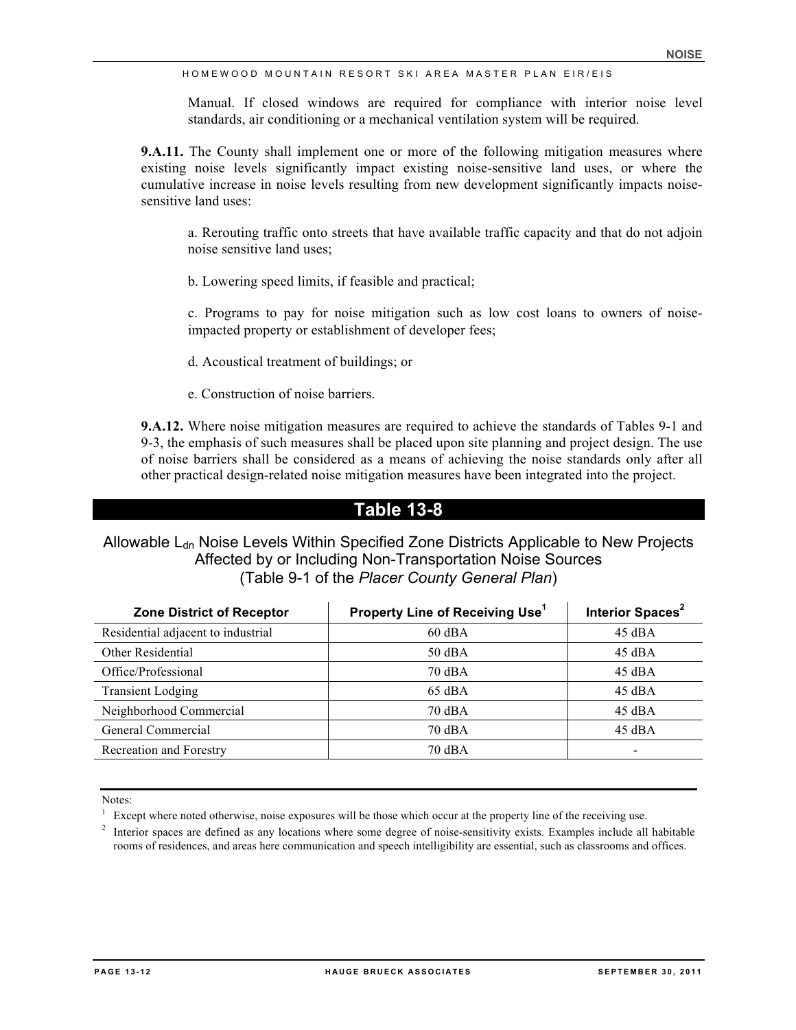Manual. If closed windows are required for compliance with interior noise level standards, air conditioning or a mechanical ventilation system will be required.

**9.A.11.** The County shall implement one or more of the following mitigation measures where existing noise levels significantly impact existing noise-sensitive land uses, or where the cumulative increase in noise levels resulting from new development significantly impacts noise-sensitive land uses:

a. Rerouting traffic onto streets that have available traffic capacity and that do not adjoin noise sensitive land uses;

b. Lowering speed limits, if feasible and practical;

c. Programs to pay for noise mitigation such as low cost loans to owners of noise-impacted property or establishment of developer fees;

d. Acoustical treatment of buildings; or

e. Construction of noise barriers.

**9.A.12.** Where noise mitigation measures are required to achieve the standards of Tables 9-1 and 9-3, the emphasis of such measures shall be placed upon site planning and project design. The use of noise barriers shall be considered as a means of achieving the noise standards only after all other practical design-related noise mitigation measures have been integrated into the project.

## Table 13-8

Allowable $L_{dn}$ Noise Levels Within Specified Zone Districts Applicable to New Projects Affected by or Including Non-Transportation Noise Sources (Table 9-1 of the *Placer County General Plan*)

| Zone District of Receptor | Property Line of Receiving Use[1] | Interior Spaces[2] |
|---|---|---|
| Residential adjacent to industrial | 60 dBA | 45 dBA |
| Other Residential | 50 dBA | 45 dBA |
| Office/Professional | 70 dBA | 45 dBA |
| Transient Lodging | 65 dBA | 45 dBA |
| Neighborhood Commercial | 70 dBA | 45 dBA |
| General Commercial | 70 dBA | 45 dBA |
| Recreation and Forestry | 70 dBA | - |

Notes:

[1] Except where noted otherwise, noise exposures will be those which occur at the property line of the receiving use.

[2] Interior spaces are defined as any locations where some degree of noise-sensitivity exists. Examples include all habitable rooms of residences, and areas here communication and speech intelligibility are essential, such as classrooms and offices.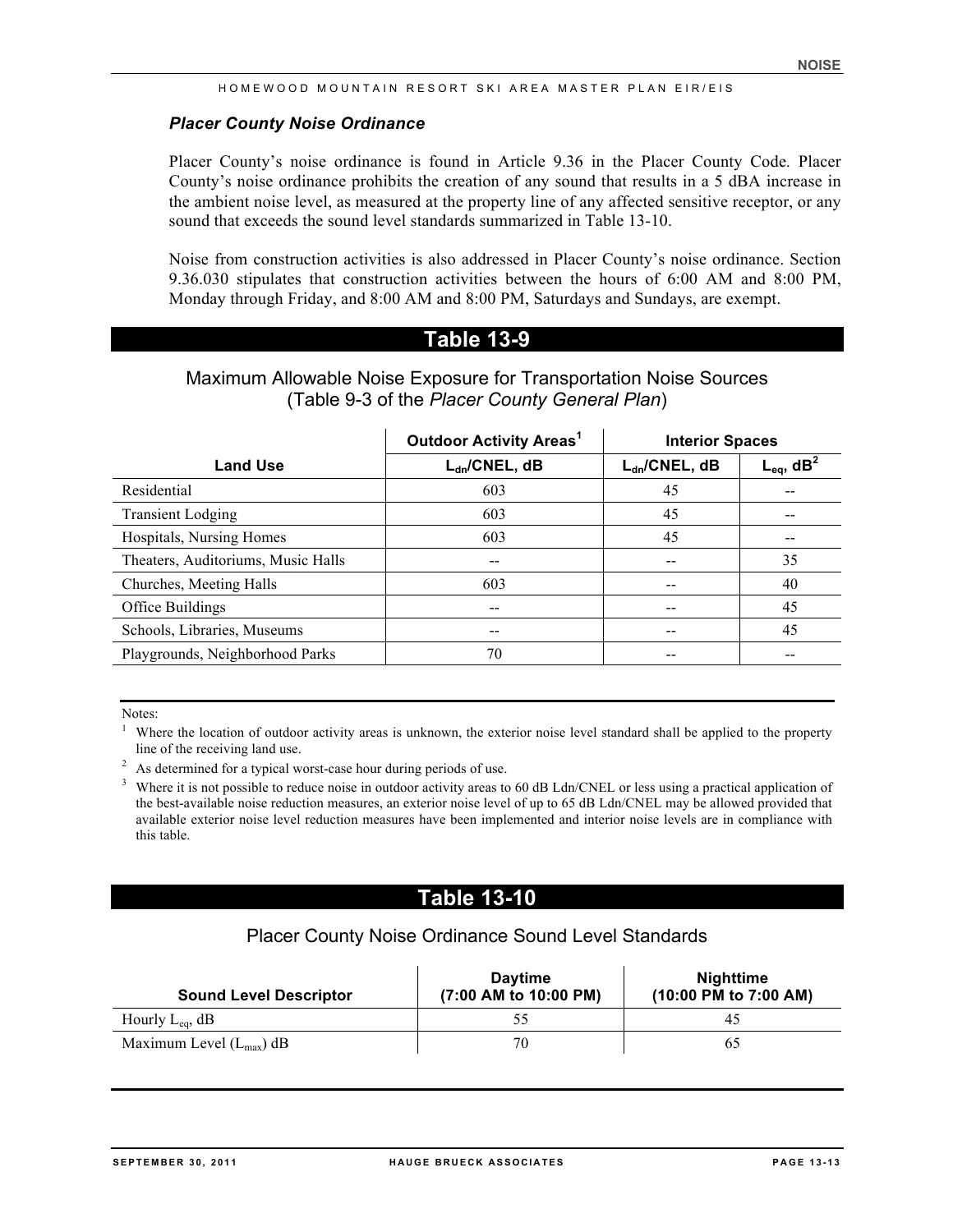### *Placer County Noise Ordinance*

Placer County's noise ordinance is found in Article 9.36 in the Placer County Code. Placer County's noise ordinance prohibits the creation of any sound that results in a 5 dBA increase in the ambient noise level, as measured at the property line of any affected sensitive receptor, or any sound that exceeds the sound level standards summarized in Table 13-10.

Noise from construction activities is also addressed in Placer County's noise ordinance. Section 9.36.030 stipulates that construction activities between the hours of 6:00 AM and 8:00 PM, Monday through Friday, and 8:00 AM and 8:00 PM, Saturdays and Sundays, are exempt.

## Table 13-9

Maximum Allowable Noise Exposure for Transportation Noise Sources (Table 9-3 of the *Placer County General Plan*)

| | Outdoor Activity Areas[1] | Interior Spaces | |
|---|---|---|---|
| **Land Use** | **$L_{dn}$/CNEL, dB** | **$L_{dn}$/CNEL, dB** | **$L_{eq}$, dB[2]** |
| Residential | 603 | 45 | -- |
| Transient Lodging | 603 | 45 | -- |
| Hospitals, Nursing Homes | 603 | 45 | -- |
| Theaters, Auditoriums, Music Halls | -- | -- | 35 |
| Churches, Meeting Halls | 603 | -- | 40 |
| Office Buildings | -- | -- | 45 |
| Schools, Libraries, Museums | -- | -- | 45 |
| Playgrounds, Neighborhood Parks | 70 | -- | -- |

Notes:

[1] Where the location of outdoor activity areas is unknown, the exterior noise level standard shall be applied to the property line of the receiving land use.

[2] As determined for a typical worst-case hour during periods of use.

[3] Where it is not possible to reduce noise in outdoor activity areas to 60 dB Ldn/CNEL or less using a practical application of the best-available noise reduction measures, an exterior noise level of up to 65 dB Ldn/CNEL may be allowed provided that available exterior noise level reduction measures have been implemented and interior noise levels are in compliance with this table.

## Table 13-10

Placer County Noise Ordinance Sound Level Standards

| Sound Level Descriptor | Daytime (7:00 AM to 10:00 PM) | Nighttime (10:00 PM to 7:00 AM) |
|---|---|---|
| Hourly $L_{eq}$, dB | 55 | 45 |
| Maximum Level ($L_{max}$) dB | 70 | 65 |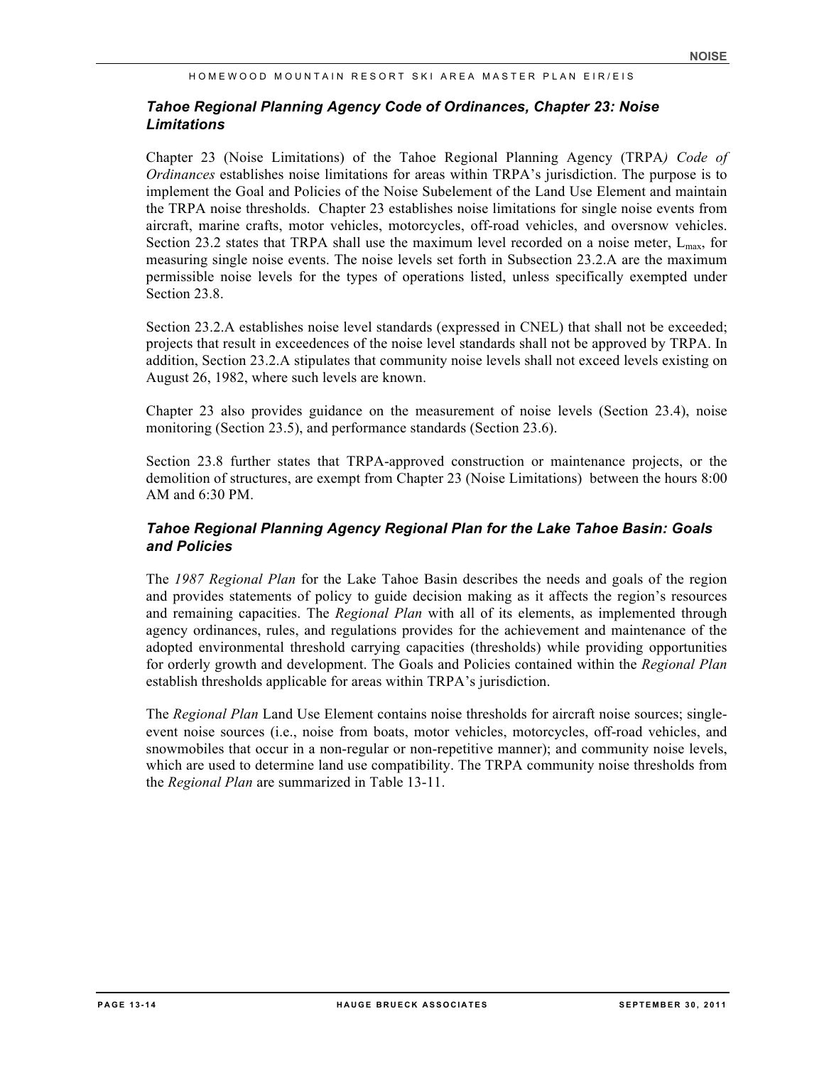### *Tahoe Regional Planning Agency Code of Ordinances, Chapter 23: Noise Limitations*

Chapter 23 (Noise Limitations) of the Tahoe Regional Planning Agency (TRPA*) Code of Ordinances* establishes noise limitations for areas within TRPA's jurisdiction. The purpose is to implement the Goal and Policies of the Noise Subelement of the Land Use Element and maintain the TRPA noise thresholds. Chapter 23 establishes noise limitations for single noise events from aircraft, marine crafts, motor vehicles, motorcycles, off-road vehicles, and oversnow vehicles. Section 23.2 states that TRPA shall use the maximum level recorded on a noise meter, $L_{max}$, for measuring single noise events. The noise levels set forth in Subsection 23.2.A are the maximum permissible noise levels for the types of operations listed, unless specifically exempted under Section 23.8.

Section 23.2.A establishes noise level standards (expressed in CNEL) that shall not be exceeded; projects that result in exceedences of the noise level standards shall not be approved by TRPA. In addition, Section 23.2.A stipulates that community noise levels shall not exceed levels existing on August 26, 1982, where such levels are known.

Chapter 23 also provides guidance on the measurement of noise levels (Section 23.4), noise monitoring (Section 23.5), and performance standards (Section 23.6).

Section 23.8 further states that TRPA-approved construction or maintenance projects, or the demolition of structures, are exempt from Chapter 23 (Noise Limitations) between the hours 8:00 AM and 6:30 PM.

### *Tahoe Regional Planning Agency Regional Plan for the Lake Tahoe Basin: Goals and Policies*

The *1987 Regional Plan* for the Lake Tahoe Basin describes the needs and goals of the region and provides statements of policy to guide decision making as it affects the region's resources and remaining capacities. The *Regional Plan* with all of its elements, as implemented through agency ordinances, rules, and regulations provides for the achievement and maintenance of the adopted environmental threshold carrying capacities (thresholds) while providing opportunities for orderly growth and development. The Goals and Policies contained within the *Regional Plan* establish thresholds applicable for areas within TRPA's jurisdiction.

The *Regional Plan* Land Use Element contains noise thresholds for aircraft noise sources; single-event noise sources (i.e., noise from boats, motor vehicles, motorcycles, off-road vehicles, and snowmobiles that occur in a non-regular or non-repetitive manner); and community noise levels, which are used to determine land use compatibility. The TRPA community noise thresholds from the *Regional Plan* are summarized in Table 13-11.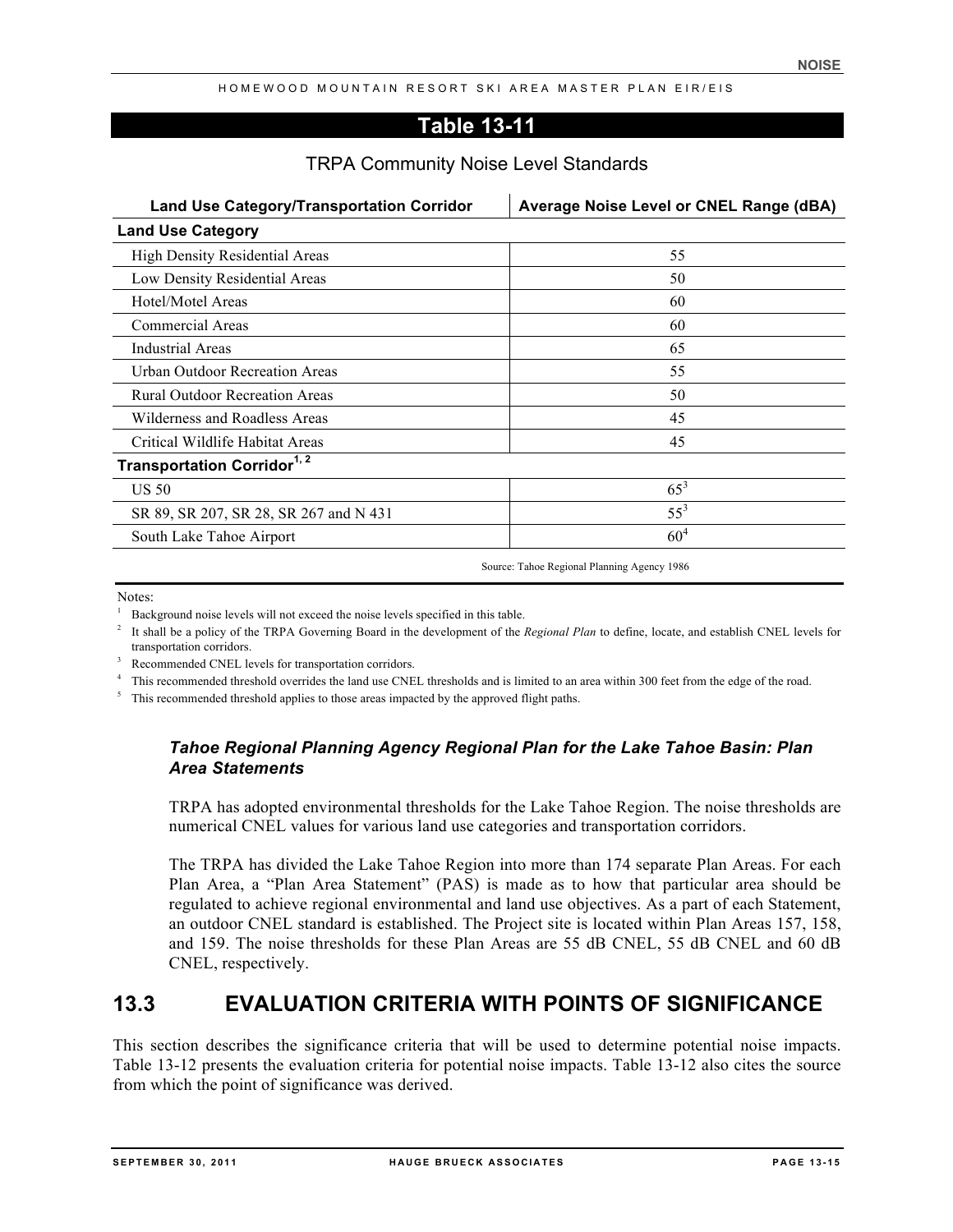**Table 13-11**

TRPA Community Noise Level Standards

| Land Use Category/Transportation Corridor | Average Noise Level or CNEL Range (dBA) |
|---|---|
| **Land Use Category** | |
| High Density Residential Areas | 55 |
| Low Density Residential Areas | 50 |
| Hotel/Motel Areas | 60 |
| Commercial Areas | 60 |
| Industrial Areas | 65 |
| Urban Outdoor Recreation Areas | 55 |
| Rural Outdoor Recreation Areas | 50 |
| Wilderness and Roadless Areas | 45 |
| Critical Wildlife Habitat Areas | 45 |
| **Transportation Corridor[1, 2]** | |
| US 50 | 65[3] |
| SR 89, SR 207, SR 28, SR 267 and N 431 | 55[3] |
| South Lake Tahoe Airport | 60[4] |

Source: Tahoe Regional Planning Agency 1986

Notes:

1 Background noise levels will not exceed the noise levels specified in this table.

2 It shall be a policy of the TRPA Governing Board in the development of the *Regional Plan* to define, locate, and establish CNEL levels for transportation corridors.

3 Recommended CNEL levels for transportation corridors.

4 This recommended threshold overrides the land use CNEL thresholds and is limited to an area within 300 feet from the edge of the road.

5 This recommended threshold applies to those areas impacted by the approved flight paths.

***Tahoe Regional Planning Agency Regional Plan for the Lake Tahoe Basin: Plan Area Statements***

TRPA has adopted environmental thresholds for the Lake Tahoe Region. The noise thresholds are numerical CNEL values for various land use categories and transportation corridors.

The TRPA has divided the Lake Tahoe Region into more than 174 separate Plan Areas. For each Plan Area, a "Plan Area Statement" (PAS) is made as to how that particular area should be regulated to achieve regional environmental and land use objectives. As a part of each Statement, an outdoor CNEL standard is established. The Project site is located within Plan Areas 157, 158, and 159. The noise thresholds for these Plan Areas are 55 dB CNEL, 55 dB CNEL and 60 dB CNEL, respectively.

## 13.3 EVALUATION CRITERIA WITH POINTS OF SIGNIFICANCE

This section describes the significance criteria that will be used to determine potential noise impacts. Table 13-12 presents the evaluation criteria for potential noise impacts. Table 13-12 also cites the source from which the point of significance was derived.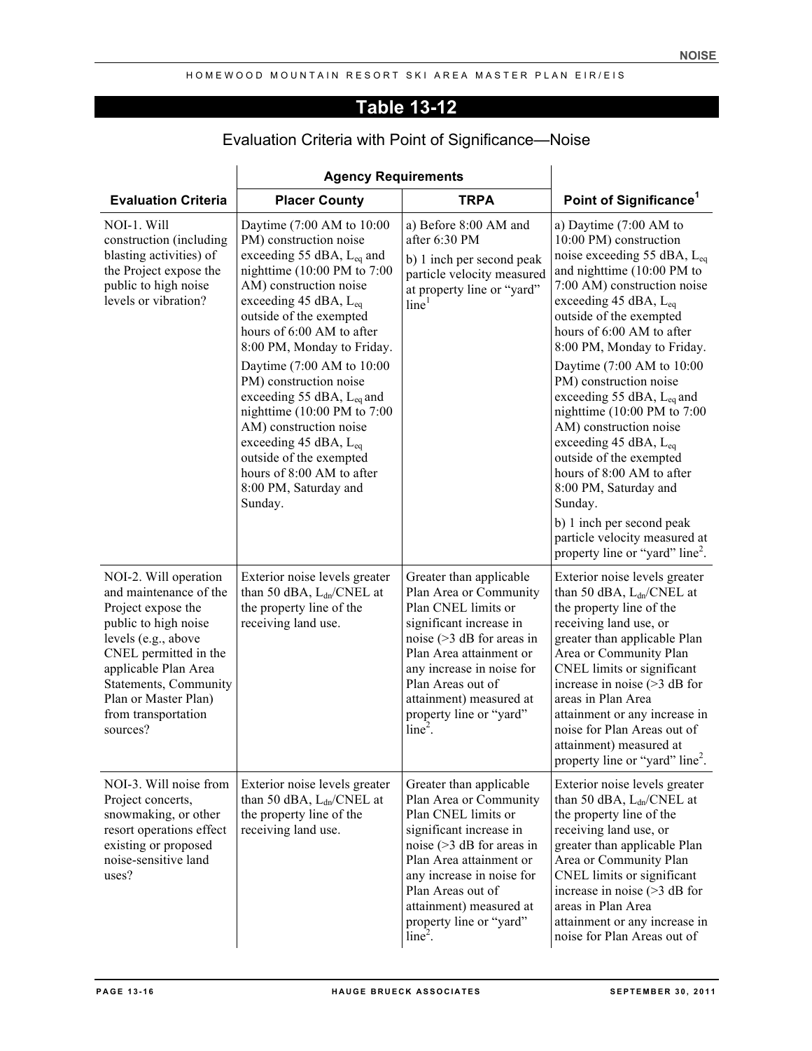## Table 13-12

### Evaluation Criteria with Point of Significance—Noise

| Evaluation Criteria | Agency Requirements | | Point of Significance[1] |
|---|---|---|---|
| | Placer County | TRPA | |
| NOI-1. Will construction (including blasting activities) of the Project expose the public to high noise levels or vibration? | Daytime (7:00 AM to 10:00 PM) construction noise exceeding 55 dBA, $L_{eq}$ and nighttime (10:00 PM to 7:00 AM) construction noise exceeding 45 dBA, $L_{eq}$ outside of the exempted hours of 6:00 AM to after 8:00 PM, Monday to Friday. Daytime (7:00 AM to 10:00 PM) construction noise exceeding 55 dBA, $L_{eq}$ and nighttime (10:00 PM to 7:00 AM) construction noise exceeding 45 dBA, $L_{eq}$ outside of the exempted hours of 8:00 AM to after 8:00 PM, Saturday and Sunday. | a) Before 8:00 AM and after 6:30 PM b) 1 inch per second peak particle velocity measured at property line or "yard" line[1] | a) Daytime (7:00 AM to 10:00 PM) construction noise exceeding 55 dBA, $L_{eq}$ and nighttime (10:00 PM to 7:00 AM) construction noise exceeding 45 dBA, $L_{eq}$ outside of the exempted hours of 6:00 AM to after 8:00 PM, Monday to Friday. Daytime (7:00 AM to 10:00 PM) construction noise exceeding 55 dBA, $L_{eq}$ and nighttime (10:00 PM to 7:00 AM) construction noise exceeding 45 dBA, $L_{eq}$ outside of the exempted hours of 8:00 AM to after 8:00 PM, Saturday and Sunday. b) 1 inch per second peak particle velocity measured at property line or "yard" line[2]. |
| NOI-2. Will operation and maintenance of the Project expose the public to high noise levels (e.g., above CNEL permitted in the applicable Plan Area Statements, Community Plan or Master Plan) from transportation sources? | Exterior noise levels greater than 50 dBA, $L_{dn}$/CNEL at the property line of the receiving land use. | Greater than applicable Plan Area or Community Plan CNEL limits or significant increase in noise (>3 dB for areas in Plan Area attainment or any increase in noise for Plan Areas out of attainment) measured at property line or "yard" line[2]. | Exterior noise levels greater than 50 dBA, $L_{dn}$/CNEL at the property line of the receiving land use, or greater than applicable Plan Area or Community Plan CNEL limits or significant increase in noise (>3 dB for areas in Plan Area attainment or any increase in noise for Plan Areas out of attainment) measured at property line or "yard" line[2]. |
| NOI-3. Will noise from Project concerts, snowmaking, or other resort operations effect existing or proposed noise-sensitive land uses? | Exterior noise levels greater than 50 dBA, $L_{dn}$/CNEL at the property line of the receiving land use. | Greater than applicable Plan Area or Community Plan CNEL limits or significant increase in noise (>3 dB for areas in Plan Area attainment or any increase in noise for Plan Areas out of attainment) measured at property line or "yard" line[2]. | Exterior noise levels greater than 50 dBA, $L_{dn}$/CNEL at the property line of the receiving land use, or greater than applicable Plan Area or Community Plan CNEL limits or significant increase in noise (>3 dB for areas in Plan Area attainment or any increase in noise for Plan Areas out of |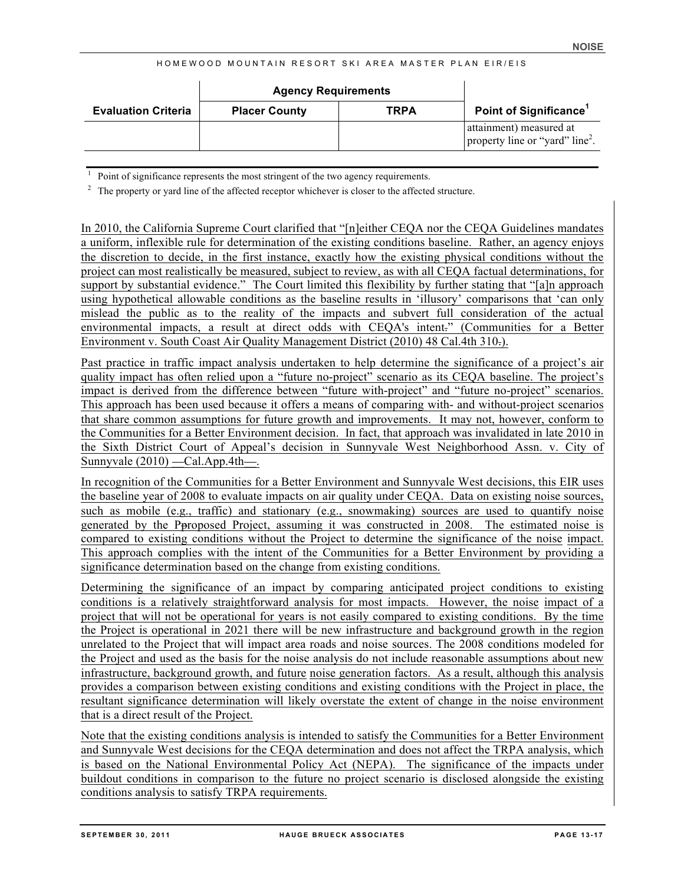| Evaluation Criteria | Agency Requirements | | Point of Significance[1] |
|---|---|---|---|
| | Placer County | TRPA | |
| | | | attainment) measured at property line or "yard" line[2]. |

[1] Point of significance represents the most stringent of the two agency requirements.

[2] The property or yard line of the affected receptor whichever is closer to the affected structure.

In 2010, the California Supreme Court clarified that "[n]either CEQA nor the CEQA Guidelines mandates a uniform, inflexible rule for determination of the existing conditions baseline. Rather, an agency enjoys the discretion to decide, in the first instance, exactly how the existing physical conditions without the project can most realistically be measured, subject to review, as with all CEQA factual determinations, for support by substantial evidence." The Court limited this flexibility by further stating that "[a]n approach using hypothetical allowable conditions as the baseline results in 'illusory' comparisons that 'can only mislead the public as to the reality of the impacts and subvert full consideration of the actual environmental impacts, a result at direct odds with CEQA's intent." (Communities for a Better Environment v. South Coast Air Quality Management District (2010) 48 Cal.4th 310).

Past practice in traffic impact analysis undertaken to help determine the significance of a project's air quality impact has often relied upon a "future no-project" scenario as its CEQA baseline. The project's impact is derived from the difference between "future with-project" and "future no-project" scenarios. This approach has been used because it offers a means of comparing with- and without-project scenarios that share common assumptions for future growth and improvements. It may not, however, conform to the Communities for a Better Environment decision. In fact, that approach was invalidated in late 2010 in the Sixth District Court of Appeal's decision in Sunnyvale West Neighborhood Assn. v. City of Sunnyvale (2010) —Cal.App.4th—.

In recognition of the Communities for a Better Environment and Sunnyvale West decisions, this EIR uses the baseline year of 2008 to evaluate impacts on air quality under CEQA. Data on existing noise sources, such as mobile (e.g., traffic) and stationary (e.g., snowmaking) sources are used to quantify noise generated by the Proposed Project, assuming it was constructed in 2008. The estimated noise is compared to existing conditions without the Project to determine the significance of the noise impact. This approach complies with the intent of the Communities for a Better Environment by providing a significance determination based on the change from existing conditions.

Determining the significance of an impact by comparing anticipated project conditions to existing conditions is a relatively straightforward analysis for most impacts. However, the noise impact of a project that will not be operational for years is not easily compared to existing conditions. By the time the Project is operational in 2021 there will be new infrastructure and background growth in the region unrelated to the Project that will impact area roads and noise sources. The 2008 conditions modeled for the Project and used as the basis for the noise analysis do not include reasonable assumptions about new infrastructure, background growth, and future noise generation factors. As a result, although this analysis provides a comparison between existing conditions and existing conditions with the Project in place, the resultant significance determination will likely overstate the extent of change in the noise environment that is a direct result of the Project.

Note that the existing conditions analysis is intended to satisfy the Communities for a Better Environment and Sunnyvale West decisions for the CEQA determination and does not affect the TRPA analysis, which is based on the National Environmental Policy Act (NEPA). The significance of the impacts under buildout conditions in comparison to the future no project scenario is disclosed alongside the existing conditions analysis to satisfy TRPA requirements.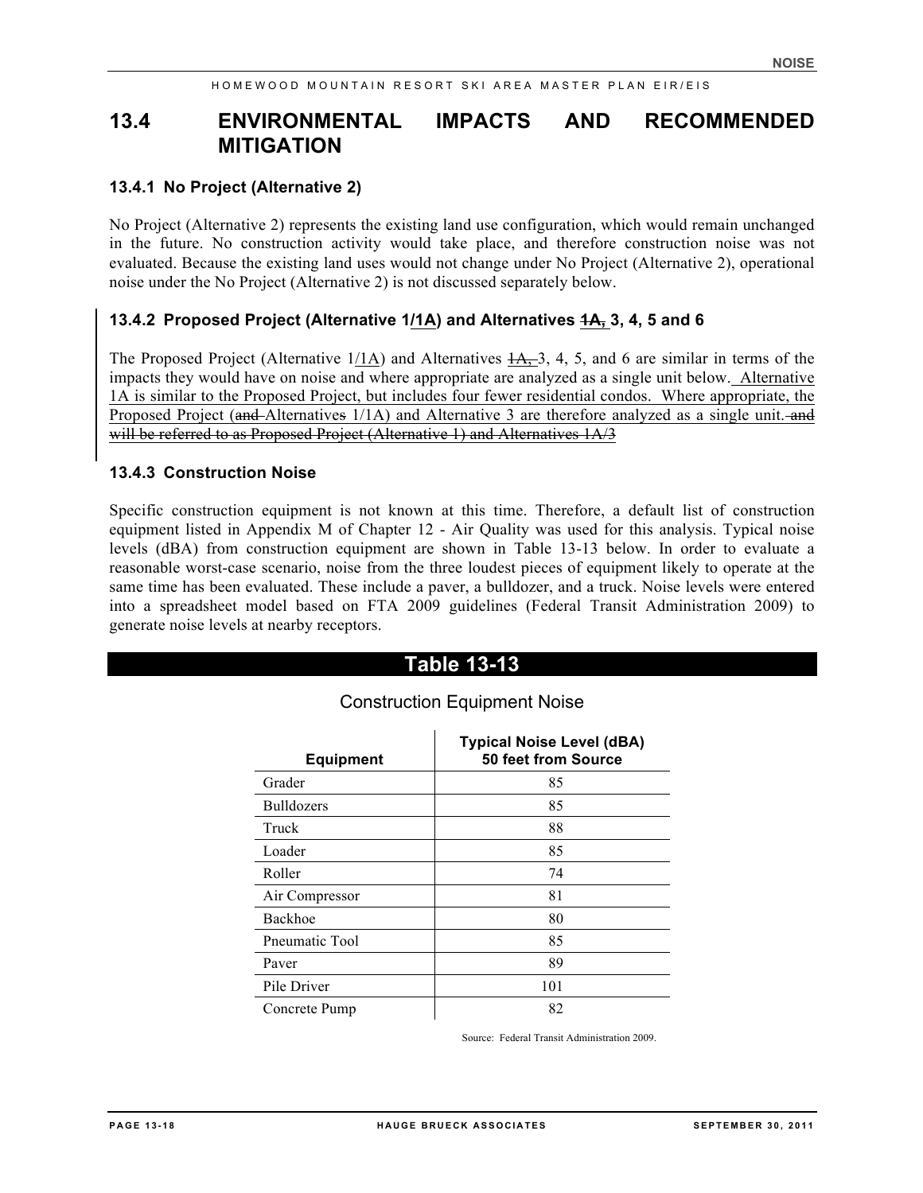## 13.4 ENVIRONMENTAL IMPACTS AND RECOMMENDED MITIGATION

### 13.4.1 No Project (Alternative 2)

No Project (Alternative 2) represents the existing land use configuration, which would remain unchanged in the future. No construction activity would take place, and therefore construction noise was not evaluated. Because the existing land uses would not change under No Project (Alternative 2), operational noise under the No Project (Alternative 2) is not discussed separately below.

### 13.4.2 Proposed Project (Alternative 1/1A) and Alternatives ~~1A,~~ 3, 4, 5 and 6

The Proposed Project (Alternative 1/1A) and Alternatives ~~1A,~~ 3, 4, 5, and 6 are similar in terms of the impacts they would have on noise and where appropriate are analyzed as a single unit below. Alternative 1A is similar to the Proposed Project, but includes four fewer residential condos. Where appropriate, the Proposed Project (~~and~~ Alternative~~s~~ 1/1A) and Alternative 3 are therefore analyzed as a single unit. ~~and will be referred to as Proposed Project (Alternative 1) and Alternatives 1A/3~~

### 13.4.3 Construction Noise

Specific construction equipment is not known at this time. Therefore, a default list of construction equipment listed in Appendix M of Chapter 12 - Air Quality was used for this analysis. Typical noise levels (dBA) from construction equipment are shown in Table 13-13 below. In order to evaluate a reasonable worst-case scenario, noise from the three loudest pieces of equipment likely to operate at the same time has been evaluated. These include a paver, a bulldozer, and a truck. Noise levels were entered into a spreadsheet model based on FTA 2009 guidelines (Federal Transit Administration 2009) to generate noise levels at nearby receptors.

**Table 13-13**

Construction Equipment Noise

| Equipment | Typical Noise Level (dBA) 50 feet from Source |
|---|---|
| Grader | 85 |
| Bulldozers | 85 |
| Truck | 88 |
| Loader | 85 |
| Roller | 74 |
| Air Compressor | 81 |
| Backhoe | 80 |
| Pneumatic Tool | 85 |
| Paver | 89 |
| Pile Driver | 101 |
| Concrete Pump | 82 |

Source: Federal Transit Administration 2009.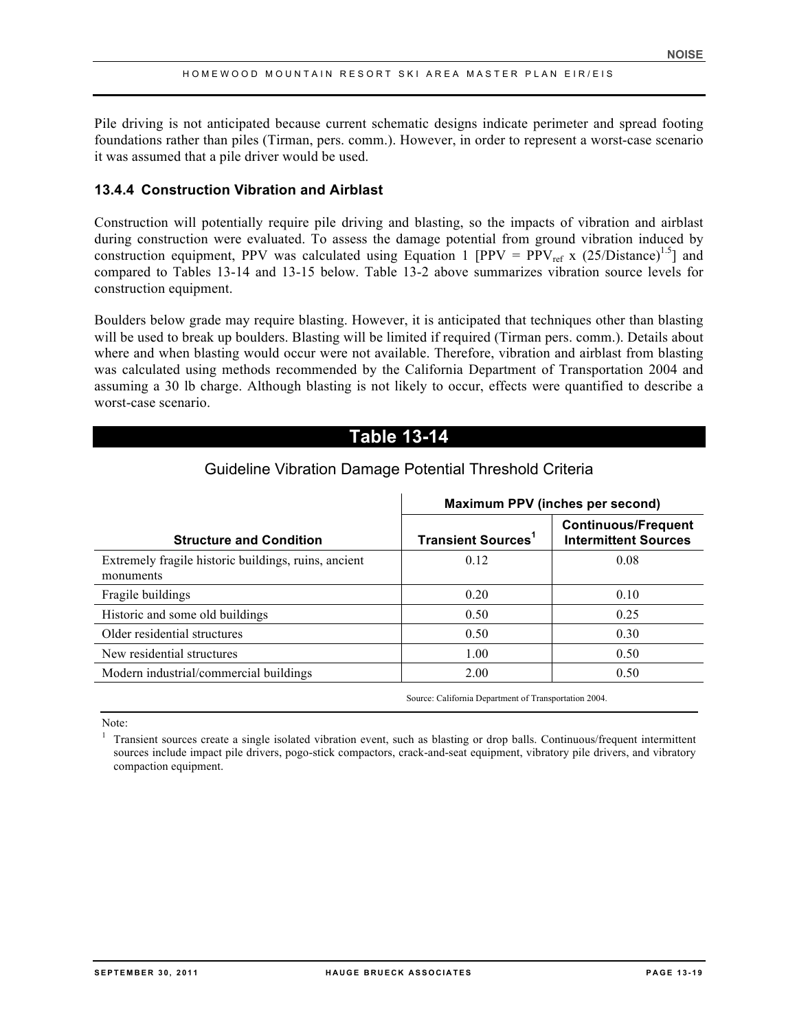Pile driving is not anticipated because current schematic designs indicate perimeter and spread footing foundations rather than piles (Tirman, pers. comm.). However, in order to represent a worst-case scenario it was assumed that a pile driver would be used.

### 13.4.4 Construction Vibration and Airblast

Construction will potentially require pile driving and blasting, so the impacts of vibration and airblast during construction were evaluated. To assess the damage potential from ground vibration induced by construction equipment, PPV was calculated using Equation 1 [$PPV = PPV_{ref} \times (25/Distance)^{1.5}$] and compared to Tables 13-14 and 13-15 below. Table 13-2 above summarizes vibration source levels for construction equipment.

Boulders below grade may require blasting. However, it is anticipated that techniques other than blasting will be used to break up boulders. Blasting will be limited if required (Tirman pers. comm.). Details about where and when blasting would occur were not available. Therefore, vibration and airblast from blasting was calculated using methods recommended by the California Department of Transportation 2004 and assuming a 30 lb charge. Although blasting is not likely to occur, effects were quantified to describe a worst-case scenario.

## Table 13-14

Guideline Vibration Damage Potential Threshold Criteria

| | Maximum PPV (inches per second) | |
|---|---|---|
| **Structure and Condition** | **Transient Sources[1]** | **Continuous/Frequent Intermittent Sources** |
| Extremely fragile historic buildings, ruins, ancient monuments | 0.12 | 0.08 |
| Fragile buildings | 0.20 | 0.10 |
| Historic and some old buildings | 0.50 | 0.25 |
| Older residential structures | 0.50 | 0.30 |
| New residential structures | 1.00 | 0.50 |
| Modern industrial/commercial buildings | 2.00 | 0.50 |

Source: California Department of Transportation 2004.

Note:

[1] Transient sources create a single isolated vibration event, such as blasting or drop balls. Continuous/frequent intermittent sources include impact pile drivers, pogo-stick compactors, crack-and-seat equipment, vibratory pile drivers, and vibratory compaction equipment.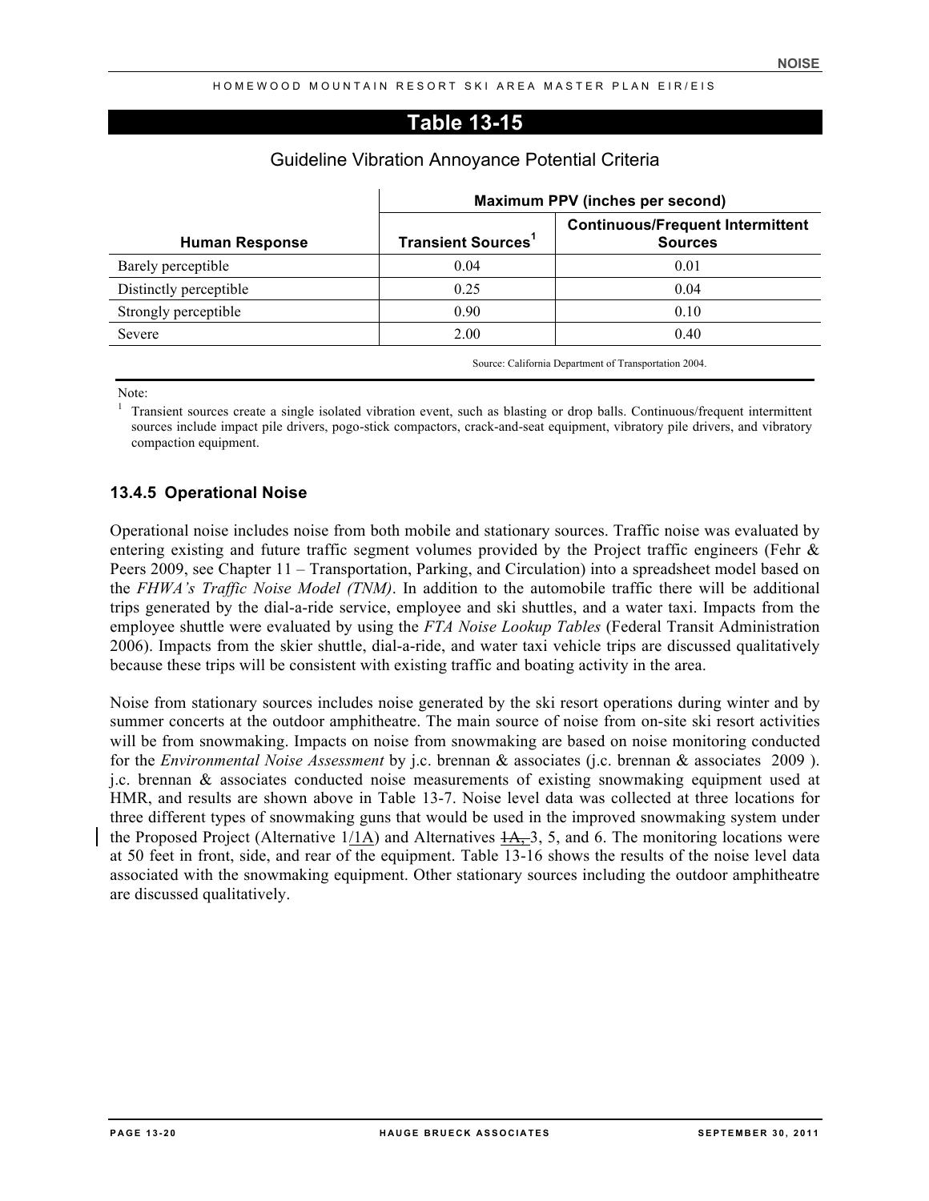## Table 13-15

Guideline Vibration Annoyance Potential Criteria

| Human Response | Maximum PPV (inches per second) | |
|---|---|---|
| | Transient Sources[1] | Continuous/Frequent Intermittent Sources |
| Barely perceptible | 0.04 | 0.01 |
| Distinctly perceptible | 0.25 | 0.04 |
| Strongly perceptible | 0.90 | 0.10 |
| Severe | 2.00 | 0.40 |

Source: California Department of Transportation 2004.

Note:

[1] Transient sources create a single isolated vibration event, such as blasting or drop balls. Continuous/frequent intermittent sources include impact pile drivers, pogo-stick compactors, crack-and-seat equipment, vibratory pile drivers, and vibratory compaction equipment.

### 13.4.5 Operational Noise

Operational noise includes noise from both mobile and stationary sources. Traffic noise was evaluated by entering existing and future traffic segment volumes provided by the Project traffic engineers (Fehr & Peers 2009, see Chapter 11 – Transportation, Parking, and Circulation) into a spreadsheet model based on the *FHWA's Traffic Noise Model (TNM)*. In addition to the automobile traffic there will be additional trips generated by the dial-a-ride service, employee and ski shuttles, and a water taxi. Impacts from the employee shuttle were evaluated by using the *FTA Noise Lookup Tables* (Federal Transit Administration 2006). Impacts from the skier shuttle, dial-a-ride, and water taxi vehicle trips are discussed qualitatively because these trips will be consistent with existing traffic and boating activity in the area.

Noise from stationary sources includes noise generated by the ski resort operations during winter and by summer concerts at the outdoor amphitheatre. The main source of noise from on-site ski resort activities will be from snowmaking. Impacts on noise from snowmaking are based on noise monitoring conducted for the *Environmental Noise Assessment* by j.c. brennan & associates (j.c. brennan & associates 2009 ). j.c. brennan & associates conducted noise measurements of existing snowmaking equipment used at HMR, and results are shown above in Table 13-7. Noise level data was collected at three locations for three different types of snowmaking guns that would be used in the improved snowmaking system under the Proposed Project (Alternative 1/1A) and Alternatives ~~1A,~~ 3, 5, and 6. The monitoring locations were at 50 feet in front, side, and rear of the equipment. Table 13-16 shows the results of the noise level data associated with the snowmaking equipment. Other stationary sources including the outdoor amphitheatre are discussed qualitatively.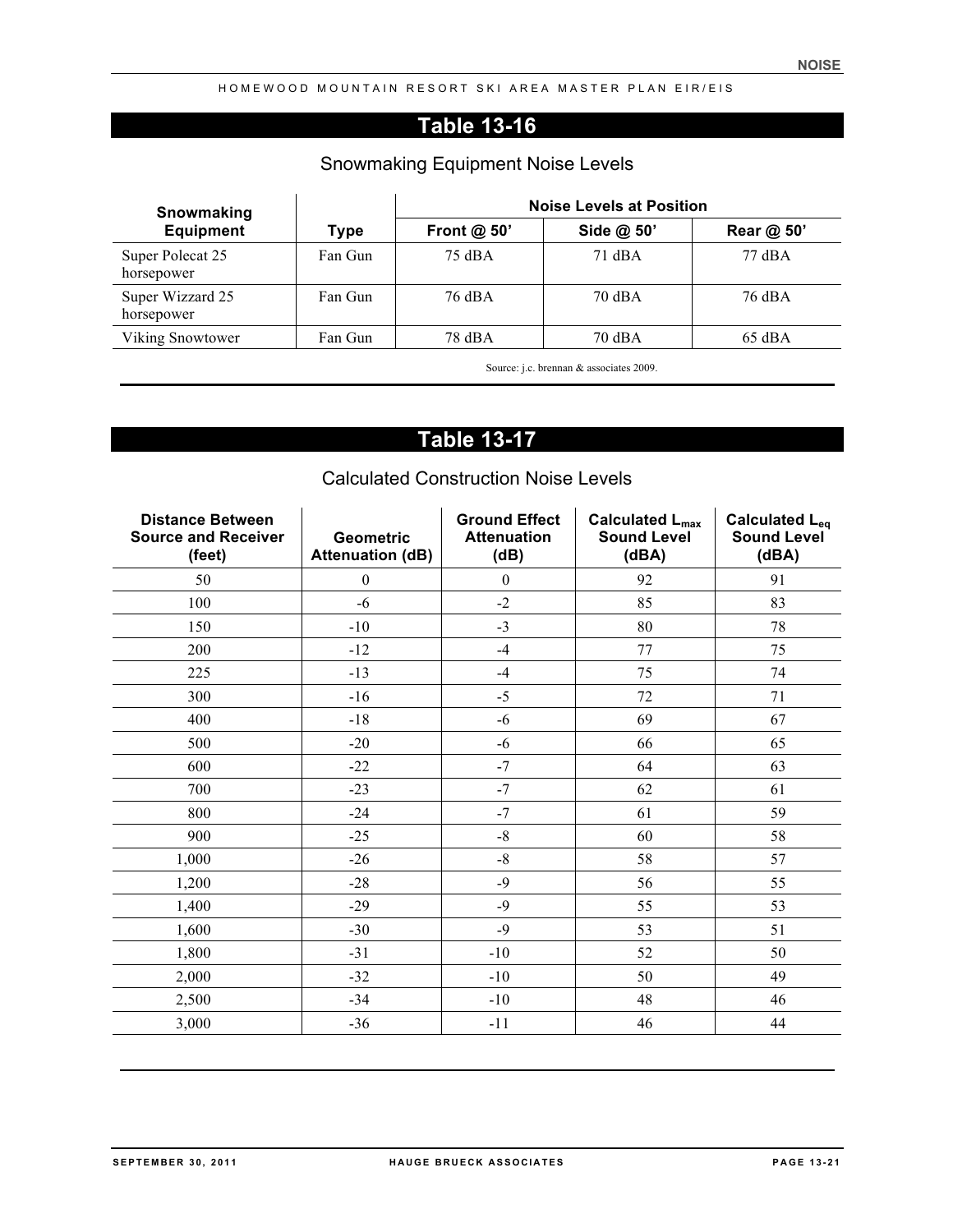## Table 13-16

### Snowmaking Equipment Noise Levels

| Snowmaking Equipment | Type | Noise Levels at Position | | |
|---|---|---|---|---|
| | | Front @ 50' | Side @ 50' | Rear @ 50' |
| Super Polecat 25 horsepower | Fan Gun | 75 dBA | 71 dBA | 77 dBA |
| Super Wizzard 25 horsepower | Fan Gun | 76 dBA | 70 dBA | 76 dBA |
| Viking Snowtower | Fan Gun | 78 dBA | 70 dBA | 65 dBA |

Source: j.c. brennan & associates 2009.

## Table 13-17

### Calculated Construction Noise Levels

| Distance Between Source and Receiver (feet) | Geometric Attenuation (dB) | Ground Effect Attenuation (dB) | Calculated $L_{max}$ Sound Level (dBA) | Calculated $L_{eq}$ Sound Level (dBA) |
|---|---|---|---|---|
| 50 | 0 | 0 | 92 | 91 |
| 100 | -6 | -2 | 85 | 83 |
| 150 | -10 | -3 | 80 | 78 |
| 200 | -12 | -4 | 77 | 75 |
| 225 | -13 | -4 | 75 | 74 |
| 300 | -16 | -5 | 72 | 71 |
| 400 | -18 | -6 | 69 | 67 |
| 500 | -20 | -6 | 66 | 65 |
| 600 | -22 | -7 | 64 | 63 |
| 700 | -23 | -7 | 62 | 61 |
| 800 | -24 | -7 | 61 | 59 |
| 900 | -25 | -8 | 60 | 58 |
| 1,000 | -26 | -8 | 58 | 57 |
| 1,200 | -28 | -9 | 56 | 55 |
| 1,400 | -29 | -9 | 55 | 53 |
| 1,600 | -30 | -9 | 53 | 51 |
| 1,800 | -31 | -10 | 52 | 50 |
| 2,000 | -32 | -10 | 50 | 49 |
| 2,500 | -34 | -10 | 48 | 46 |
| 3,000 | -36 | -11 | 46 | 44 |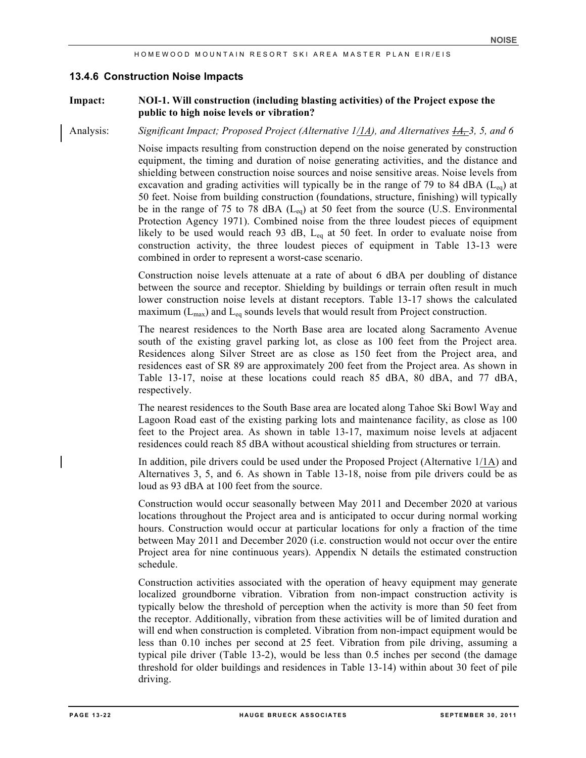### 13.4.6 Construction Noise Impacts

**Impact: NOI-1. Will construction (including blasting activities) of the Project expose the public to high noise levels or vibration?**

Analysis: *Significant Impact; Proposed Project (Alternative 1/1A), and Alternatives ~~1A,~~ 3, 5, and 6*

Noise impacts resulting from construction depend on the noise generated by construction equipment, the timing and duration of noise generating activities, and the distance and shielding between construction noise sources and noise sensitive areas. Noise levels from excavation and grading activities will typically be in the range of 79 to 84 dBA ($L_{eq}$) at 50 feet. Noise from building construction (foundations, structure, finishing) will typically be in the range of 75 to 78 dBA ($L_{eq}$) at 50 feet from the source (U.S. Environmental Protection Agency 1971). Combined noise from the three loudest pieces of equipment likely to be used would reach 93 dB, $L_{eq}$ at 50 feet. In order to evaluate noise from construction activity, the three loudest pieces of equipment in Table 13-13 were combined in order to represent a worst-case scenario.

Construction noise levels attenuate at a rate of about 6 dBA per doubling of distance between the source and receptor. Shielding by buildings or terrain often result in much lower construction noise levels at distant receptors. Table 13-17 shows the calculated maximum ($L_{max}$) and $L_{eq}$ sounds levels that would result from Project construction.

The nearest residences to the North Base area are located along Sacramento Avenue south of the existing gravel parking lot, as close as 100 feet from the Project area. Residences along Silver Street are as close as 150 feet from the Project area, and residences east of SR 89 are approximately 200 feet from the Project area. As shown in Table 13-17, noise at these locations could reach 85 dBA, 80 dBA, and 77 dBA, respectively.

The nearest residences to the South Base area are located along Tahoe Ski Bowl Way and Lagoon Road east of the existing parking lots and maintenance facility, as close as 100 feet to the Project area. As shown in table 13-17, maximum noise levels at adjacent residences could reach 85 dBA without acoustical shielding from structures or terrain.

In addition, pile drivers could be used under the Proposed Project (Alternative 1/1A) and Alternatives 3, 5, and 6. As shown in Table 13-18, noise from pile drivers could be as loud as 93 dBA at 100 feet from the source.

Construction would occur seasonally between May 2011 and December 2020 at various locations throughout the Project area and is anticipated to occur during normal working hours. Construction would occur at particular locations for only a fraction of the time between May 2011 and December 2020 (i.e. construction would not occur over the entire Project area for nine continuous years). Appendix N details the estimated construction schedule.

Construction activities associated with the operation of heavy equipment may generate localized groundborne vibration. Vibration from non-impact construction activity is typically below the threshold of perception when the activity is more than 50 feet from the receptor. Additionally, vibration from these activities will be of limited duration and will end when construction is completed. Vibration from non-impact equipment would be less than 0.10 inches per second at 25 feet. Vibration from pile driving, assuming a typical pile driver (Table 13-2), would be less than 0.5 inches per second (the damage threshold for older buildings and residences in Table 13-14) within about 30 feet of pile driving.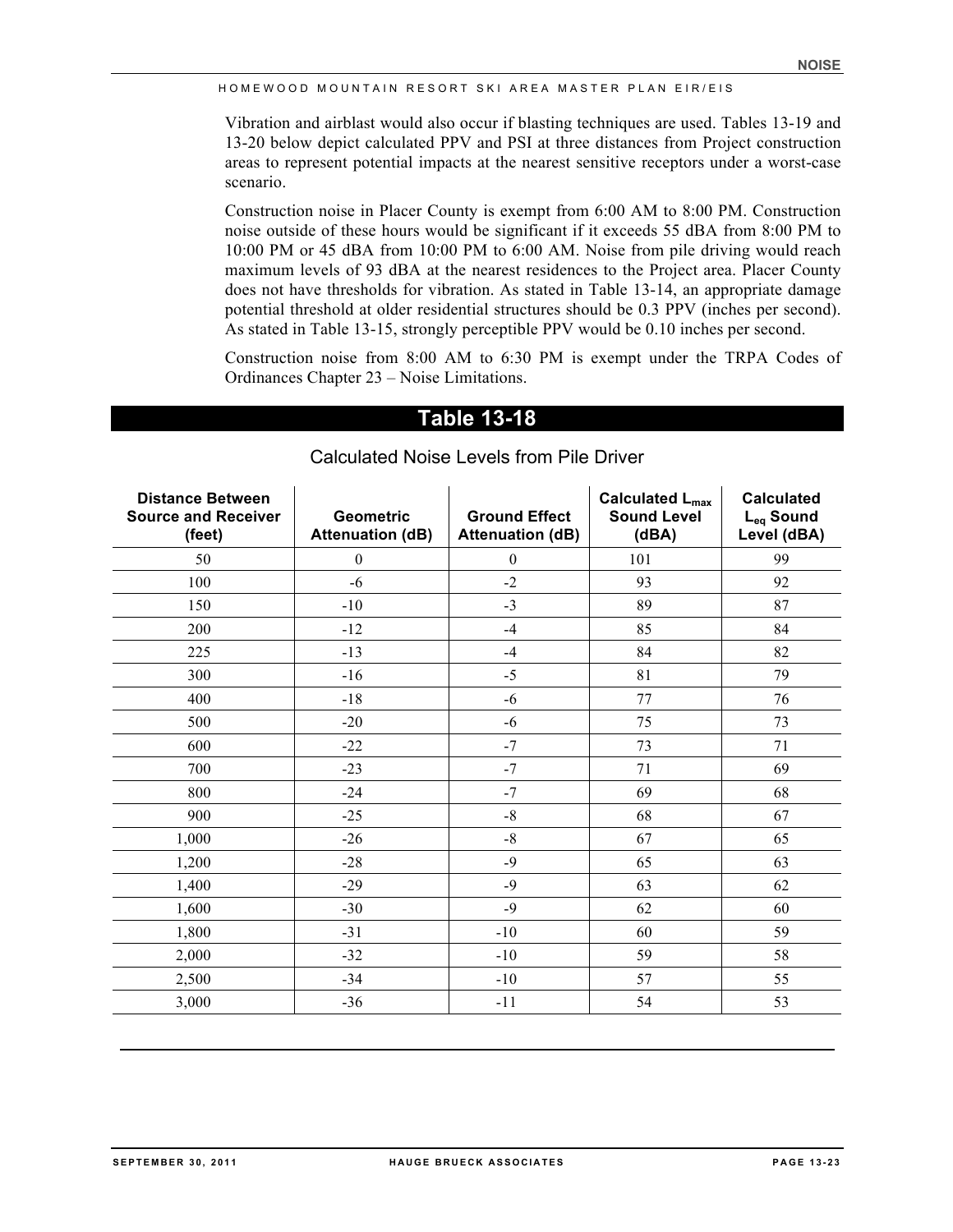Vibration and airblast would also occur if blasting techniques are used. Tables 13-19 and 13-20 below depict calculated PPV and PSI at three distances from Project construction areas to represent potential impacts at the nearest sensitive receptors under a worst-case scenario.

Construction noise in Placer County is exempt from 6:00 AM to 8:00 PM. Construction noise outside of these hours would be significant if it exceeds 55 dBA from 8:00 PM to 10:00 PM or 45 dBA from 10:00 PM to 6:00 AM. Noise from pile driving would reach maximum levels of 93 dBA at the nearest residences to the Project area. Placer County does not have thresholds for vibration. As stated in Table 13-14, an appropriate damage potential threshold at older residential structures should be 0.3 PPV (inches per second). As stated in Table 13-15, strongly perceptible PPV would be 0.10 inches per second.

Construction noise from 8:00 AM to 6:30 PM is exempt under the TRPA Codes of Ordinances Chapter 23 – Noise Limitations.

## Table 13-18

### Calculated Noise Levels from Pile Driver

| Distance Between Source and Receiver (feet) | Geometric Attenuation (dB) | Ground Effect Attenuation (dB) | Calculated $L_{max}$ Sound Level (dBA) | Calculated $L_{eq}$ Sound Level (dBA) |
|---|---|---|---|---|
| 50 | 0 | 0 | 101 | 99 |
| 100 | -6 | -2 | 93 | 92 |
| 150 | -10 | -3 | 89 | 87 |
| 200 | -12 | -4 | 85 | 84 |
| 225 | -13 | -4 | 84 | 82 |
| 300 | -16 | -5 | 81 | 79 |
| 400 | -18 | -6 | 77 | 76 |
| 500 | -20 | -6 | 75 | 73 |
| 600 | -22 | -7 | 73 | 71 |
| 700 | -23 | -7 | 71 | 69 |
| 800 | -24 | -7 | 69 | 68 |
| 900 | -25 | -8 | 68 | 67 |
| 1,000 | -26 | -8 | 67 | 65 |
| 1,200 | -28 | -9 | 65 | 63 |
| 1,400 | -29 | -9 | 63 | 62 |
| 1,600 | -30 | -9 | 62 | 60 |
| 1,800 | -31 | -10 | 60 | 59 |
| 2,000 | -32 | -10 | 59 | 58 |
| 2,500 | -34 | -10 | 57 | 55 |
| 3,000 | -36 | -11 | 54 | 53 |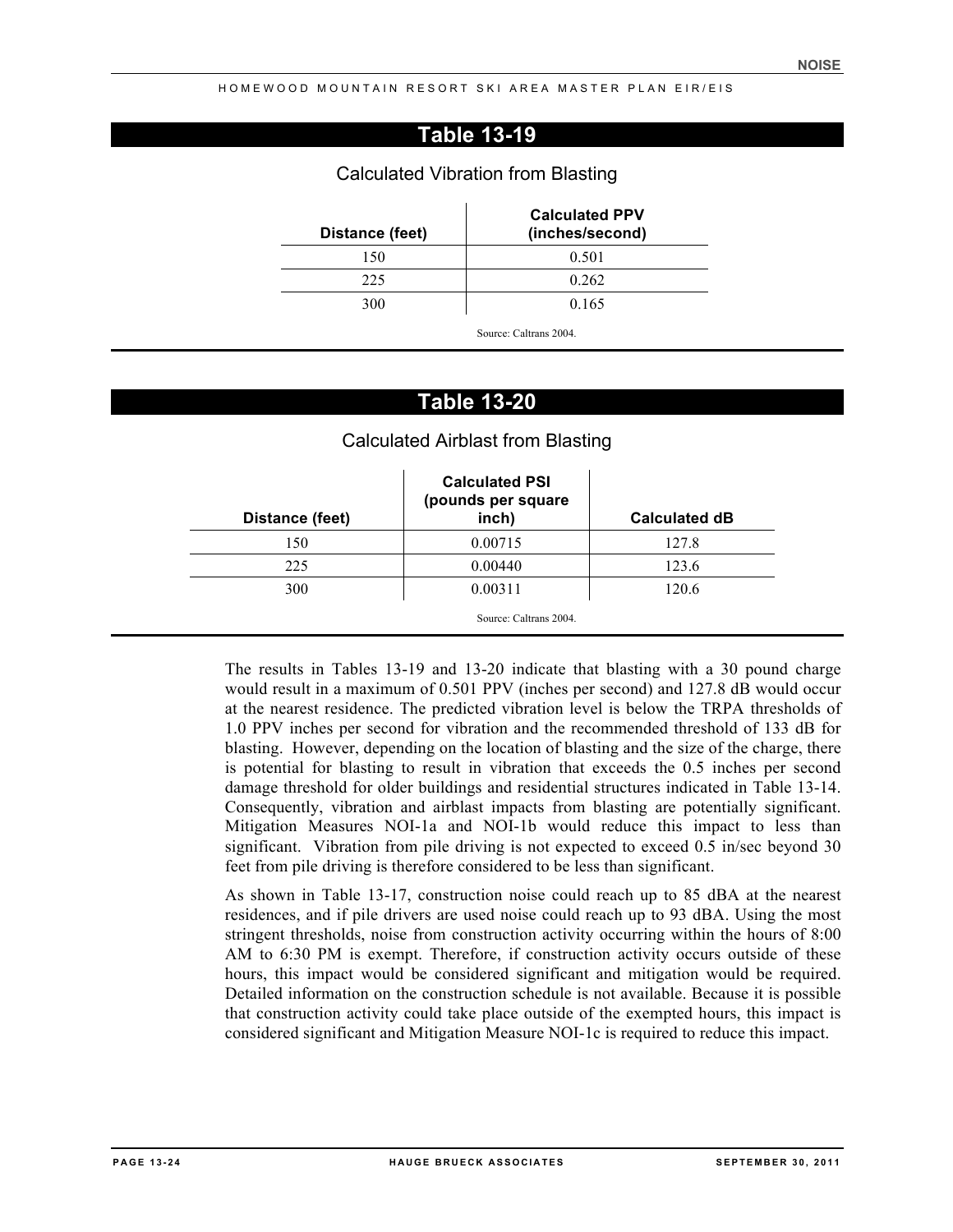## Table 13-19

Calculated Vibration from Blasting

| Distance (feet) | Calculated PPV (inches/second) |
|---|---|
| 150 | 0.501 |
| 225 | 0.262 |
| 300 | 0.165 |

Source: Caltrans 2004.

## Table 13-20

Calculated Airblast from Blasting

| Distance (feet) | Calculated PSI (pounds per square inch) | Calculated dB |
|---|---|---|
| 150 | 0.00715 | 127.8 |
| 225 | 0.00440 | 123.6 |
| 300 | 0.00311 | 120.6 |

Source: Caltrans 2004.

The results in Tables 13-19 and 13-20 indicate that blasting with a 30 pound charge would result in a maximum of 0.501 PPV (inches per second) and 127.8 dB would occur at the nearest residence. The predicted vibration level is below the TRPA thresholds of 1.0 PPV inches per second for vibration and the recommended threshold of 133 dB for blasting. However, depending on the location of blasting and the size of the charge, there is potential for blasting to result in vibration that exceeds the 0.5 inches per second damage threshold for older buildings and residential structures indicated in Table 13-14. Consequently, vibration and airblast impacts from blasting are potentially significant. Mitigation Measures NOI-1a and NOI-1b would reduce this impact to less than significant. Vibration from pile driving is not expected to exceed 0.5 in/sec beyond 30 feet from pile driving is therefore considered to be less than significant.

As shown in Table 13-17, construction noise could reach up to 85 dBA at the nearest residences, and if pile drivers are used noise could reach up to 93 dBA. Using the most stringent thresholds, noise from construction activity occurring within the hours of 8:00 AM to 6:30 PM is exempt. Therefore, if construction activity occurs outside of these hours, this impact would be considered significant and mitigation would be required. Detailed information on the construction schedule is not available. Because it is possible that construction activity could take place outside of the exempted hours, this impact is considered significant and Mitigation Measure NOI-1c is required to reduce this impact.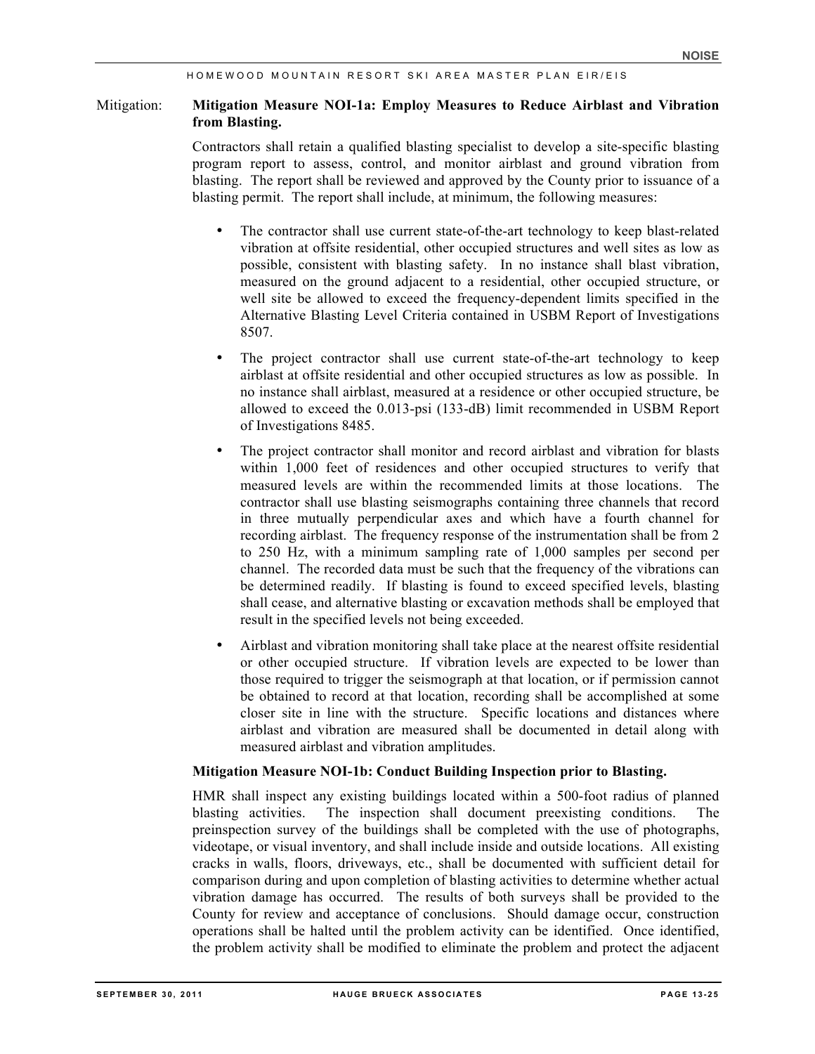Mitigation: **Mitigation Measure NOI-1a: Employ Measures to Reduce Airblast and Vibration from Blasting.**

Contractors shall retain a qualified blasting specialist to develop a site-specific blasting program report to assess, control, and monitor airblast and ground vibration from blasting. The report shall be reviewed and approved by the County prior to issuance of a blasting permit. The report shall include, at minimum, the following measures:

- The contractor shall use current state-of-the-art technology to keep blast-related vibration at offsite residential, other occupied structures and well sites as low as possible, consistent with blasting safety. In no instance shall blast vibration, measured on the ground adjacent to a residential, other occupied structure, or well site be allowed to exceed the frequency-dependent limits specified in the Alternative Blasting Level Criteria contained in USBM Report of Investigations 8507.
- The project contractor shall use current state-of-the-art technology to keep airblast at offsite residential and other occupied structures as low as possible. In no instance shall airblast, measured at a residence or other occupied structure, be allowed to exceed the 0.013-psi (133-dB) limit recommended in USBM Report of Investigations 8485.
- The project contractor shall monitor and record airblast and vibration for blasts within 1,000 feet of residences and other occupied structures to verify that measured levels are within the recommended limits at those locations. The contractor shall use blasting seismographs containing three channels that record in three mutually perpendicular axes and which have a fourth channel for recording airblast. The frequency response of the instrumentation shall be from 2 to 250 Hz, with a minimum sampling rate of 1,000 samples per second per channel. The recorded data must be such that the frequency of the vibrations can be determined readily. If blasting is found to exceed specified levels, blasting shall cease, and alternative blasting or excavation methods shall be employed that result in the specified levels not being exceeded.
- Airblast and vibration monitoring shall take place at the nearest offsite residential or other occupied structure. If vibration levels are expected to be lower than those required to trigger the seismograph at that location, or if permission cannot be obtained to record at that location, recording shall be accomplished at some closer site in line with the structure. Specific locations and distances where airblast and vibration are measured shall be documented in detail along with measured airblast and vibration amplitudes.

**Mitigation Measure NOI-1b: Conduct Building Inspection prior to Blasting.**

HMR shall inspect any existing buildings located within a 500-foot radius of planned blasting activities. The inspection shall document preexisting conditions. The preinspection survey of the buildings shall be completed with the use of photographs, videotape, or visual inventory, and shall include inside and outside locations. All existing cracks in walls, floors, driveways, etc., shall be documented with sufficient detail for comparison during and upon completion of blasting activities to determine whether actual vibration damage has occurred. The results of both surveys shall be provided to the County for review and acceptance of conclusions. Should damage occur, construction operations shall be halted until the problem activity can be identified. Once identified, the problem activity shall be modified to eliminate the problem and protect the adjacent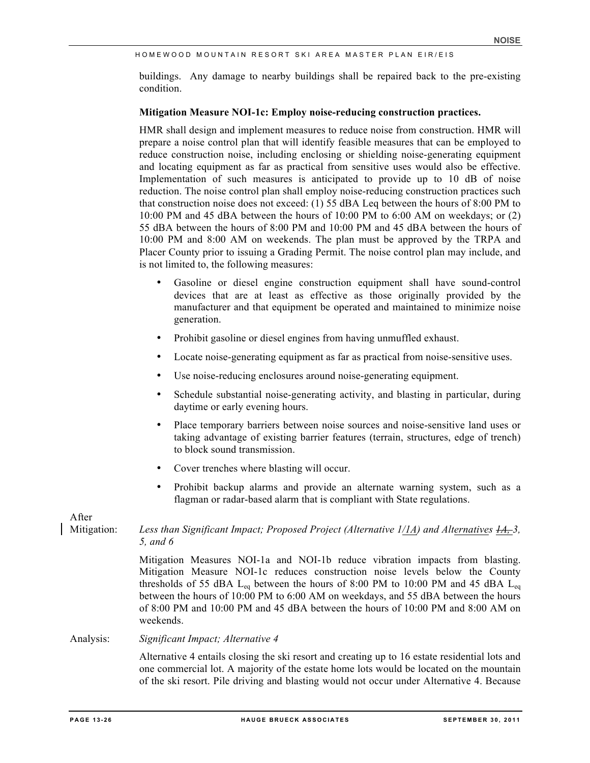buildings. Any damage to nearby buildings shall be repaired back to the pre-existing condition.

**Mitigation Measure NOI-1c: Employ noise-reducing construction practices.**

HMR shall design and implement measures to reduce noise from construction. HMR will prepare a noise control plan that will identify feasible measures that can be employed to reduce construction noise, including enclosing or shielding noise-generating equipment and locating equipment as far as practical from sensitive uses would also be effective. Implementation of such measures is anticipated to provide up to 10 dB of noise reduction. The noise control plan shall employ noise-reducing construction practices such that construction noise does not exceed: (1) 55 dBA Leq between the hours of 8:00 PM to 10:00 PM and 45 dBA between the hours of 10:00 PM to 6:00 AM on weekdays; or (2) 55 dBA between the hours of 8:00 PM and 10:00 PM and 45 dBA between the hours of 10:00 PM and 8:00 AM on weekends. The plan must be approved by the TRPA and Placer County prior to issuing a Grading Permit. The noise control plan may include, and is not limited to, the following measures:

- Gasoline or diesel engine construction equipment shall have sound-control devices that are at least as effective as those originally provided by the manufacturer and that equipment be operated and maintained to minimize noise generation.
- Prohibit gasoline or diesel engines from having unmuffled exhaust.
- Locate noise-generating equipment as far as practical from noise-sensitive uses.
- Use noise-reducing enclosures around noise-generating equipment.
- Schedule substantial noise-generating activity, and blasting in particular, during daytime or early evening hours.
- Place temporary barriers between noise sources and noise-sensitive land uses or taking advantage of existing barrier features (terrain, structures, edge of trench) to block sound transmission.
- Cover trenches where blasting will occur.
- Prohibit backup alarms and provide an alternate warning system, such as a flagman or radar-based alarm that is compliant with State regulations.

After Mitigation: *Less than Significant Impact; Proposed Project (Alternative 1/1A) and Alternatives ~~1A,~~ 3, 5, and 6*

Mitigation Measures NOI-1a and NOI-1b reduce vibration impacts from blasting. Mitigation Measure NOI-1c reduces construction noise levels below the County thresholds of 55 dBA $L_{eq}$ between the hours of 8:00 PM to 10:00 PM and 45 dBA $L_{eq}$ between the hours of 10:00 PM to 6:00 AM on weekdays, and 55 dBA between the hours of 8:00 PM and 10:00 PM and 45 dBA between the hours of 10:00 PM and 8:00 AM on weekends.

Analysis: *Significant Impact; Alternative 4*

Alternative 4 entails closing the ski resort and creating up to 16 estate residential lots and one commercial lot. A majority of the estate home lots would be located on the mountain of the ski resort. Pile driving and blasting would not occur under Alternative 4. Because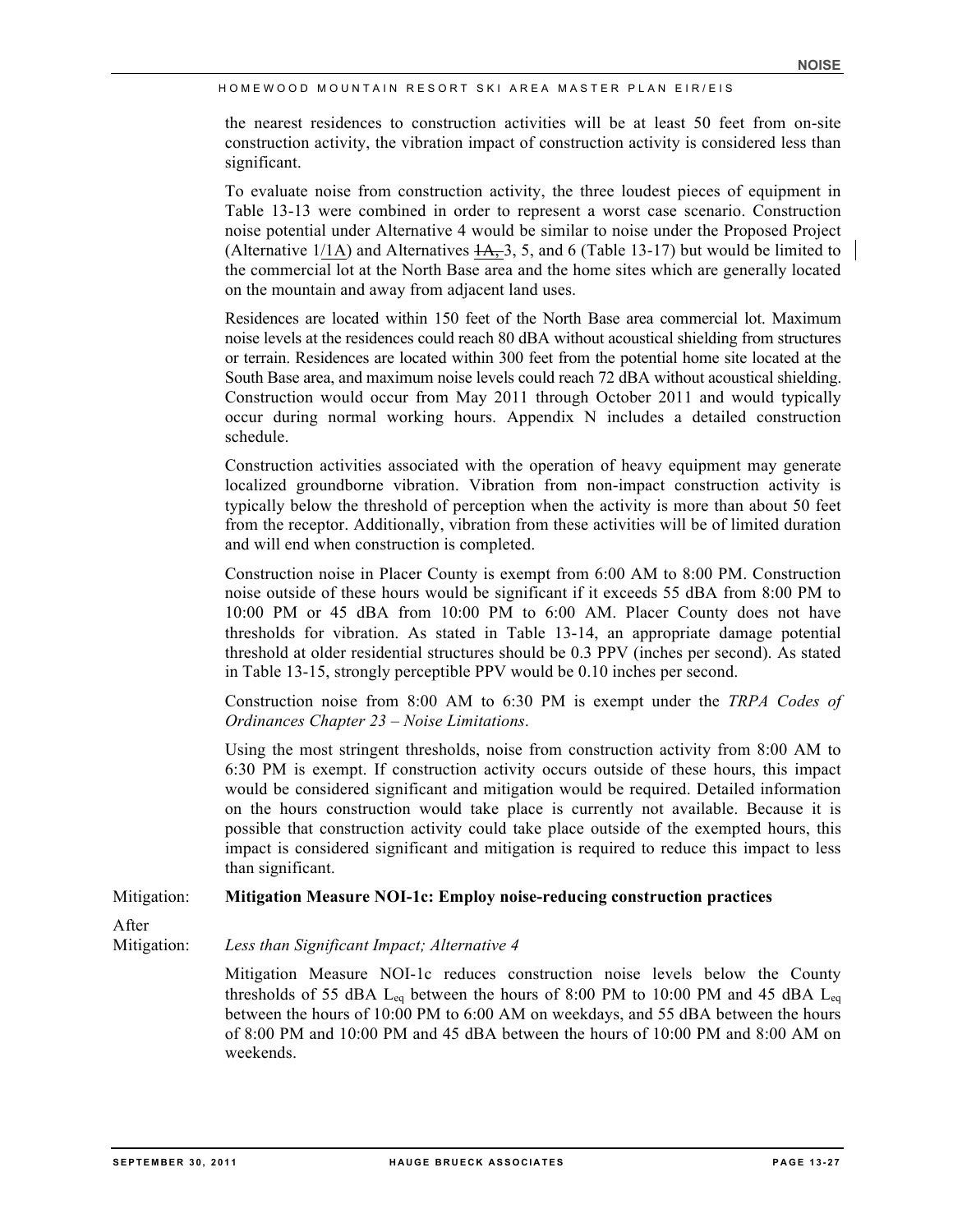the nearest residences to construction activities will be at least 50 feet from on-site construction activity, the vibration impact of construction activity is considered less than significant.

To evaluate noise from construction activity, the three loudest pieces of equipment in Table 13-13 were combined in order to represent a worst case scenario. Construction noise potential under Alternative 4 would be similar to noise under the Proposed Project (Alternative 1/1A) and Alternatives ~~1A,~~ 3, 5, and 6 (Table 13-17) but would be limited to the commercial lot at the North Base area and the home sites which are generally located on the mountain and away from adjacent land uses.

Residences are located within 150 feet of the North Base area commercial lot. Maximum noise levels at the residences could reach 80 dBA without acoustical shielding from structures or terrain. Residences are located within 300 feet from the potential home site located at the South Base area, and maximum noise levels could reach 72 dBA without acoustical shielding. Construction would occur from May 2011 through October 2011 and would typically occur during normal working hours. Appendix N includes a detailed construction schedule.

Construction activities associated with the operation of heavy equipment may generate localized groundborne vibration. Vibration from non-impact construction activity is typically below the threshold of perception when the activity is more than about 50 feet from the receptor. Additionally, vibration from these activities will be of limited duration and will end when construction is completed.

Construction noise in Placer County is exempt from 6:00 AM to 8:00 PM. Construction noise outside of these hours would be significant if it exceeds 55 dBA from 8:00 PM to 10:00 PM or 45 dBA from 10:00 PM to 6:00 AM. Placer County does not have thresholds for vibration. As stated in Table 13-14, an appropriate damage potential threshold at older residential structures should be 0.3 PPV (inches per second). As stated in Table 13-15, strongly perceptible PPV would be 0.10 inches per second.

Construction noise from 8:00 AM to 6:30 PM is exempt under the *TRPA Codes of Ordinances Chapter 23 – Noise Limitations*.

Using the most stringent thresholds, noise from construction activity from 8:00 AM to 6:30 PM is exempt. If construction activity occurs outside of these hours, this impact would be considered significant and mitigation would be required. Detailed information on the hours construction would take place is currently not available. Because it is possible that construction activity could take place outside of the exempted hours, this impact is considered significant and mitigation is required to reduce this impact to less than significant.

Mitigation: **Mitigation Measure NOI-1c: Employ noise-reducing construction practices**

After Mitigation: *Less than Significant Impact; Alternative 4*

Mitigation Measure NOI-1c reduces construction noise levels below the County thresholds of 55 dBA $L_{eq}$ between the hours of 8:00 PM to 10:00 PM and 45 dBA $L_{eq}$ between the hours of 10:00 PM to 6:00 AM on weekdays, and 55 dBA between the hours of 8:00 PM and 10:00 PM and 45 dBA between the hours of 10:00 PM and 8:00 AM on weekends.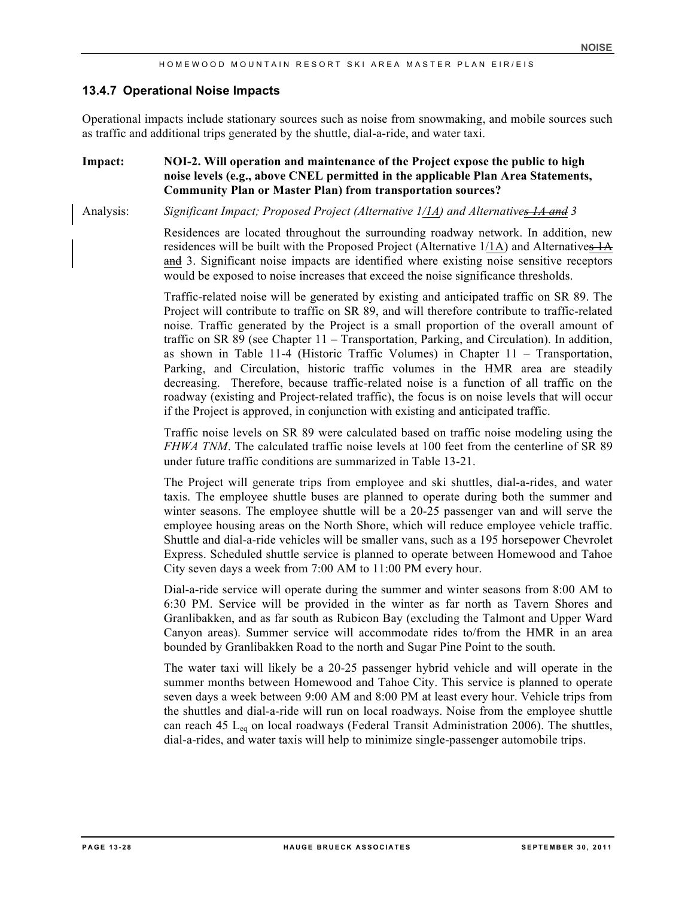### 13.4.7 Operational Noise Impacts

Operational impacts include stationary sources such as noise from snowmaking, and mobile sources such as traffic and additional trips generated by the shuttle, dial-a-ride, and water taxi.

**Impact:** **NOI-2. Will operation and maintenance of the Project expose the public to high noise levels (e.g., above CNEL permitted in the applicable Plan Area Statements, Community Plan or Master Plan) from transportation sources?**

Analysis: *Significant Impact; Proposed Project (Alternative 1/1A) and Alternatives 1A and 3*

Residences are located throughout the surrounding roadway network. In addition, new residences will be built with the Proposed Project (Alternative 1/1A) and Alternatives 1A and 3. Significant noise impacts are identified where existing noise sensitive receptors would be exposed to noise increases that exceed the noise significance thresholds.

Traffic-related noise will be generated by existing and anticipated traffic on SR 89. The Project will contribute to traffic on SR 89, and will therefore contribute to traffic-related noise. Traffic generated by the Project is a small proportion of the overall amount of traffic on SR 89 (see Chapter 11 – Transportation, Parking, and Circulation). In addition, as shown in Table 11-4 (Historic Traffic Volumes) in Chapter 11 – Transportation, Parking, and Circulation, historic traffic volumes in the HMR area are steadily decreasing. Therefore, because traffic-related noise is a function of all traffic on the roadway (existing and Project-related traffic), the focus is on noise levels that will occur if the Project is approved, in conjunction with existing and anticipated traffic.

Traffic noise levels on SR 89 were calculated based on traffic noise modeling using the *FHWA TNM*. The calculated traffic noise levels at 100 feet from the centerline of SR 89 under future traffic conditions are summarized in Table 13-21.

The Project will generate trips from employee and ski shuttles, dial-a-rides, and water taxis. The employee shuttle buses are planned to operate during both the summer and winter seasons. The employee shuttle will be a 20-25 passenger van and will serve the employee housing areas on the North Shore, which will reduce employee vehicle traffic. Shuttle and dial-a-ride vehicles will be smaller vans, such as a 195 horsepower Chevrolet Express. Scheduled shuttle service is planned to operate between Homewood and Tahoe City seven days a week from 7:00 AM to 11:00 PM every hour.

Dial-a-ride service will operate during the summer and winter seasons from 8:00 AM to 6:30 PM. Service will be provided in the winter as far north as Tavern Shores and Granlibakken, and as far south as Rubicon Bay (excluding the Talmont and Upper Ward Canyon areas). Summer service will accommodate rides to/from the HMR in an area bounded by Granlibakken Road to the north and Sugar Pine Point to the south.

The water taxi will likely be a 20-25 passenger hybrid vehicle and will operate in the summer months between Homewood and Tahoe City. This service is planned to operate seven days a week between 9:00 AM and 8:00 PM at least every hour. Vehicle trips from the shuttles and dial-a-ride will run on local roadways. Noise from the employee shuttle can reach 45 $L_{eq}$ on local roadways (Federal Transit Administration 2006). The shuttles, dial-a-rides, and water taxis will help to minimize single-passenger automobile trips.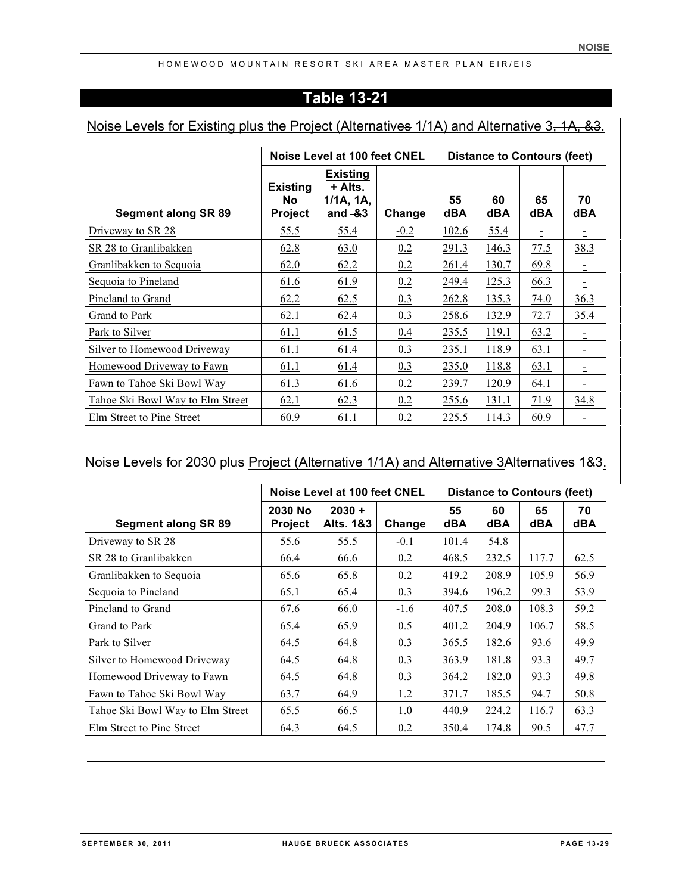## Table 13-21

Noise Levels for Existing plus the Project (Alternatives 1/1A) and Alternative 3~~, 1A, &3~~.

| Segment along SR 89 | Noise Level at 100 feet CNEL | | | Distance to Contours (feet) | | | |
|---|---|---|---|---|---|---|---|
| | Existing No Project | Existing + Alts. 1/1A~~, 1A,~~ and ~~&~~3 | Change | 55 dBA | 60 dBA | 65 dBA | 70 dBA |
| Driveway to SR 28 | 55.5 | 55.4 | -0.2 | 102.6 | 55.4 | - | - |
| SR 28 to Granlibakken | 62.8 | 63.0 | 0.2 | 291.3 | 146.3 | 77.5 | 38.3 |
| Granlibakken to Sequoia | 62.0 | 62.2 | 0.2 | 261.4 | 130.7 | 69.8 | - |
| Sequoia to Pineland | 61.6 | 61.9 | 0.2 | 249.4 | 125.3 | 66.3 | - |
| Pineland to Grand | 62.2 | 62.5 | 0.3 | 262.8 | 135.3 | 74.0 | 36.3 |
| Grand to Park | 62.1 | 62.4 | 0.3 | 258.6 | 132.9 | 72.7 | 35.4 |
| Park to Silver | 61.1 | 61.5 | 0.4 | 235.5 | 119.1 | 63.2 | - |
| Silver to Homewood Driveway | 61.1 | 61.4 | 0.3 | 235.1 | 118.9 | 63.1 | - |
| Homewood Driveway to Fawn | 61.1 | 61.4 | 0.3 | 235.0 | 118.8 | 63.1 | - |
| Fawn to Tahoe Ski Bowl Way | 61.3 | 61.6 | 0.2 | 239.7 | 120.9 | 64.1 | - |
| Tahoe Ski Bowl Way to Elm Street | 62.1 | 62.3 | 0.2 | 255.6 | 131.1 | 71.9 | 34.8 |
| Elm Street to Pine Street | 60.9 | 61.1 | 0.2 | 225.5 | 114.3 | 60.9 | - |

Noise Levels for 2030 plus Project (Alternative 1/1A) and Alternative 3~~Alternatives 1&3~~.

| Segment along SR 89 | Noise Level at 100 feet CNEL | | | Distance to Contours (feet) | | | |
|---|---|---|---|---|---|---|---|
| | 2030 No Project | 2030 + Alts. 1&3 | Change | 55 dBA | 60 dBA | 65 dBA | 70 dBA |
| Driveway to SR 28 | 55.6 | 55.5 | -0.1 | 101.4 | 54.8 | – | – |
| SR 28 to Granlibakken | 66.4 | 66.6 | 0.2 | 468.5 | 232.5 | 117.7 | 62.5 |
| Granlibakken to Sequoia | 65.6 | 65.8 | 0.2 | 419.2 | 208.9 | 105.9 | 56.9 |
| Sequoia to Pineland | 65.1 | 65.4 | 0.3 | 394.6 | 196.2 | 99.3 | 53.9 |
| Pineland to Grand | 67.6 | 66.0 | -1.6 | 407.5 | 208.0 | 108.3 | 59.2 |
| Grand to Park | 65.4 | 65.9 | 0.5 | 401.2 | 204.9 | 106.7 | 58.5 |
| Park to Silver | 64.5 | 64.8 | 0.3 | 365.5 | 182.6 | 93.6 | 49.9 |
| Silver to Homewood Driveway | 64.5 | 64.8 | 0.3 | 363.9 | 181.8 | 93.3 | 49.7 |
| Homewood Driveway to Fawn | 64.5 | 64.8 | 0.3 | 364.2 | 182.0 | 93.3 | 49.8 |
| Fawn to Tahoe Ski Bowl Way | 63.7 | 64.9 | 1.2 | 371.7 | 185.5 | 94.7 | 50.8 |
| Tahoe Ski Bowl Way to Elm Street | 65.5 | 66.5 | 1.0 | 440.9 | 224.2 | 116.7 | 63.3 |
| Elm Street to Pine Street | 64.3 | 64.5 | 0.2 | 350.4 | 174.8 | 90.5 | 47.7 |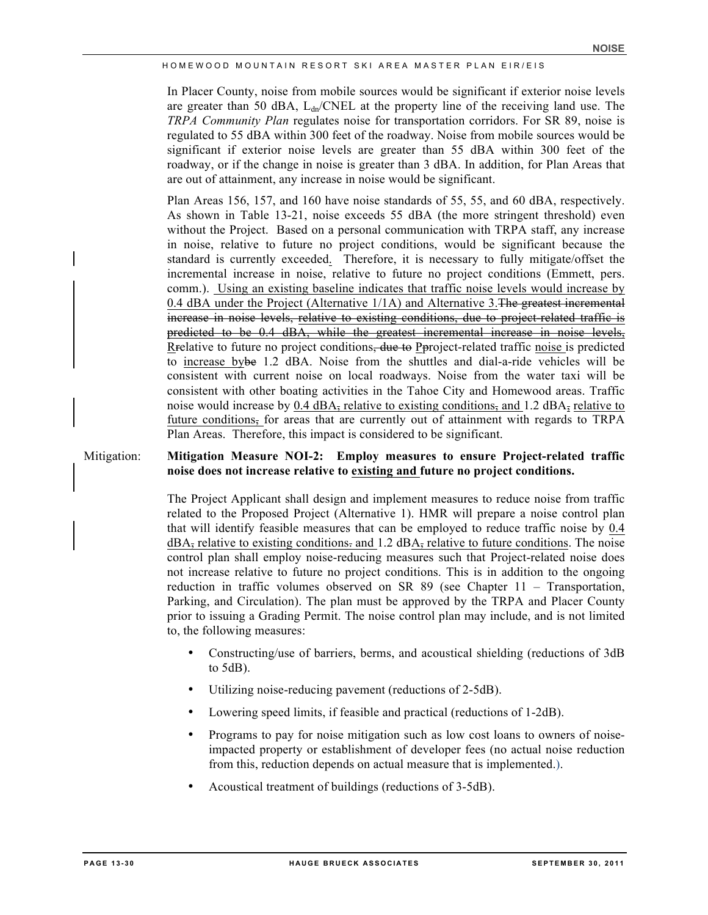In Placer County, noise from mobile sources would be significant if exterior noise levels are greater than 50 dBA, $L_{dn}$/CNEL at the property line of the receiving land use. The *TRPA Community Plan* regulates noise for transportation corridors. For SR 89, noise is regulated to 55 dBA within 300 feet of the roadway. Noise from mobile sources would be significant if exterior noise levels are greater than 55 dBA within 300 feet of the roadway, or if the change in noise is greater than 3 dBA. In addition, for Plan Areas that are out of attainment, any increase in noise would be significant.

Plan Areas 156, 157, and 160 have noise standards of 55, 55, and 60 dBA, respectively. As shown in Table 13-21, noise exceeds 55 dBA (the more stringent threshold) even without the Project. Based on a personal communication with TRPA staff, any increase in noise, relative to future no project conditions, would be significant because the standard is currently exceeded<u>.</u> Therefore, it is necessary to fully mitigate/offset the incremental increase in noise, relative to future no project conditions (Emmett, pers. comm.). <u>Using an existing baseline indicates that traffic noise levels would increase by 0.4 dBA under the Project (Alternative 1/1A) and Alternative 3.</u>~~The greatest incremental increase in noise levels, relative to existing conditions, due to project-related traffic is predicted to be 0.4 dBA, while the greatest incremental increase in noise levels,~~ <u>R</u>~~r~~elative to future no project conditions~~, due to~~ <u>P</u>~~p~~roject-related traffic <u>noise</u> is predicted to <u>increase by</u>~~be~~ 1.2 dBA. Noise from the shuttles and dial-a-ride vehicles will be consistent with current noise on local roadways. Noise from the water taxi will be consistent with other boating activities in the Tahoe City and Homewood areas. Traffic noise would increase by <u>0.4 dBA</u>~~,~~ <u>relative to existing conditions</u>~~,~~ <u>and</u> 1.2 dBA~~,~~ <u>relative to future conditions</u>~~,~~ for areas that are currently out of attainment with regards to TRPA Plan Areas. Therefore, this impact is considered to be significant.

Mitigation: **Mitigation Measure NOI-2: Employ measures to ensure Project-related traffic noise does not increase relative to <u>existing and</u> future no project conditions.**

The Project Applicant shall design and implement measures to reduce noise from traffic related to the Proposed Project (Alternative 1). HMR will prepare a noise control plan that will identify feasible measures that can be employed to reduce traffic noise by <u>0.4 dBA</u>~~,~~ <u>relative to existing conditions</u>~~.~~ <u>and</u> 1.2 dB<u>A</u>~~,~~ <u>relative to future conditions</u>. The noise control plan shall employ noise-reducing measures such that Project-related noise does not increase relative to future no project conditions. This is in addition to the ongoing reduction in traffic volumes observed on SR 89 (see Chapter 11 – Transportation, Parking, and Circulation). The plan must be approved by the TRPA and Placer County prior to issuing a Grading Permit. The noise control plan may include, and is not limited to, the following measures:

- Constructing/use of barriers, berms, and acoustical shielding (reductions of 3dB to 5dB).
- Utilizing noise-reducing pavement (reductions of 2-5dB).
- Lowering speed limits, if feasible and practical (reductions of 1-2dB).
- Programs to pay for noise mitigation such as low cost loans to owners of noise-impacted property or establishment of developer fees (no actual noise reduction from this, reduction depends on actual measure that is implemented.).
- Acoustical treatment of buildings (reductions of 3-5dB).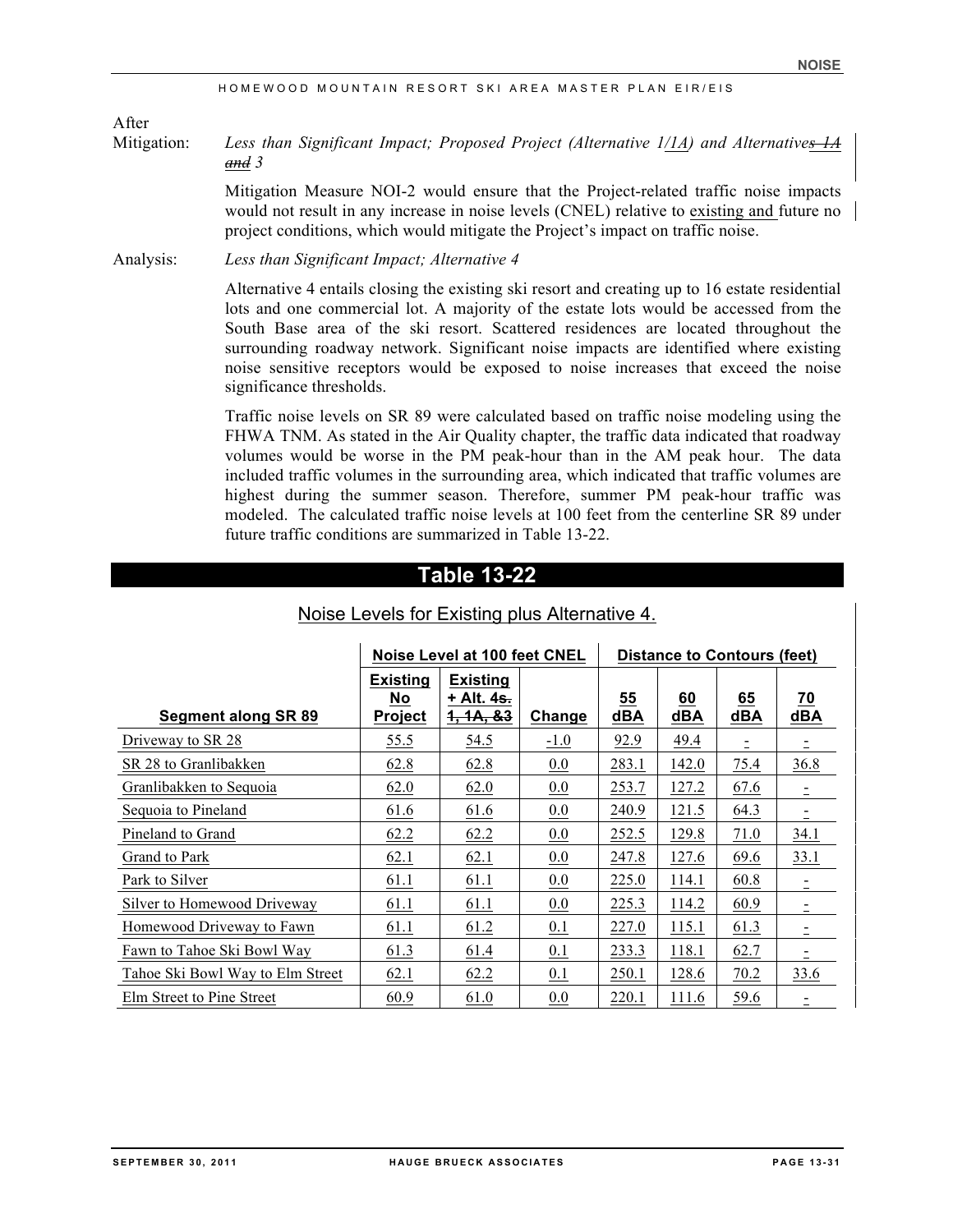After Mitigation: *Less than Significant Impact; Proposed Project (Alternative 1/1A) and Alternatives 1A and 3*

Mitigation Measure NOI-2 would ensure that the Project-related traffic noise impacts would not result in any increase in noise levels (CNEL) relative to existing and future no project conditions, which would mitigate the Project's impact on traffic noise.

Analysis: *Less than Significant Impact; Alternative 4*

Alternative 4 entails closing the existing ski resort and creating up to 16 estate residential lots and one commercial lot. A majority of the estate lots would be accessed from the South Base area of the ski resort. Scattered residences are located throughout the surrounding roadway network. Significant noise impacts are identified where existing noise sensitive receptors would be exposed to noise increases that exceed the noise significance thresholds.

Traffic noise levels on SR 89 were calculated based on traffic noise modeling using the FHWA TNM. As stated in the Air Quality chapter, the traffic data indicated that roadway volumes would be worse in the PM peak-hour than in the AM peak hour. The data included traffic volumes in the surrounding area, which indicated that traffic volumes are highest during the summer season. Therefore, summer PM peak-hour traffic was modeled. The calculated traffic noise levels at 100 feet from the centerline SR 89 under future traffic conditions are summarized in Table 13-22.

## Table 13-22

Noise Levels for Existing plus Alternative 4.

| Segment along SR 89 | Noise Level at 100 feet CNEL | | | Distance to Contours (feet) | | | |
|---|---|---|---|---|---|---|---|
| | Existing No Project | Existing + Alt. 4s. 1, 1A, &3 | Change | 55 dBA | 60 dBA | 65 dBA | 70 dBA |
| Driveway to SR 28 | 55.5 | 54.5 | -1.0 | 92.9 | 49.4 | - | - |
| SR 28 to Granlibakken | 62.8 | 62.8 | 0.0 | 283.1 | 142.0 | 75.4 | 36.8 |
| Granlibakken to Sequoia | 62.0 | 62.0 | 0.0 | 253.7 | 127.2 | 67.6 | - |
| Sequoia to Pineland | 61.6 | 61.6 | 0.0 | 240.9 | 121.5 | 64.3 | - |
| Pineland to Grand | 62.2 | 62.2 | 0.0 | 252.5 | 129.8 | 71.0 | 34.1 |
| Grand to Park | 62.1 | 62.1 | 0.0 | 247.8 | 127.6 | 69.6 | 33.1 |
| Park to Silver | 61.1 | 61.1 | 0.0 | 225.0 | 114.1 | 60.8 | - |
| Silver to Homewood Driveway | 61.1 | 61.1 | 0.0 | 225.3 | 114.2 | 60.9 | - |
| Homewood Driveway to Fawn | 61.1 | 61.2 | 0.1 | 227.0 | 115.1 | 61.3 | - |
| Fawn to Tahoe Ski Bowl Way | 61.3 | 61.4 | 0.1 | 233.3 | 118.1 | 62.7 | - |
| Tahoe Ski Bowl Way to Elm Street | 62.1 | 62.2 | 0.1 | 250.1 | 128.6 | 70.2 | 33.6 |
| Elm Street to Pine Street | 60.9 | 61.0 | 0.0 | 220.1 | 111.6 | 59.6 | - |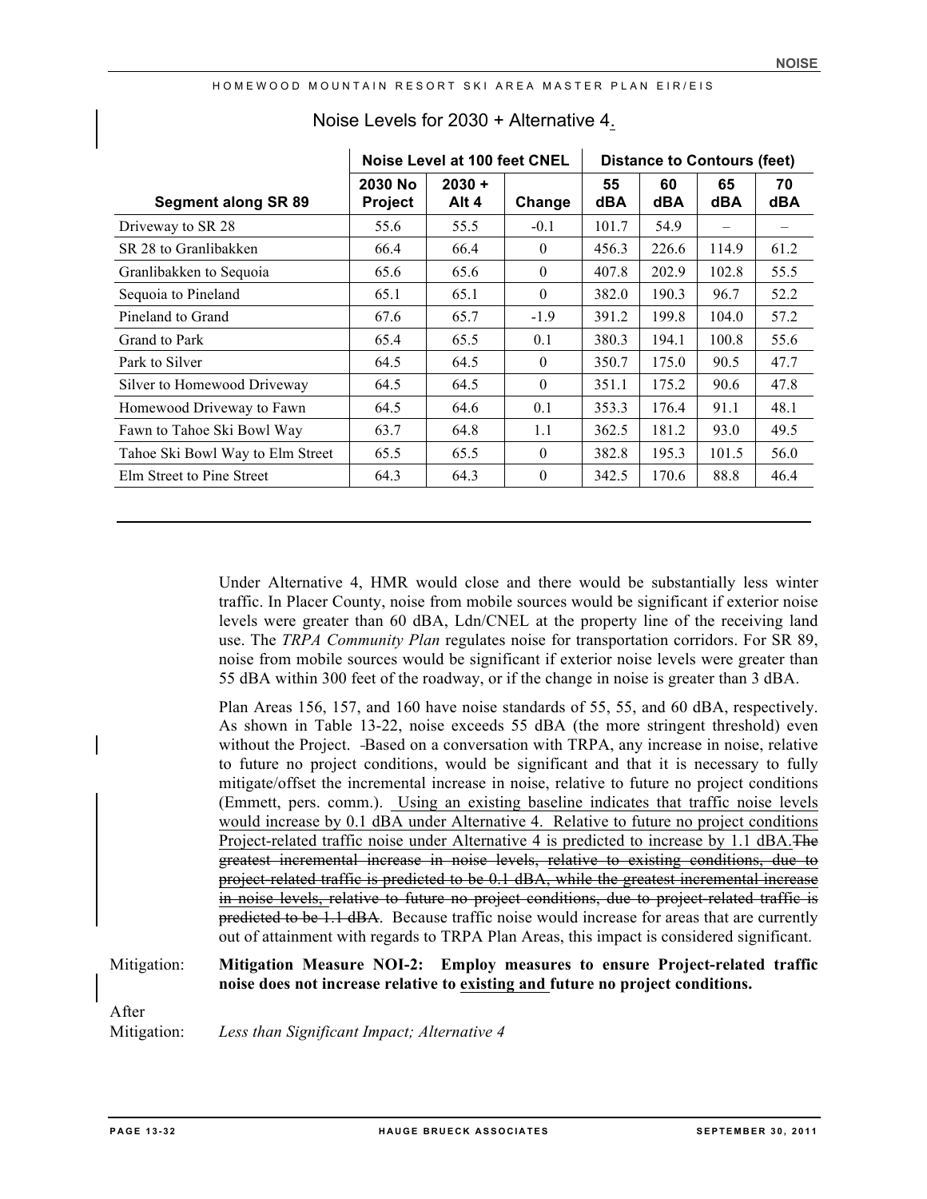Noise Levels for 2030 + Alternative 4.

| Segment along SR 89 | Noise Level at 100 feet CNEL | | | Distance to Contours (feet) | | | |
|---|---|---|---|---|---|---|---|
| | 2030 No Project | 2030 + Alt 4 | Change | 55 dBA | 60 dBA | 65 dBA | 70 dBA |
| Driveway to SR 28 | 55.6 | 55.5 | -0.1 | 101.7 | 54.9 | – | – |
| SR 28 to Granlibakken | 66.4 | 66.4 | 0 | 456.3 | 226.6 | 114.9 | 61.2 |
| Granlibakken to Sequoia | 65.6 | 65.6 | 0 | 407.8 | 202.9 | 102.8 | 55.5 |
| Sequoia to Pineland | 65.1 | 65.1 | 0 | 382.0 | 190.3 | 96.7 | 52.2 |
| Pineland to Grand | 67.6 | 65.7 | -1.9 | 391.2 | 199.8 | 104.0 | 57.2 |
| Grand to Park | 65.4 | 65.5 | 0.1 | 380.3 | 194.1 | 100.8 | 55.6 |
| Park to Silver | 64.5 | 64.5 | 0 | 350.7 | 175.0 | 90.5 | 47.7 |
| Silver to Homewood Driveway | 64.5 | 64.5 | 0 | 351.1 | 175.2 | 90.6 | 47.8 |
| Homewood Driveway to Fawn | 64.5 | 64.6 | 0.1 | 353.3 | 176.4 | 91.1 | 48.1 |
| Fawn to Tahoe Ski Bowl Way | 63.7 | 64.8 | 1.1 | 362.5 | 181.2 | 93.0 | 49.5 |
| Tahoe Ski Bowl Way to Elm Street | 65.5 | 65.5 | 0 | 382.8 | 195.3 | 101.5 | 56.0 |
| Elm Street to Pine Street | 64.3 | 64.3 | 0 | 342.5 | 170.6 | 88.8 | 46.4 |

Under Alternative 4, HMR would close and there would be substantially less winter traffic. In Placer County, noise from mobile sources would be significant if exterior noise levels were greater than 60 dBA, Ldn/CNEL at the property line of the receiving land use. The *TRPA Community Plan* regulates noise for transportation corridors. For SR 89, noise from mobile sources would be significant if exterior noise levels were greater than 55 dBA within 300 feet of the roadway, or if the change in noise is greater than 3 dBA.

Plan Areas 156, 157, and 160 have noise standards of 55, 55, and 60 dBA, respectively. As shown in Table 13-22, noise exceeds 55 dBA (the more stringent threshold) even without the Project. Based on a conversation with TRPA, any increase in noise, relative to future no project conditions, would be significant and that it is necessary to fully mitigate/offset the incremental increase in noise, relative to future no project conditions (Emmett, pers. comm.). Using an existing baseline indicates that traffic noise levels would increase by 0.1 dBA under Alternative 4. Relative to future no project conditions Project-related traffic noise under Alternative 4 is predicted to increase by 1.1 dBA. ~~The greatest incremental increase in noise levels, relative to existing conditions, due to project-related traffic is predicted to be 0.1 dBA, while the greatest incremental increase in noise levels, relative to future no project conditions, due to project-related traffic is predicted to be 1.1 dBA.~~ Because traffic noise would increase for areas that are currently out of attainment with regards to TRPA Plan Areas, this impact is considered significant.

Mitigation: **Mitigation Measure NOI-2: Employ measures to ensure Project-related traffic noise does not increase relative to existing and future no project conditions.**

After Mitigation: *Less than Significant Impact; Alternative 4*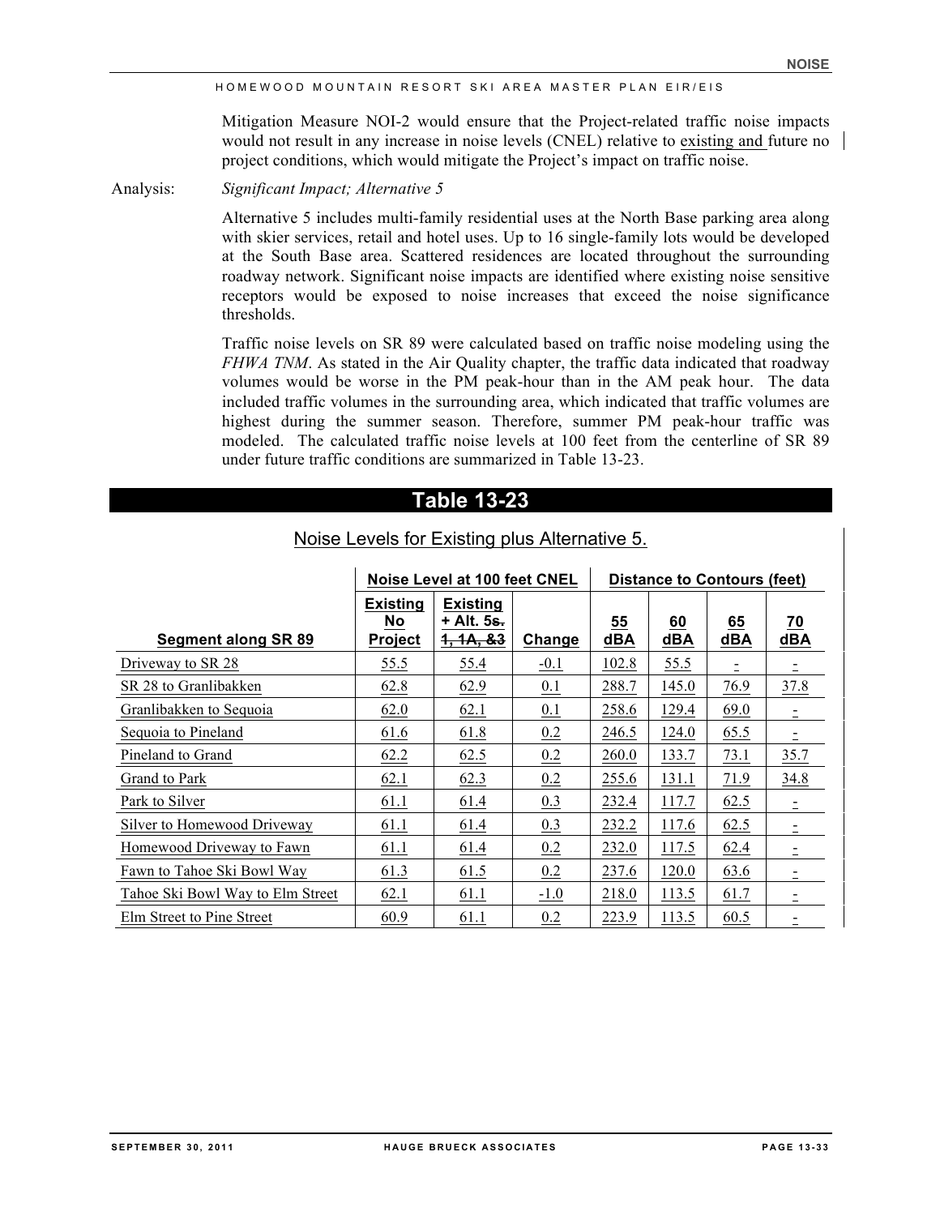Mitigation Measure NOI-2 would ensure that the Project-related traffic noise impacts would not result in any increase in noise levels (CNEL) relative to existing and future no project conditions, which would mitigate the Project's impact on traffic noise.

Analysis: *Significant Impact; Alternative 5*

Alternative 5 includes multi-family residential uses at the North Base parking area along with skier services, retail and hotel uses. Up to 16 single-family lots would be developed at the South Base area. Scattered residences are located throughout the surrounding roadway network. Significant noise impacts are identified where existing noise sensitive receptors would be exposed to noise increases that exceed the noise significance thresholds.

Traffic noise levels on SR 89 were calculated based on traffic noise modeling using the *FHWA TNM*. As stated in the Air Quality chapter, the traffic data indicated that roadway volumes would be worse in the PM peak-hour than in the AM peak hour. The data included traffic volumes in the surrounding area, which indicated that traffic volumes are highest during the summer season. Therefore, summer PM peak-hour traffic was modeled. The calculated traffic noise levels at 100 feet from the centerline of SR 89 under future traffic conditions are summarized in Table 13-23.

## Table 13-23

Noise Levels for Existing plus Alternative 5.

| | Noise Level at 100 feet CNEL | | | Distance to Contours (feet) | | | |
|---|---|---|---|---|---|---|---|
| Segment along SR 89 | Existing No Project | Existing + Alt. 5~~s. 1, 1A, &3~~ | Change | 55 dBA | 60 dBA | 65 dBA | 70 dBA |
| Driveway to SR 28 | 55.5 | 55.4 | -0.1 | 102.8 | 55.5 | - | - |
| SR 28 to Granlibakken | 62.8 | 62.9 | 0.1 | 288.7 | 145.0 | 76.9 | 37.8 |
| Granlibakken to Sequoia | 62.0 | 62.1 | 0.1 | 258.6 | 129.4 | 69.0 | - |
| Sequoia to Pineland | 61.6 | 61.8 | 0.2 | 246.5 | 124.0 | 65.5 | - |
| Pineland to Grand | 62.2 | 62.5 | 0.2 | 260.0 | 133.7 | 73.1 | 35.7 |
| Grand to Park | 62.1 | 62.3 | 0.2 | 255.6 | 131.1 | 71.9 | 34.8 |
| Park to Silver | 61.1 | 61.4 | 0.3 | 232.4 | 117.7 | 62.5 | - |
| Silver to Homewood Driveway | 61.1 | 61.4 | 0.3 | 232.2 | 117.6 | 62.5 | - |
| Homewood Driveway to Fawn | 61.1 | 61.4 | 0.2 | 232.0 | 117.5 | 62.4 | - |
| Fawn to Tahoe Ski Bowl Way | 61.3 | 61.5 | 0.2 | 237.6 | 120.0 | 63.6 | - |
| Tahoe Ski Bowl Way to Elm Street | 62.1 | 61.1 | -1.0 | 218.0 | 113.5 | 61.7 | - |
| Elm Street to Pine Street | 60.9 | 61.1 | 0.2 | 223.9 | 113.5 | 60.5 | - |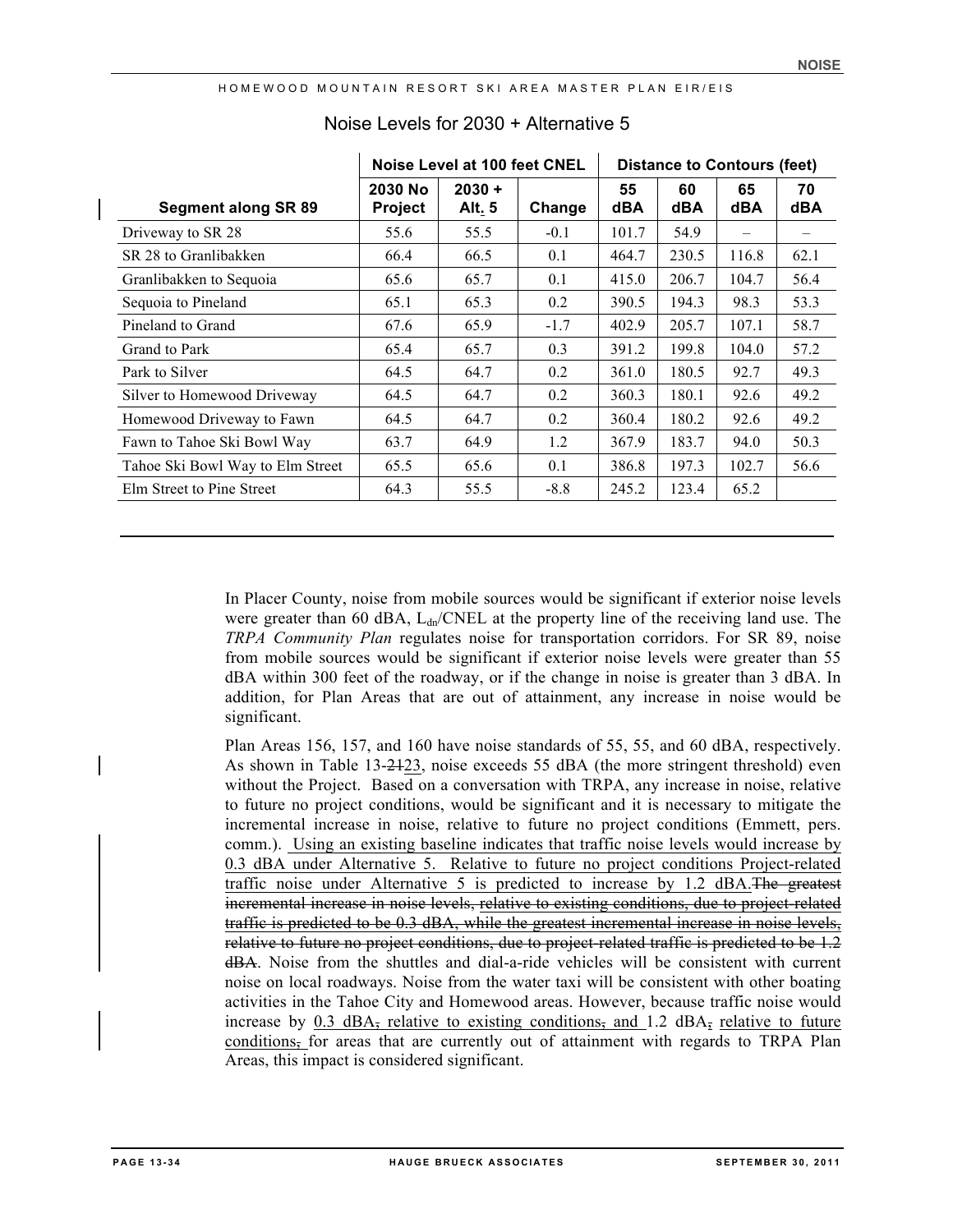Noise Levels for 2030 + Alternative 5

| Segment along SR 89 | Noise Level at 100 feet CNEL | | | Distance to Contours (feet) | | | |
|---|---|---|---|---|---|---|---|
| | 2030 No Project | 2030 + Alt. 5 | Change | 55 dBA | 60 dBA | 65 dBA | 70 dBA |
| Driveway to SR 28 | 55.6 | 55.5 | -0.1 | 101.7 | 54.9 | – | – |
| SR 28 to Granlibakken | 66.4 | 66.5 | 0.1 | 464.7 | 230.5 | 116.8 | 62.1 |
| Granlibakken to Sequoia | 65.6 | 65.7 | 0.1 | 415.0 | 206.7 | 104.7 | 56.4 |
| Sequoia to Pineland | 65.1 | 65.3 | 0.2 | 390.5 | 194.3 | 98.3 | 53.3 |
| Pineland to Grand | 67.6 | 65.9 | -1.7 | 402.9 | 205.7 | 107.1 | 58.7 |
| Grand to Park | 65.4 | 65.7 | 0.3 | 391.2 | 199.8 | 104.0 | 57.2 |
| Park to Silver | 64.5 | 64.7 | 0.2 | 361.0 | 180.5 | 92.7 | 49.3 |
| Silver to Homewood Driveway | 64.5 | 64.7 | 0.2 | 360.3 | 180.1 | 92.6 | 49.2 |
| Homewood Driveway to Fawn | 64.5 | 64.7 | 0.2 | 360.4 | 180.2 | 92.6 | 49.2 |
| Fawn to Tahoe Ski Bowl Way | 63.7 | 64.9 | 1.2 | 367.9 | 183.7 | 94.0 | 50.3 |
| Tahoe Ski Bowl Way to Elm Street | 65.5 | 65.6 | 0.1 | 386.8 | 197.3 | 102.7 | 56.6 |
| Elm Street to Pine Street | 64.3 | 55.5 | -8.8 | 245.2 | 123.4 | 65.2 | |

In Placer County, noise from mobile sources would be significant if exterior noise levels were greater than 60 dBA, $L_{dn}$/CNEL at the property line of the receiving land use. The *TRPA Community Plan* regulates noise for transportation corridors. For SR 89, noise from mobile sources would be significant if exterior noise levels were greater than 55 dBA within 300 feet of the roadway, or if the change in noise is greater than 3 dBA. In addition, for Plan Areas that are out of attainment, any increase in noise would be significant.

Plan Areas 156, 157, and 160 have noise standards of 55, 55, and 60 dBA, respectively. As shown in Table 13-~~21~~23, noise exceeds 55 dBA (the more stringent threshold) even without the Project. Based on a conversation with TRPA, any increase in noise, relative to future no project conditions, would be significant and it is necessary to mitigate the incremental increase in noise, relative to future no project conditions (Emmett, pers. comm.). Using an existing baseline indicates that traffic noise levels would increase by 0.3 dBA under Alternative 5. Relative to future no project conditions Project-related traffic noise under Alternative 5 is predicted to increase by 1.2 dBA.~~The greatest incremental increase in noise levels, relative to existing conditions, due to project-related traffic is predicted to be 0.3 dBA, while the greatest incremental increase in noise levels, relative to future no project conditions, due to project-related traffic is predicted to be 1.2 dBA~~. Noise from the shuttles and dial-a-ride vehicles will be consistent with current noise on local roadways. Noise from the water taxi will be consistent with other boating activities in the Tahoe City and Homewood areas. However, because traffic noise would increase by 0.3 dBA~~,~~ relative to existing conditions~~,~~ and 1.2 dBA~~,~~ relative to future conditions~~,~~ for areas that are currently out of attainment with regards to TRPA Plan Areas, this impact is considered significant.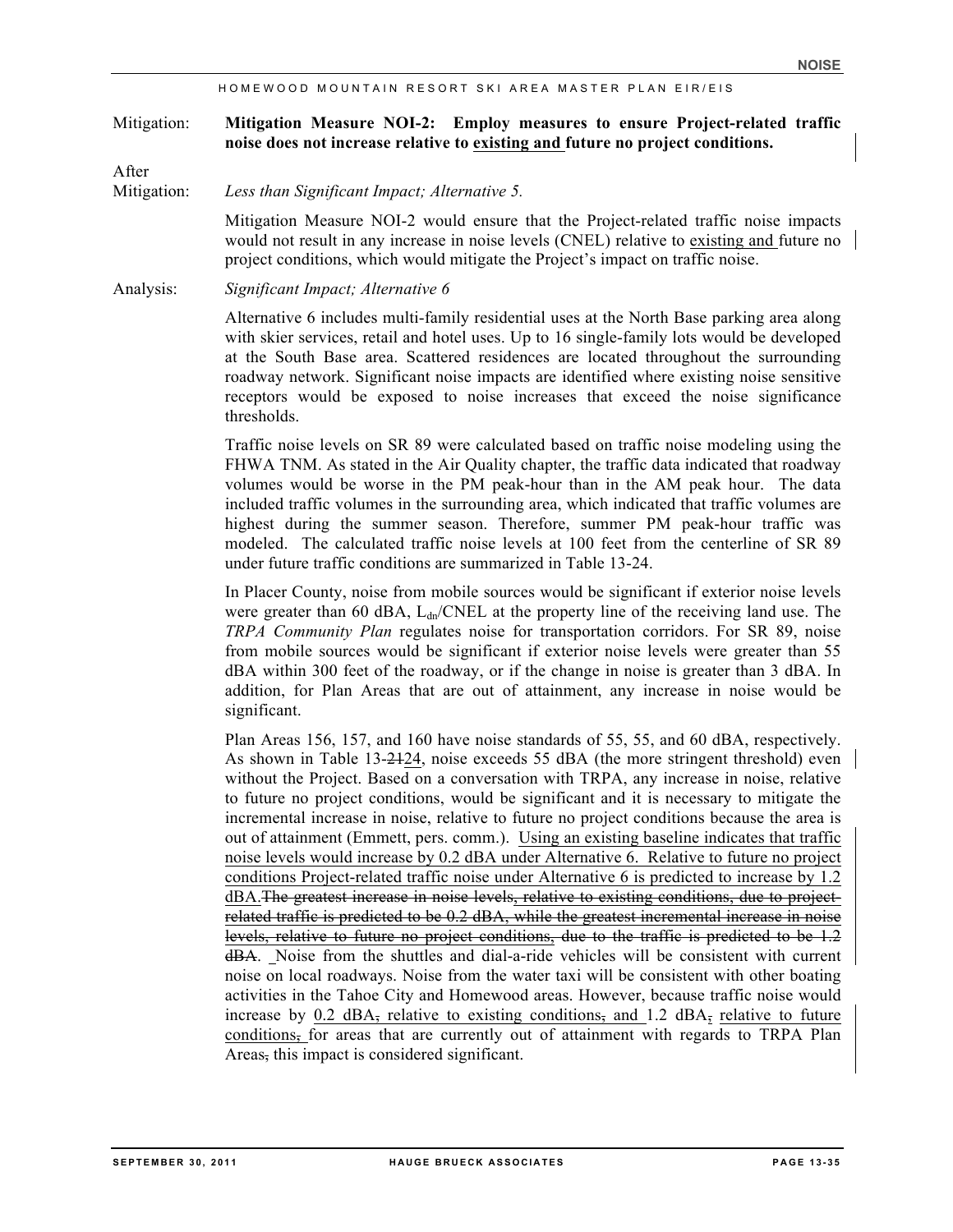Mitigation: **Mitigation Measure NOI-2: Employ measures to ensure Project-related traffic noise does not increase relative to existing and future no project conditions.**

After Mitigation: *Less than Significant Impact; Alternative 5.*

Mitigation Measure NOI-2 would ensure that the Project-related traffic noise impacts would not result in any increase in noise levels (CNEL) relative to existing and future no project conditions, which would mitigate the Project's impact on traffic noise.

Analysis: *Significant Impact; Alternative 6*

Alternative 6 includes multi-family residential uses at the North Base parking area along with skier services, retail and hotel uses. Up to 16 single-family lots would be developed at the South Base area. Scattered residences are located throughout the surrounding roadway network. Significant noise impacts are identified where existing noise sensitive receptors would be exposed to noise increases that exceed the noise significance thresholds.

Traffic noise levels on SR 89 were calculated based on traffic noise modeling using the FHWA TNM. As stated in the Air Quality chapter, the traffic data indicated that roadway volumes would be worse in the PM peak-hour than in the AM peak hour. The data included traffic volumes in the surrounding area, which indicated that traffic volumes are highest during the summer season. Therefore, summer PM peak-hour traffic was modeled. The calculated traffic noise levels at 100 feet from the centerline of SR 89 under future traffic conditions are summarized in Table 13-24.

In Placer County, noise from mobile sources would be significant if exterior noise levels were greater than 60 dBA, $L_{dn}$/CNEL at the property line of the receiving land use. The *TRPA Community Plan* regulates noise for transportation corridors. For SR 89, noise from mobile sources would be significant if exterior noise levels were greater than 55 dBA within 300 feet of the roadway, or if the change in noise is greater than 3 dBA. In addition, for Plan Areas that are out of attainment, any increase in noise would be significant.

Plan Areas 156, 157, and 160 have noise standards of 55, 55, and 60 dBA, respectively. As shown in Table 13-~~21~~24, noise exceeds 55 dBA (the more stringent threshold) even without the Project. Based on a conversation with TRPA, any increase in noise, relative to future no project conditions, would be significant and it is necessary to mitigate the incremental increase in noise, relative to future no project conditions because the area is out of attainment (Emmett, pers. comm.). Using an existing baseline indicates that traffic noise levels would increase by 0.2 dBA under Alternative 6. Relative to future no project conditions Project-related traffic noise under Alternative 6 is predicted to increase by 1.2 dBA.~~The greatest increase in noise levels, relative to existing conditions, due to project-related traffic is predicted to be 0.2 dBA, while the greatest incremental increase in noise levels, relative to future no project conditions, due to the traffic is predicted to be 1.2 dBA~~. Noise from the shuttles and dial-a-ride vehicles will be consistent with current noise on local roadways. Noise from the water taxi will be consistent with other boating activities in the Tahoe City and Homewood areas. However, because traffic noise would increase by 0.2 dBA~~,~~ relative to existing conditions~~,~~ and 1.2 dBA~~,~~ relative to future conditions~~,~~ for areas that are currently out of attainment with regards to TRPA Plan Areas~~,~~ this impact is considered significant.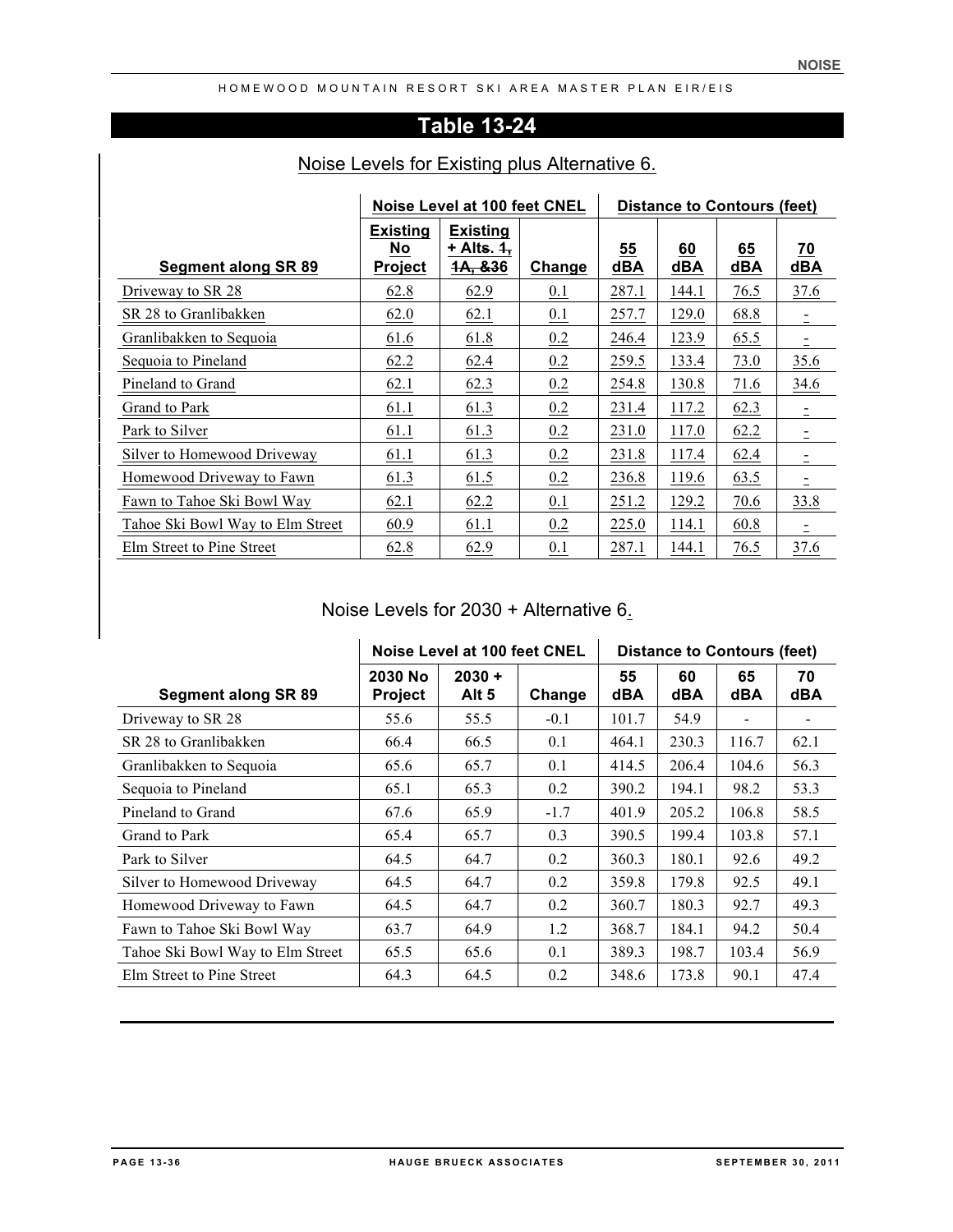## Table 13-24

Noise Levels for Existing plus Alternative 6.

| Segment along SR 89 | Noise Level at 100 feet CNEL | | | Distance to Contours (feet) | | | |
|---|---|---|---|---|---|---|---|
| | Existing No Project | Existing + Alts. ~~1, 1A, &36~~ | Change | 55 dBA | 60 dBA | 65 dBA | 70 dBA |
| Driveway to SR 28 | 62.8 | 62.9 | 0.1 | 287.1 | 144.1 | 76.5 | 37.6 |
| SR 28 to Granlibakken | 62.0 | 62.1 | 0.1 | 257.7 | 129.0 | 68.8 | - |
| Granlibakken to Sequoia | 61.6 | 61.8 | 0.2 | 246.4 | 123.9 | 65.5 | - |
| Sequoia to Pineland | 62.2 | 62.4 | 0.2 | 259.5 | 133.4 | 73.0 | 35.6 |
| Pineland to Grand | 62.1 | 62.3 | 0.2 | 254.8 | 130.8 | 71.6 | 34.6 |
| Grand to Park | 61.1 | 61.3 | 0.2 | 231.4 | 117.2 | 62.3 | - |
| Park to Silver | 61.1 | 61.3 | 0.2 | 231.0 | 117.0 | 62.2 | - |
| Silver to Homewood Driveway | 61.1 | 61.3 | 0.2 | 231.8 | 117.4 | 62.4 | - |
| Homewood Driveway to Fawn | 61.3 | 61.5 | 0.2 | 236.8 | 119.6 | 63.5 | - |
| Fawn to Tahoe Ski Bowl Way | 62.1 | 62.2 | 0.1 | 251.2 | 129.2 | 70.6 | 33.8 |
| Tahoe Ski Bowl Way to Elm Street | 60.9 | 61.1 | 0.2 | 225.0 | 114.1 | 60.8 | - |
| Elm Street to Pine Street | 62.8 | 62.9 | 0.1 | 287.1 | 144.1 | 76.5 | 37.6 |

Noise Levels for 2030 + Alternative 6.

| Segment along SR 89 | Noise Level at 100 feet CNEL | | | Distance to Contours (feet) | | | |
|---|---|---|---|---|---|---|---|
| | 2030 No Project | 2030 + Alt 5 | Change | 55 dBA | 60 dBA | 65 dBA | 70 dBA |
| Driveway to SR 28 | 55.6 | 55.5 | -0.1 | 101.7 | 54.9 | - | - |
| SR 28 to Granlibakken | 66.4 | 66.5 | 0.1 | 464.1 | 230.3 | 116.7 | 62.1 |
| Granlibakken to Sequoia | 65.6 | 65.7 | 0.1 | 414.5 | 206.4 | 104.6 | 56.3 |
| Sequoia to Pineland | 65.1 | 65.3 | 0.2 | 390.2 | 194.1 | 98.2 | 53.3 |
| Pineland to Grand | 67.6 | 65.9 | -1.7 | 401.9 | 205.2 | 106.8 | 58.5 |
| Grand to Park | 65.4 | 65.7 | 0.3 | 390.5 | 199.4 | 103.8 | 57.1 |
| Park to Silver | 64.5 | 64.7 | 0.2 | 360.3 | 180.1 | 92.6 | 49.2 |
| Silver to Homewood Driveway | 64.5 | 64.7 | 0.2 | 359.8 | 179.8 | 92.5 | 49.1 |
| Homewood Driveway to Fawn | 64.5 | 64.7 | 0.2 | 360.7 | 180.3 | 92.7 | 49.3 |
| Fawn to Tahoe Ski Bowl Way | 63.7 | 64.9 | 1.2 | 368.7 | 184.1 | 94.2 | 50.4 |
| Tahoe Ski Bowl Way to Elm Street | 65.5 | 65.6 | 0.1 | 389.3 | 198.7 | 103.4 | 56.9 |
| Elm Street to Pine Street | 64.3 | 64.5 | 0.2 | 348.6 | 173.8 | 90.1 | 47.4 |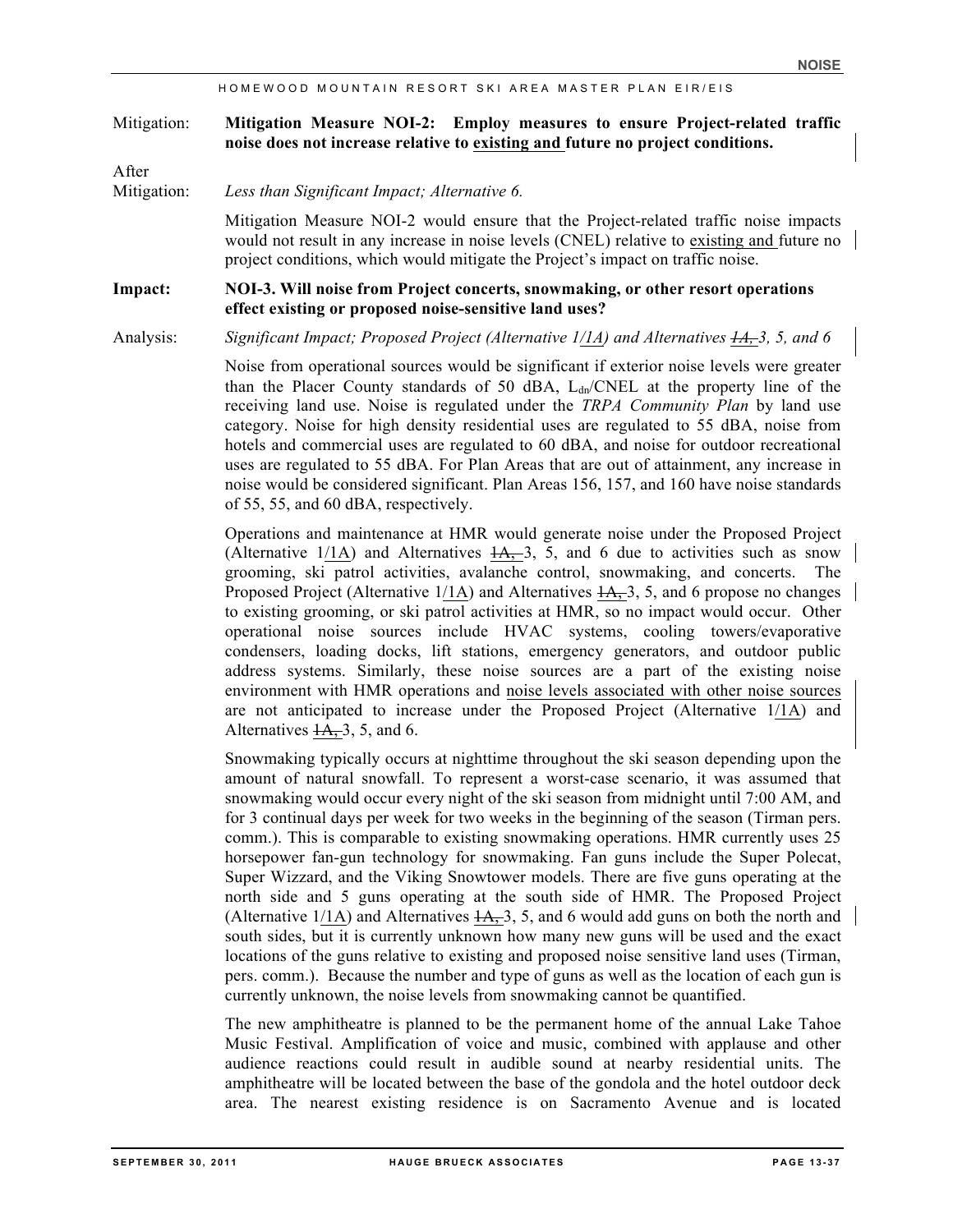Mitigation: **Mitigation Measure NOI-2: Employ measures to ensure Project-related traffic noise does not increase relative to existing and future no project conditions.**

After Mitigation: *Less than Significant Impact; Alternative 6.*

Mitigation Measure NOI-2 would ensure that the Project-related traffic noise impacts would not result in any increase in noise levels (CNEL) relative to existing and future no project conditions, which would mitigate the Project's impact on traffic noise.

**Impact: NOI-3. Will noise from Project concerts, snowmaking, or other resort operations effect existing or proposed noise-sensitive land uses?**

Analysis: *Significant Impact; Proposed Project (Alternative 1/1A) and Alternatives ~~1A,~~ 3, 5, and 6*

Noise from operational sources would be significant if exterior noise levels were greater than the Placer County standards of 50 dBA, $L_{dn}$/CNEL at the property line of the receiving land use. Noise is regulated under the *TRPA Community Plan* by land use category. Noise for high density residential uses are regulated to 55 dBA, noise from hotels and commercial uses are regulated to 60 dBA, and noise for outdoor recreational uses are regulated to 55 dBA. For Plan Areas that are out of attainment, any increase in noise would be considered significant. Plan Areas 156, 157, and 160 have noise standards of 55, 55, and 60 dBA, respectively.

Operations and maintenance at HMR would generate noise under the Proposed Project (Alternative 1/1A) and Alternatives ~~1A,~~ 3, 5, and 6 due to activities such as snow grooming, ski patrol activities, avalanche control, snowmaking, and concerts. The Proposed Project (Alternative 1/1A) and Alternatives ~~1A,~~ 3, 5, and 6 propose no changes to existing grooming, or ski patrol activities at HMR, so no impact would occur. Other operational noise sources include HVAC systems, cooling towers/evaporative condensers, loading docks, lift stations, emergency generators, and outdoor public address systems. Similarly, these noise sources are a part of the existing noise environment with HMR operations and noise levels associated with other noise sources are not anticipated to increase under the Proposed Project (Alternative 1/1A) and Alternatives ~~1A,~~ 3, 5, and 6.

Snowmaking typically occurs at nighttime throughout the ski season depending upon the amount of natural snowfall. To represent a worst-case scenario, it was assumed that snowmaking would occur every night of the ski season from midnight until 7:00 AM, and for 3 continual days per week for two weeks in the beginning of the season (Tirman pers. comm.). This is comparable to existing snowmaking operations. HMR currently uses 25 horsepower fan-gun technology for snowmaking. Fan guns include the Super Polecat, Super Wizzard, and the Viking Snowtower models. There are five guns operating at the north side and 5 guns operating at the south side of HMR. The Proposed Project (Alternative 1/1A) and Alternatives ~~1A,~~ 3, 5, and 6 would add guns on both the north and south sides, but it is currently unknown how many new guns will be used and the exact locations of the guns relative to existing and proposed noise sensitive land uses (Tirman, pers. comm.). Because the number and type of guns as well as the location of each gun is currently unknown, the noise levels from snowmaking cannot be quantified.

The new amphitheatre is planned to be the permanent home of the annual Lake Tahoe Music Festival. Amplification of voice and music, combined with applause and other audience reactions could result in audible sound at nearby residential units. The amphitheatre will be located between the base of the gondola and the hotel outdoor deck area. The nearest existing residence is on Sacramento Avenue and is located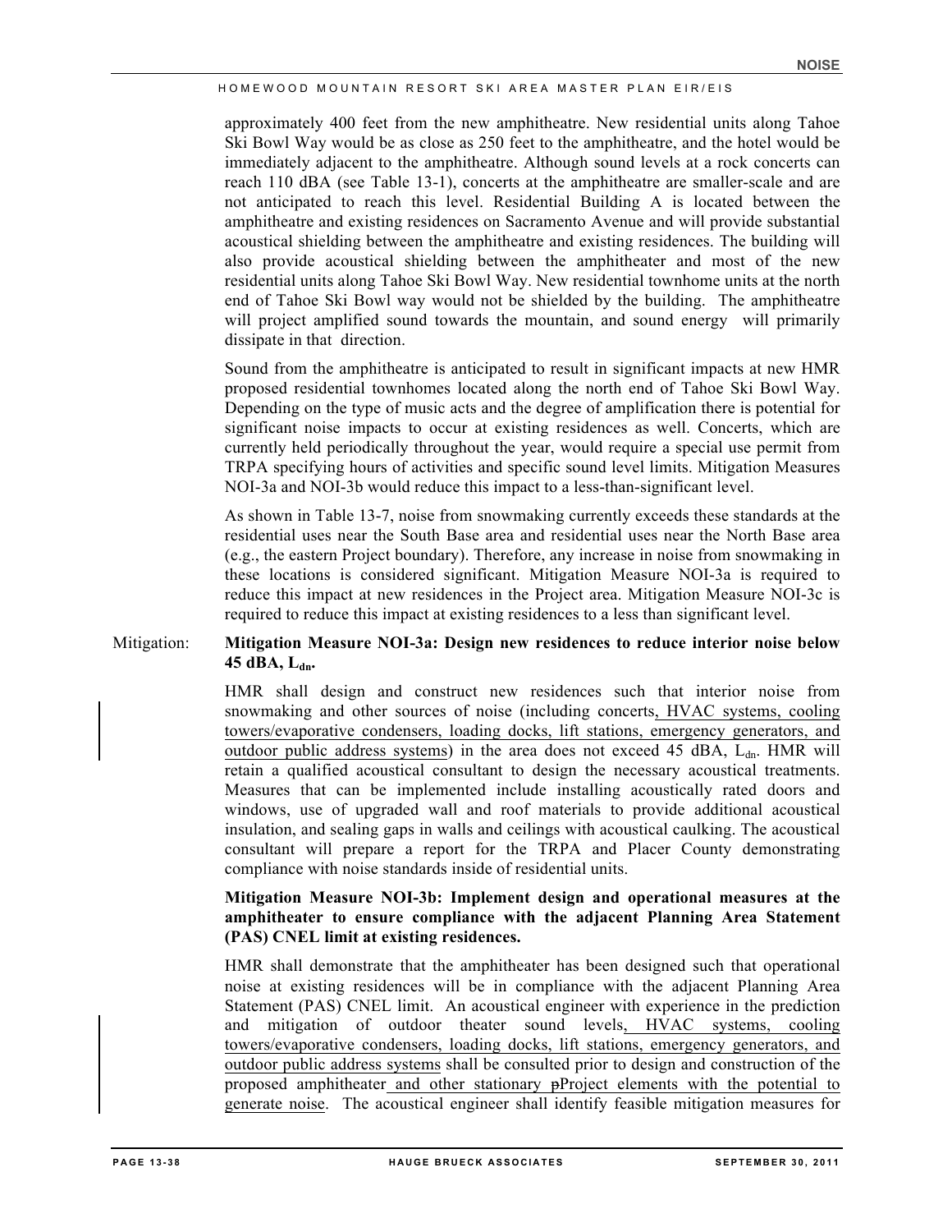approximately 400 feet from the new amphitheatre. New residential units along Tahoe Ski Bowl Way would be as close as 250 feet to the amphitheatre, and the hotel would be immediately adjacent to the amphitheatre. Although sound levels at a rock concerts can reach 110 dBA (see Table 13-1), concerts at the amphitheatre are smaller-scale and are not anticipated to reach this level. Residential Building A is located between the amphitheatre and existing residences on Sacramento Avenue and will provide substantial acoustical shielding between the amphitheatre and existing residences. The building will also provide acoustical shielding between the amphitheater and most of the new residential units along Tahoe Ski Bowl Way. New residential townhome units at the north end of Tahoe Ski Bowl way would not be shielded by the building. The amphitheatre will project amplified sound towards the mountain, and sound energy will primarily dissipate in that direction.

Sound from the amphitheatre is anticipated to result in significant impacts at new HMR proposed residential townhomes located along the north end of Tahoe Ski Bowl Way. Depending on the type of music acts and the degree of amplification there is potential for significant noise impacts to occur at existing residences as well. Concerts, which are currently held periodically throughout the year, would require a special use permit from TRPA specifying hours of activities and specific sound level limits. Mitigation Measures NOI-3a and NOI-3b would reduce this impact to a less-than-significant level.

As shown in Table 13-7, noise from snowmaking currently exceeds these standards at the residential uses near the South Base area and residential uses near the North Base area (e.g., the eastern Project boundary). Therefore, any increase in noise from snowmaking in these locations is considered significant. Mitigation Measure NOI-3a is required to reduce this impact at new residences in the Project area. Mitigation Measure NOI-3c is required to reduce this impact at existing residences to a less than significant level.

Mitigation: **Mitigation Measure NOI-3a: Design new residences to reduce interior noise below 45 dBA, $L_{dn}$.**

HMR shall design and construct new residences such that interior noise from snowmaking and other sources of noise (including concerts, HVAC systems, cooling towers/evaporative condensers, loading docks, lift stations, emergency generators, and outdoor public address systems) in the area does not exceed 45 dBA, $L_{dn}$. HMR will retain a qualified acoustical consultant to design the necessary acoustical treatments. Measures that can be implemented include installing acoustically rated doors and windows, use of upgraded wall and roof materials to provide additional acoustical insulation, and sealing gaps in walls and ceilings with acoustical caulking. The acoustical consultant will prepare a report for the TRPA and Placer County demonstrating compliance with noise standards inside of residential units.

**Mitigation Measure NOI-3b: Implement design and operational measures at the amphitheater to ensure compliance with the adjacent Planning Area Statement (PAS) CNEL limit at existing residences.**

HMR shall demonstrate that the amphitheater has been designed such that operational noise at existing residences will be in compliance with the adjacent Planning Area Statement (PAS) CNEL limit. An acoustical engineer with experience in the prediction and mitigation of outdoor theater sound levels, HVAC systems, cooling towers/evaporative condensers, loading docks, lift stations, emergency generators, and outdoor public address systems shall be consulted prior to design and construction of the proposed amphitheater and other stationary ~~p~~Project elements with the potential to generate noise. The acoustical engineer shall identify feasible mitigation measures for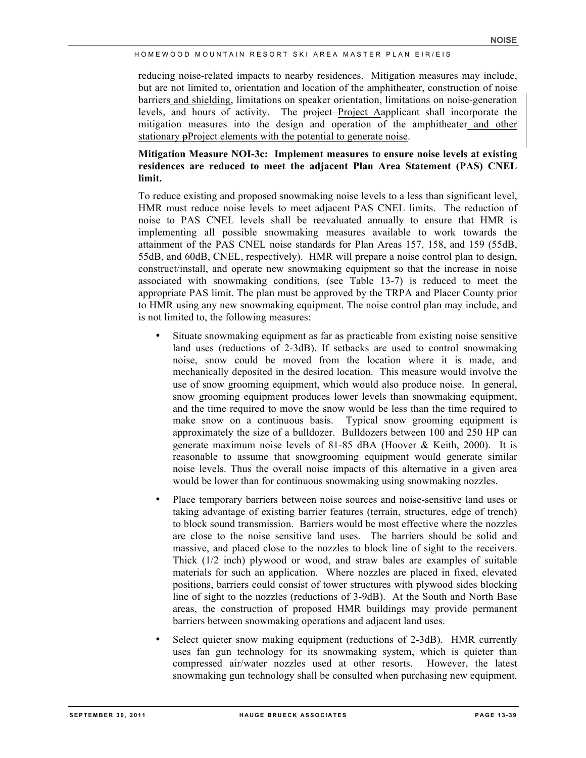reducing noise-related impacts to nearby residences. Mitigation measures may include, but are not limited to, orientation and location of the amphitheater, construction of noise barriers and shielding, limitations on speaker orientation, limitations on noise-generation levels, and hours of activity. The ~~project~~ Project Aapplicant shall incorporate the mitigation measures into the design and operation of the amphitheater and other stationary ~~p~~Project elements with the potential to generate noise.

**Mitigation Measure NOI-3c: Implement measures to ensure noise levels at existing residences are reduced to meet the adjacent Plan Area Statement (PAS) CNEL limit.**

To reduce existing and proposed snowmaking noise levels to a less than significant level, HMR must reduce noise levels to meet adjacent PAS CNEL limits. The reduction of noise to PAS CNEL levels shall be reevaluated annually to ensure that HMR is implementing all possible snowmaking measures available to work towards the attainment of the PAS CNEL noise standards for Plan Areas 157, 158, and 159 (55dB, 55dB, and 60dB, CNEL, respectively). HMR will prepare a noise control plan to design, construct/install, and operate new snowmaking equipment so that the increase in noise associated with snowmaking conditions, (see Table 13-7) is reduced to meet the appropriate PAS limit. The plan must be approved by the TRPA and Placer County prior to HMR using any new snowmaking equipment. The noise control plan may include, and is not limited to, the following measures:

- Situate snowmaking equipment as far as practicable from existing noise sensitive land uses (reductions of 2-3dB). If setbacks are used to control snowmaking noise, snow could be moved from the location where it is made, and mechanically deposited in the desired location. This measure would involve the use of snow grooming equipment, which would also produce noise. In general, snow grooming equipment produces lower levels than snowmaking equipment, and the time required to move the snow would be less than the time required to make snow on a continuous basis. Typical snow grooming equipment is approximately the size of a bulldozer. Bulldozers between 100 and 250 HP can generate maximum noise levels of 81-85 dBA (Hoover & Keith, 2000). It is reasonable to assume that snowgrooming equipment would generate similar noise levels. Thus the overall noise impacts of this alternative in a given area would be lower than for continuous snowmaking using snowmaking nozzles.
- Place temporary barriers between noise sources and noise-sensitive land uses or taking advantage of existing barrier features (terrain, structures, edge of trench) to block sound transmission. Barriers would be most effective where the nozzles are close to the noise sensitive land uses. The barriers should be solid and massive, and placed close to the nozzles to block line of sight to the receivers. Thick (1/2 inch) plywood or wood, and straw bales are examples of suitable materials for such an application. Where nozzles are placed in fixed, elevated positions, barriers could consist of tower structures with plywood sides blocking line of sight to the nozzles (reductions of 3-9dB). At the South and North Base areas, the construction of proposed HMR buildings may provide permanent barriers between snowmaking operations and adjacent land uses.
- Select quieter snow making equipment (reductions of 2-3dB). HMR currently uses fan gun technology for its snowmaking system, which is quieter than compressed air/water nozzles used at other resorts. However, the latest snowmaking gun technology shall be consulted when purchasing new equipment.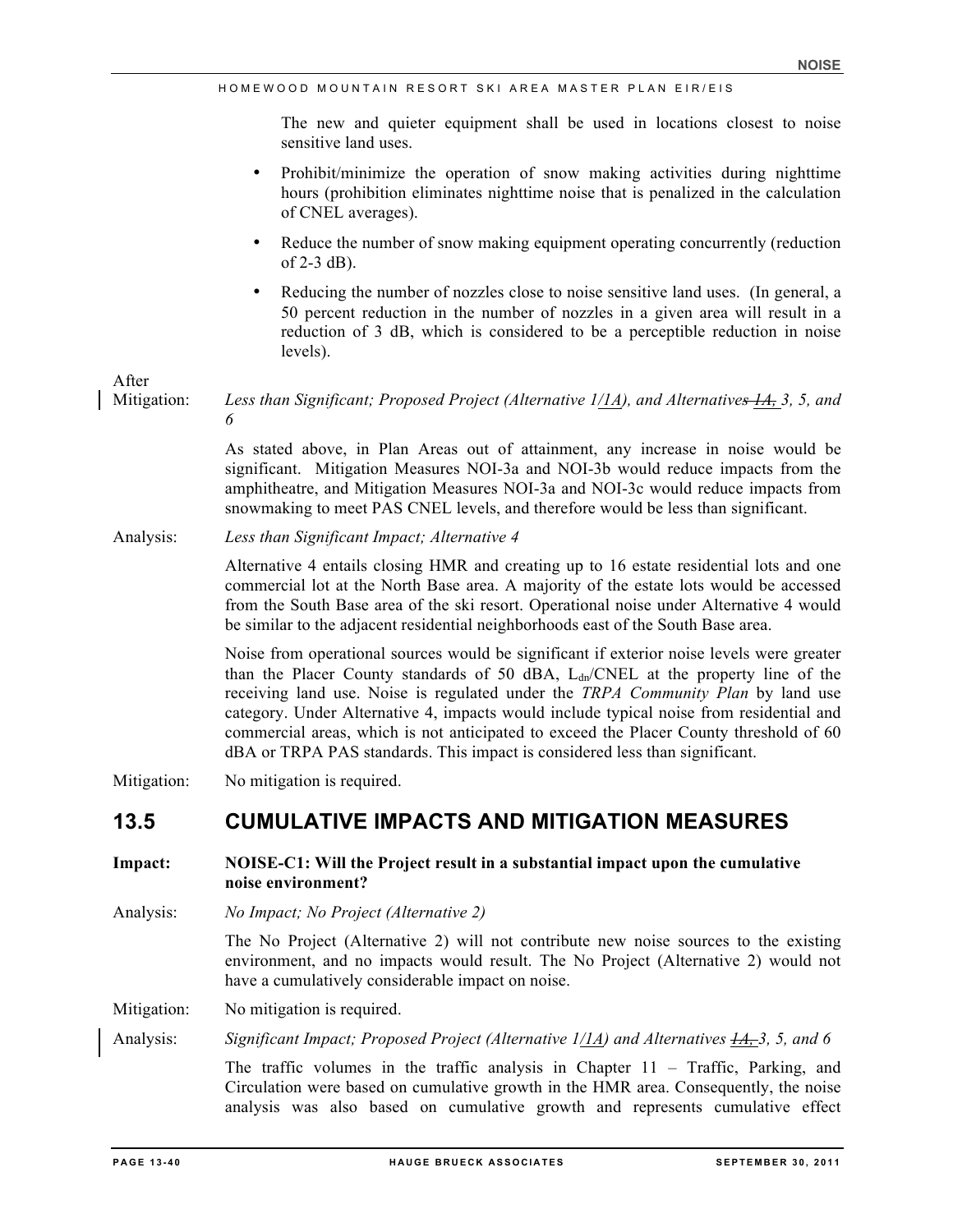The new and quieter equipment shall be used in locations closest to noise sensitive land uses.

- Prohibit/minimize the operation of snow making activities during nighttime hours (prohibition eliminates nighttime noise that is penalized in the calculation of CNEL averages).
- Reduce the number of snow making equipment operating concurrently (reduction of 2-3 dB).
- Reducing the number of nozzles close to noise sensitive land uses. (In general, a 50 percent reduction in the number of nozzles in a given area will result in a reduction of 3 dB, which is considered to be a perceptible reduction in noise levels).

After Mitigation: *Less than Significant; Proposed Project (Alternative 1/1A), and Alternatives ~~1A,~~ 3, 5, and 6*

As stated above, in Plan Areas out of attainment, any increase in noise would be significant. Mitigation Measures NOI-3a and NOI-3b would reduce impacts from the amphitheatre, and Mitigation Measures NOI-3a and NOI-3c would reduce impacts from snowmaking to meet PAS CNEL levels, and therefore would be less than significant.

Analysis: *Less than Significant Impact; Alternative 4*

Alternative 4 entails closing HMR and creating up to 16 estate residential lots and one commercial lot at the North Base area. A majority of the estate lots would be accessed from the South Base area of the ski resort. Operational noise under Alternative 4 would be similar to the adjacent residential neighborhoods east of the South Base area.

Noise from operational sources would be significant if exterior noise levels were greater than the Placer County standards of 50 dBA, $L_{dn}$/CNEL at the property line of the receiving land use. Noise is regulated under the *TRPA Community Plan* by land use category. Under Alternative 4, impacts would include typical noise from residential and commercial areas, which is not anticipated to exceed the Placer County threshold of 60 dBA or TRPA PAS standards. This impact is considered less than significant.

Mitigation: No mitigation is required.

## 13.5 CUMULATIVE IMPACTS AND MITIGATION MEASURES

**Impact: NOISE-C1: Will the Project result in a substantial impact upon the cumulative noise environment?**

Analysis: *No Impact; No Project (Alternative 2)*

The No Project (Alternative 2) will not contribute new noise sources to the existing environment, and no impacts would result. The No Project (Alternative 2) would not have a cumulatively considerable impact on noise.

Mitigation: No mitigation is required.

Analysis: *Significant Impact; Proposed Project (Alternative 1/1A) and Alternatives ~~1A,~~ 3, 5, and 6*

The traffic volumes in the traffic analysis in Chapter 11 – Traffic, Parking, and Circulation were based on cumulative growth in the HMR area. Consequently, the noise analysis was also based on cumulative growth and represents cumulative effect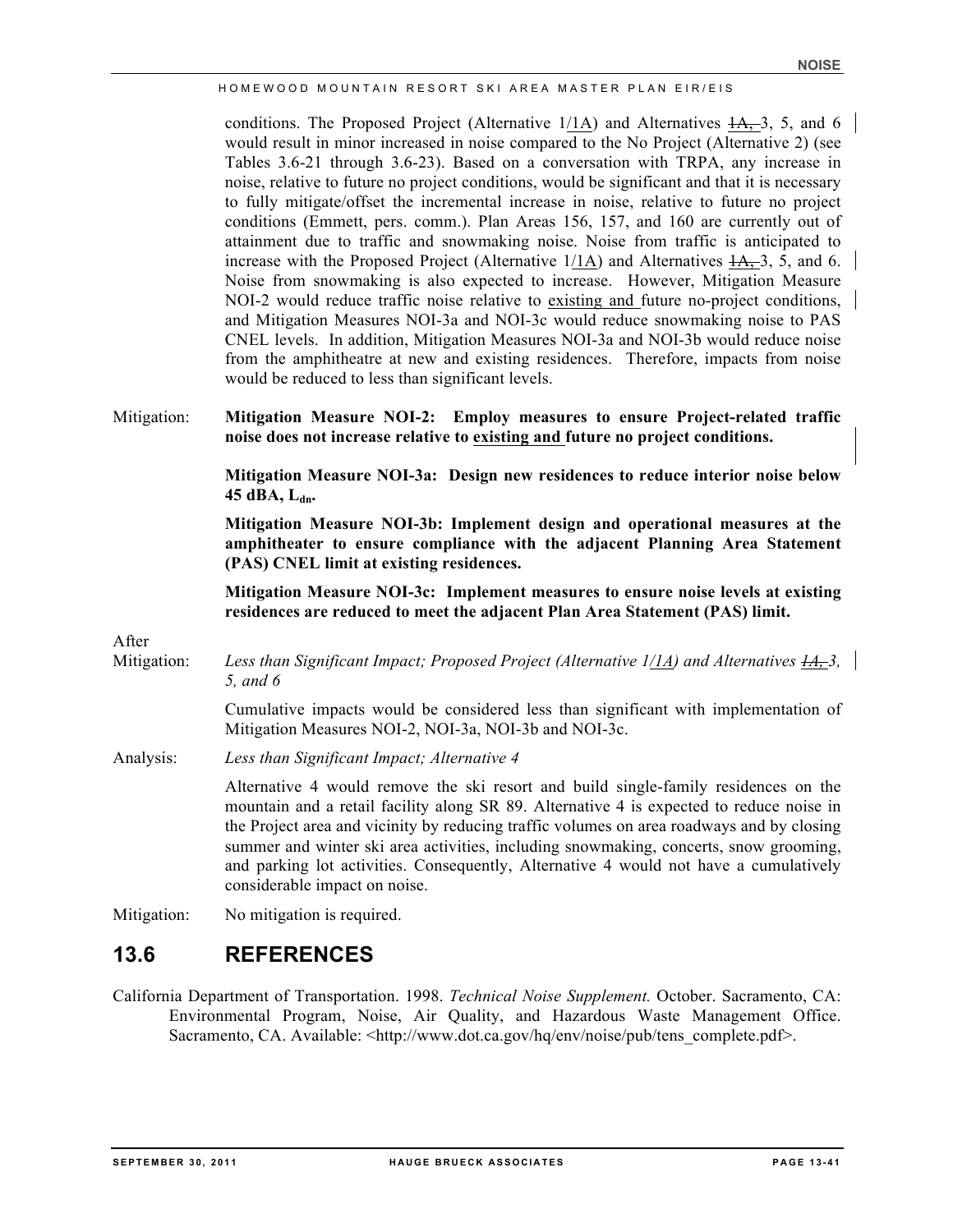conditions. The Proposed Project (Alternative 1/1A) and Alternatives ~~1A,~~ 3, 5, and 6 would result in minor increased in noise compared to the No Project (Alternative 2) (see Tables 3.6-21 through 3.6-23). Based on a conversation with TRPA, any increase in noise, relative to future no project conditions, would be significant and that it is necessary to fully mitigate/offset the incremental increase in noise, relative to future no project conditions (Emmett, pers. comm.). Plan Areas 156, 157, and 160 are currently out of attainment due to traffic and snowmaking noise. Noise from traffic is anticipated to increase with the Proposed Project (Alternative 1/1A) and Alternatives ~~1A,~~ 3, 5, and 6. Noise from snowmaking is also expected to increase. However, Mitigation Measure NOI-2 would reduce traffic noise relative to existing and future no-project conditions, and Mitigation Measures NOI-3a and NOI-3c would reduce snowmaking noise to PAS CNEL levels. In addition, Mitigation Measures NOI-3a and NOI-3b would reduce noise from the amphitheatre at new and existing residences. Therefore, impacts from noise would be reduced to less than significant levels.

Mitigation: **Mitigation Measure NOI-2: Employ measures to ensure Project-related traffic noise does not increase relative to existing and future no project conditions.**

**Mitigation Measure NOI-3a: Design new residences to reduce interior noise below 45 dBA, $L_{dn}$.**

**Mitigation Measure NOI-3b: Implement design and operational measures at the amphitheater to ensure compliance with the adjacent Planning Area Statement (PAS) CNEL limit at existing residences.**

**Mitigation Measure NOI-3c: Implement measures to ensure noise levels at existing residences are reduced to meet the adjacent Plan Area Statement (PAS) limit.**

After Mitigation: *Less than Significant Impact; Proposed Project (Alternative 1/1A) and Alternatives ~~1A,~~ 3, 5, and 6*

Cumulative impacts would be considered less than significant with implementation of Mitigation Measures NOI-2, NOI-3a, NOI-3b and NOI-3c.

Analysis: *Less than Significant Impact; Alternative 4*

Alternative 4 would remove the ski resort and build single-family residences on the mountain and a retail facility along SR 89. Alternative 4 is expected to reduce noise in the Project area and vicinity by reducing traffic volumes on area roadways and by closing summer and winter ski area activities, including snowmaking, concerts, snow grooming, and parking lot activities. Consequently, Alternative 4 would not have a cumulatively considerable impact on noise.

Mitigation: No mitigation is required.

## 13.6 REFERENCES

California Department of Transportation. 1998. *Technical Noise Supplement.* October. Sacramento, CA: Environmental Program, Noise, Air Quality, and Hazardous Waste Management Office. Sacramento, CA. Available: <http://www.dot.ca.gov/hq/env/noise/pub/tens_complete.pdf>.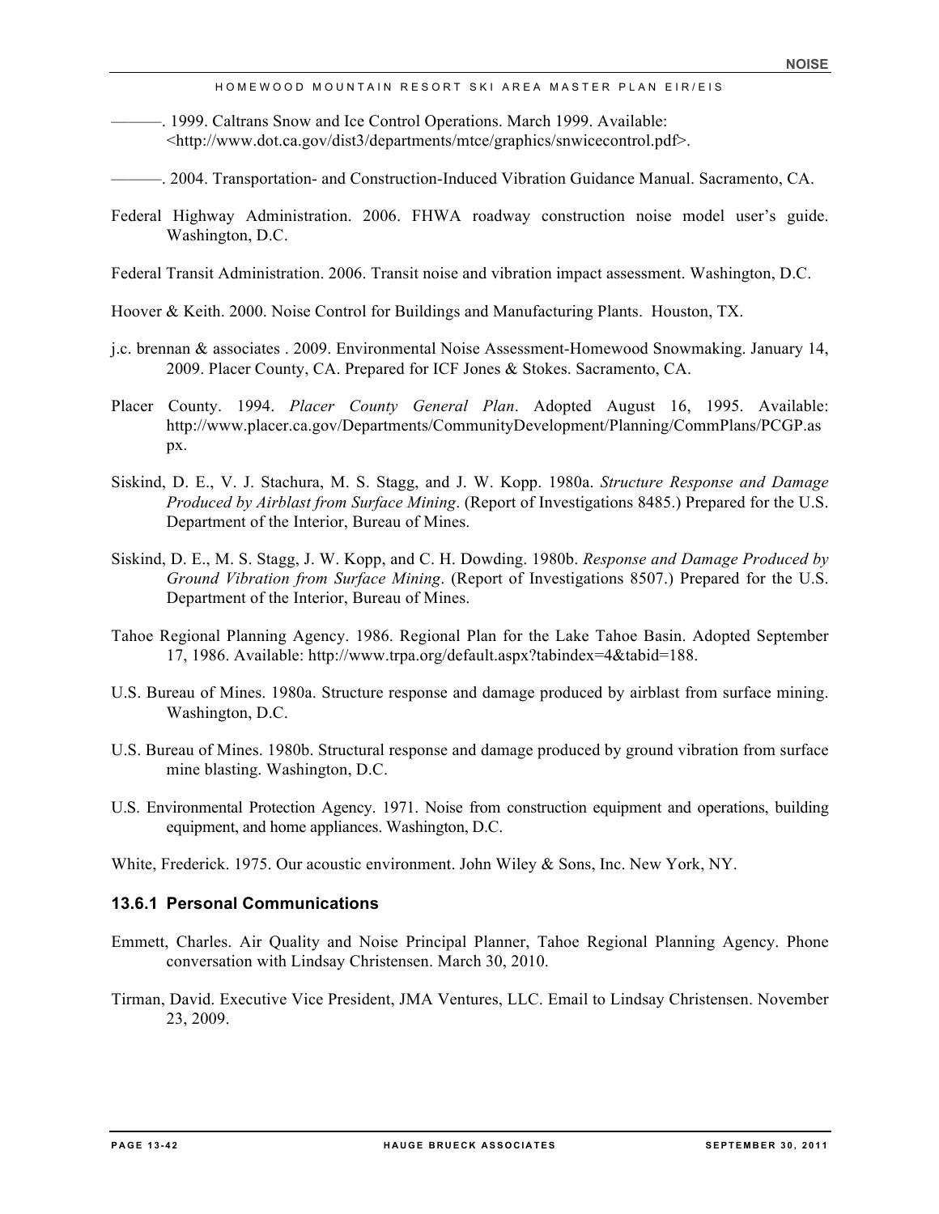———. 1999. Caltrans Snow and Ice Control Operations. March 1999. Available: <http://www.dot.ca.gov/dist3/departments/mtce/graphics/snwicecontrol.pdf>.

———. 2004. Transportation- and Construction-Induced Vibration Guidance Manual. Sacramento, CA.

Federal Highway Administration. 2006. FHWA roadway construction noise model user's guide. Washington, D.C.

Federal Transit Administration. 2006. Transit noise and vibration impact assessment. Washington, D.C.

Hoover & Keith. 2000. Noise Control for Buildings and Manufacturing Plants. Houston, TX.

j.c. brennan & associates . 2009. Environmental Noise Assessment-Homewood Snowmaking. January 14, 2009. Placer County, CA. Prepared for ICF Jones & Stokes. Sacramento, CA.

Placer County. 1994. *Placer County General Plan*. Adopted August 16, 1995. Available: http://www.placer.ca.gov/Departments/CommunityDevelopment/Planning/CommPlans/PCGP.aspx.

Siskind, D. E., V. J. Stachura, M. S. Stagg, and J. W. Kopp. 1980a. *Structure Response and Damage Produced by Airblast from Surface Mining*. (Report of Investigations 8485.) Prepared for the U.S. Department of the Interior, Bureau of Mines.

Siskind, D. E., M. S. Stagg, J. W. Kopp, and C. H. Dowding. 1980b. *Response and Damage Produced by Ground Vibration from Surface Mining*. (Report of Investigations 8507.) Prepared for the U.S. Department of the Interior, Bureau of Mines.

Tahoe Regional Planning Agency. 1986. Regional Plan for the Lake Tahoe Basin. Adopted September 17, 1986. Available: http://www.trpa.org/default.aspx?tabindex=4&tabid=188.

U.S. Bureau of Mines. 1980a. Structure response and damage produced by airblast from surface mining. Washington, D.C.

U.S. Bureau of Mines. 1980b. Structural response and damage produced by ground vibration from surface mine blasting. Washington, D.C.

U.S. Environmental Protection Agency. 1971. Noise from construction equipment and operations, building equipment, and home appliances. Washington, D.C.

White, Frederick. 1975. Our acoustic environment. John Wiley & Sons, Inc. New York, NY.

### 13.6.1 Personal Communications

Emmett, Charles. Air Quality and Noise Principal Planner, Tahoe Regional Planning Agency. Phone conversation with Lindsay Christensen. March 30, 2010.

Tirman, David. Executive Vice President, JMA Ventures, LLC. Email to Lindsay Christensen. November 23, 2009.